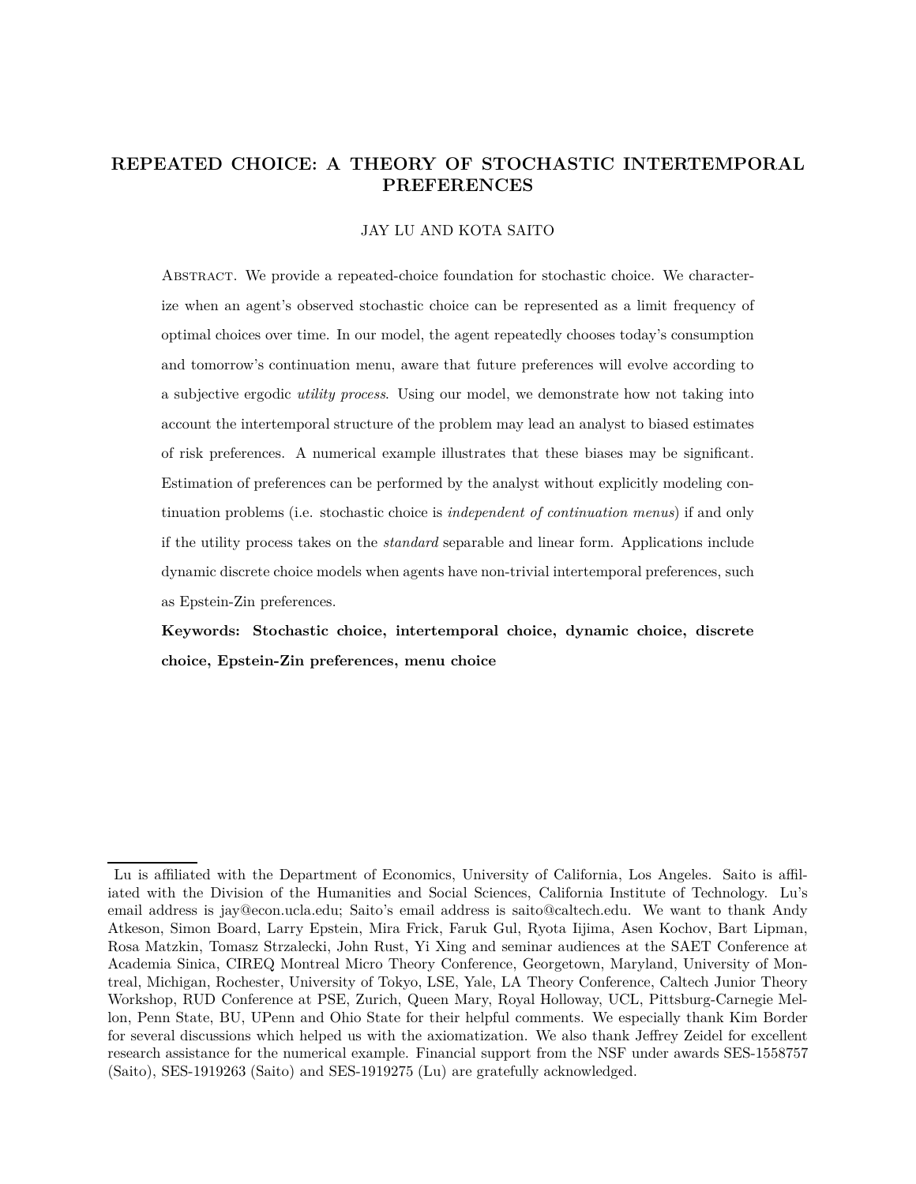# REPEATED CHOICE: A THEORY OF STOCHASTIC INTERTEMPORAL PREFERENCES

JAY LU AND KOTA SAITO

Abstract. We provide a repeated-choice foundation for stochastic choice. We characterize when an agent's observed stochastic choice can be represented as a limit frequency of optimal choices over time. In our model, the agent repeatedly chooses today's consumption and tomorrow's continuation menu, aware that future preferences will evolve according to a subjective ergodic *utility process*. Using our model, we demonstrate how not taking into account the intertemporal structure of the problem may lead an analyst to biased estimates of risk preferences. A numerical example illustrates that these biases may be significant. Estimation of preferences can be performed by the analyst without explicitly modeling continuation problems (i.e. stochastic choice is *independent of continuation menus*) if and only if the utility process takes on the *standard* separable and linear form. Applications include dynamic discrete choice models when agents have non-trivial intertemporal preferences, such as Epstein-Zin preferences.

**Keywords: Stochastic choice, intertemporal choice, dynamic choice, discrete choice, Epstein-Zin preferences, menu choice**

---

Lu is affiliated with the Department of Economics, University of California, Los Angeles. Saito is affiliated with the Division of the Humanities and Social Sciences, California Institute of Technology. Lu's email address is jay@econ.ucla.edu; Saito's email address is saito@caltech.edu. We want to thank Andy Atkeson, Simon Board, Larry Epstein, Mira Frick, Faruk Gul, Ryota Iijima, Asen Kochov, Bart Lipman, Rosa Matzkin, Tomasz Strzalecki, John Rust, Yi Xing and seminar audiences at the SAET Conference at Academia Sinica, CIREQ Montreal Micro Theory Conference, Georgetown, Maryland, University of Montreal, Michigan, Rochester, University of Tokyo, LSE, Yale, LA Theory Conference, Caltech Junior Theory Workshop, RUD Conference at PSE, Zurich, Queen Mary, Royal Holloway, UCL, Pittsburg-Carnegie Mellon, Penn State, BU, UPenn and Ohio State for their helpful comments. We especially thank Kim Border for several discussions which helped us with the axiomatization. We also thank Jeffrey Zeidel for excellent research assistance for the numerical example. Financial support from the NSF under awards SES-1558757 (Saito), SES-1919263 (Saito) and SES-1919275 (Lu) are gratefully acknowledged.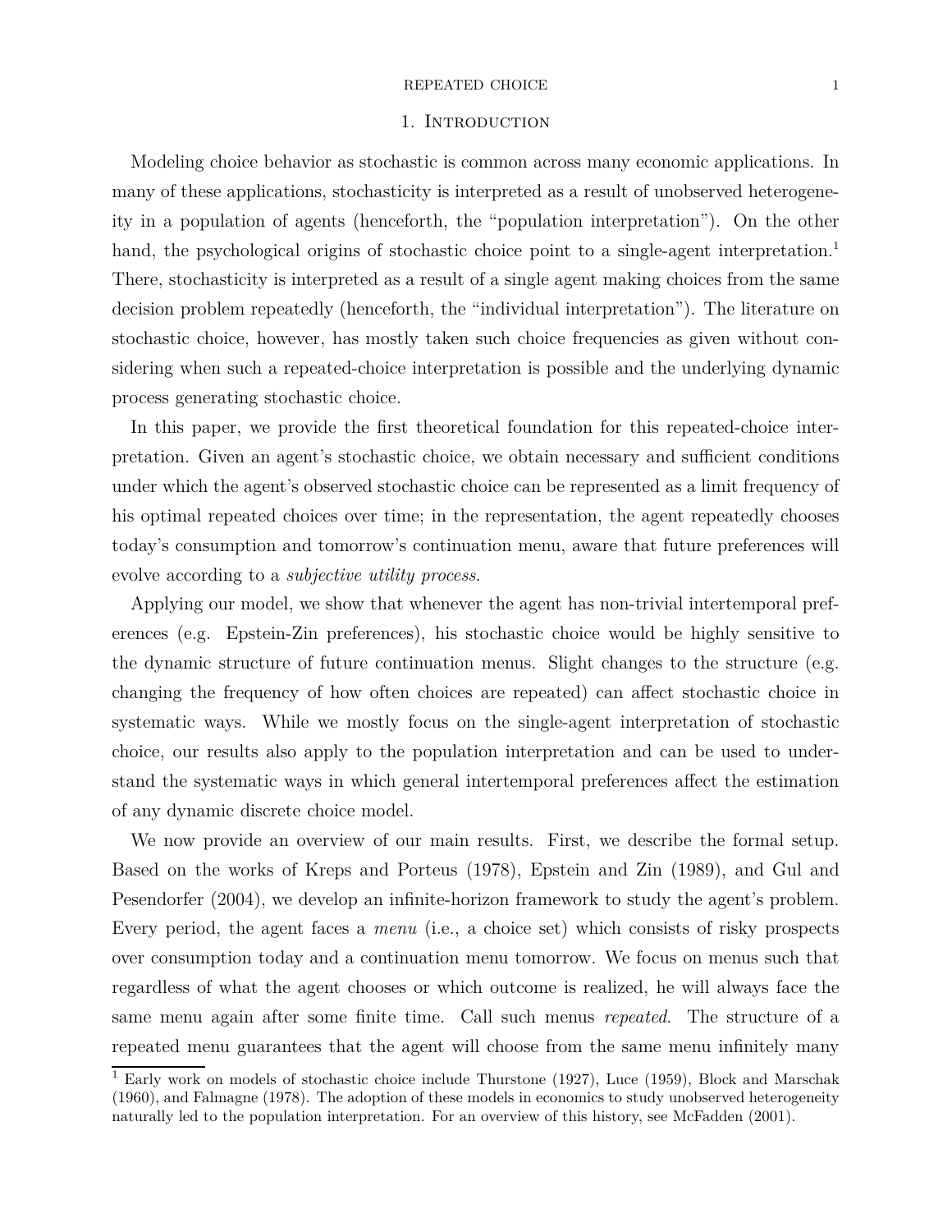# 1. Introduction

Modeling choice behavior as stochastic is common across many economic applications. In many of these applications, stochasticity is interpreted as a result of unobserved heterogeneity in a population of agents (henceforth, the "population interpretation"). On the other hand, the psychological origins of stochastic choice point to a single-agent interpretation.[1] There, stochasticity is interpreted as a result of a single agent making choices from the same decision problem repeatedly (henceforth, the "individual interpretation"). The literature on stochastic choice, however, has mostly taken such choice frequencies as given without considering when such a repeated-choice interpretation is possible and the underlying dynamic process generating stochastic choice.

In this paper, we provide the first theoretical foundation for this repeated-choice interpretation. Given an agent's stochastic choice, we obtain necessary and sufficient conditions under which the agent's observed stochastic choice can be represented as a limit frequency of his optimal repeated choices over time; in the representation, the agent repeatedly chooses today's consumption and tomorrow's continuation menu, aware that future preferences will evolve according to a *subjective utility process*.

Applying our model, we show that whenever the agent has non-trivial intertemporal preferences (e.g. Epstein-Zin preferences), his stochastic choice would be highly sensitive to the dynamic structure of future continuation menus. Slight changes to the structure (e.g. changing the frequency of how often choices are repeated) can affect stochastic choice in systematic ways. While we mostly focus on the single-agent interpretation of stochastic choice, our results also apply to the population interpretation and can be used to understand the systematic ways in which general intertemporal preferences affect the estimation of any dynamic discrete choice model.

We now provide an overview of our main results. First, we describe the formal setup. Based on the works of Kreps and Porteus (1978), Epstein and Zin (1989), and Gul and Pesendorfer (2004), we develop an infinite-horizon framework to study the agent's problem. Every period, the agent faces a *menu* (i.e., a choice set) which consists of risky prospects over consumption today and a continuation menu tomorrow. We focus on menus such that regardless of what the agent chooses or which outcome is realized, he will always face the same menu again after some finite time. Call such menus *repeated*. The structure of a repeated menu guarantees that the agent will choose from the same menu infinitely many

[1] Early work on models of stochastic choice include Thurstone (1927), Luce (1959), Block and Marschak (1960), and Falmagne (1978). The adoption of these models in economics to study unobserved heterogeneity naturally led to the population interpretation. For an overview of this history, see McFadden (2001).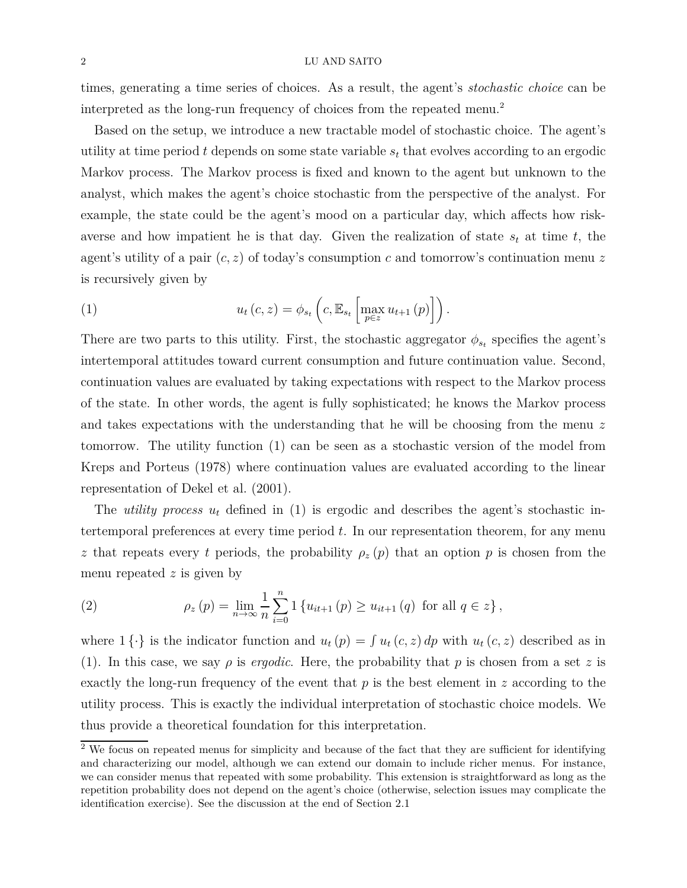times, generating a time series of choices. As a result, the agent's *stochastic choice* can be interpreted as the long-run frequency of choices from the repeated menu.[2]

Based on the setup, we introduce a new tractable model of stochastic choice. The agent's utility at time period $t$ depends on some state variable $s_t$ that evolves according to an ergodic Markov process. The Markov process is fixed and known to the agent but unknown to the analyst, which makes the agent's choice stochastic from the perspective of the analyst. For example, the state could be the agent's mood on a particular day, which affects how risk-averse and how impatient he is that day. Given the realization of state $s_t$ at time $t$, the agent's utility of a pair $(c, z)$ of today's consumption $c$ and tomorrow's continuation menu $z$ is recursively given by

$$u_t(c, z) = \phi_{s_t}\left(c, \mathbb{E}_{s_t}\left[\max_{p \in z} u_{t+1}(p)\right]\right). \tag{1}$$

There are two parts to this utility. First, the stochastic aggregator $\phi_{s_t}$ specifies the agent's intertemporal attitudes toward current consumption and future continuation value. Second, continuation values are evaluated by taking expectations with respect to the Markov process of the state. In other words, the agent is fully sophisticated; he knows the Markov process and takes expectations with the understanding that he will be choosing from the menu $z$ tomorrow. The utility function (1) can be seen as a stochastic version of the model from Kreps and Porteus (1978) where continuation values are evaluated according to the linear representation of Dekel et al. (2001).

The *utility process* $u_t$ defined in (1) is ergodic and describes the agent's stochastic intertemporal preferences at every time period $t$. In our representation theorem, for any menu $z$ that repeats every $t$ periods, the probability $\rho_z(p)$ that an option $p$ is chosen from the menu repeated $z$ is given by

$$\rho_z(p) = \lim_{n \to \infty} \frac{1}{n} \sum_{i=0}^{n} 1\left\{u_{it+1}(p) \geq u_{it+1}(q) \text{ for all } q \in z\right\}, \tag{2}$$

where $1\{\cdot\}$ is the indicator function and $u_t(p) = \int u_t(c, z)\, dp$ with $u_t(c, z)$ described as in (1). In this case, we say $\rho$ is *ergodic*. Here, the probability that $p$ is chosen from a set $z$ is exactly the long-run frequency of the event that $p$ is the best element in $z$ according to the utility process. This is exactly the individual interpretation of stochastic choice models. We thus provide a theoretical foundation for this interpretation.

[2] We focus on repeated menus for simplicity and because of the fact that they are sufficient for identifying and characterizing our model, although we can extend our domain to include richer menus. For instance, we can consider menus that repeated with some probability. This extension is straightforward as long as the repetition probability does not depend on the agent's choice (otherwise, selection issues may complicate the identification exercise). See the discussion at the end of Section 2.1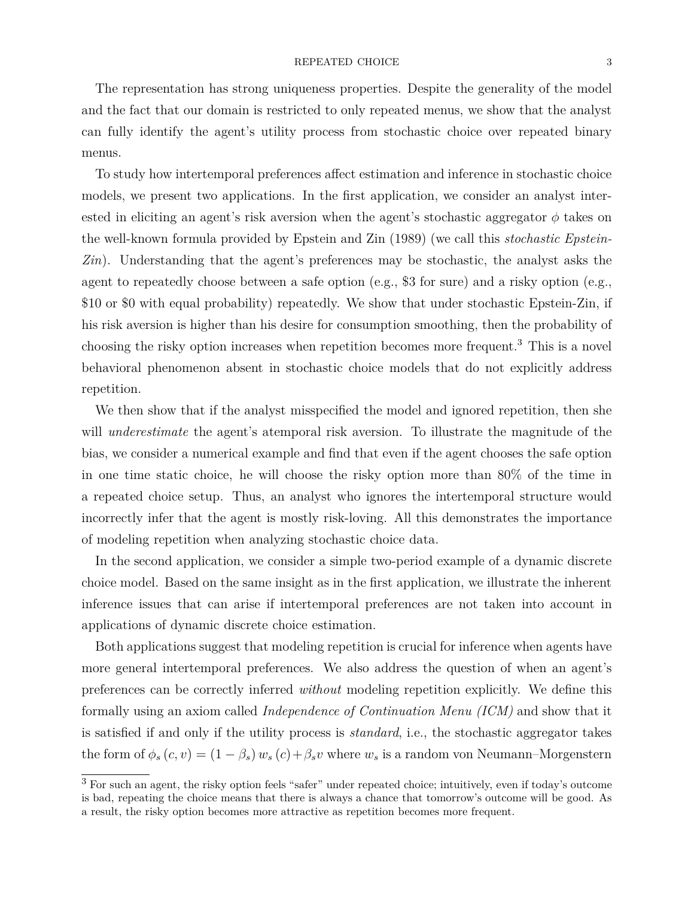The representation has strong uniqueness properties. Despite the generality of the model and the fact that our domain is restricted to only repeated menus, we show that the analyst can fully identify the agent's utility process from stochastic choice over repeated binary menus.

To study how intertemporal preferences affect estimation and inference in stochastic choice models, we present two applications. In the first application, we consider an analyst interested in eliciting an agent's risk aversion when the agent's stochastic aggregator $\phi$ takes on the well-known formula provided by Epstein and Zin (1989) (we call this *stochastic Epstein-Zin*). Understanding that the agent's preferences may be stochastic, the analyst asks the agent to repeatedly choose between a safe option (e.g., \$3 for sure) and a risky option (e.g., \$10 or \$0 with equal probability) repeatedly. We show that under stochastic Epstein-Zin, if his risk aversion is higher than his desire for consumption smoothing, then the probability of choosing the risky option increases when repetition becomes more frequent.[3] This is a novel behavioral phenomenon absent in stochastic choice models that do not explicitly address repetition.

We then show that if the analyst misspecified the model and ignored repetition, then she will *underestimate* the agent's atemporal risk aversion. To illustrate the magnitude of the bias, we consider a numerical example and find that even if the agent chooses the safe option in one time static choice, he will choose the risky option more than 80% of the time in a repeated choice setup. Thus, an analyst who ignores the intertemporal structure would incorrectly infer that the agent is mostly risk-loving. All this demonstrates the importance of modeling repetition when analyzing stochastic choice data.

In the second application, we consider a simple two-period example of a dynamic discrete choice model. Based on the same insight as in the first application, we illustrate the inherent inference issues that can arise if intertemporal preferences are not taken into account in applications of dynamic discrete choice estimation.

Both applications suggest that modeling repetition is crucial for inference when agents have more general intertemporal preferences. We also address the question of when an agent's preferences can be correctly inferred *without* modeling repetition explicitly. We define this formally using an axiom called *Independence of Continuation Menu (ICM)* and show that it is satisfied if and only if the utility process is *standard*, i.e., the stochastic aggregator takes the form of $\phi_s(c, v) = (1 - \beta_s) w_s(c) + \beta_s v$ where $w_s$ is a random von Neumann–Morgenstern

[3] For such an agent, the risky option feels "safer" under repeated choice; intuitively, even if today's outcome is bad, repeating the choice means that there is always a chance that tomorrow's outcome will be good. As a result, the risky option becomes more attractive as repetition becomes more frequent.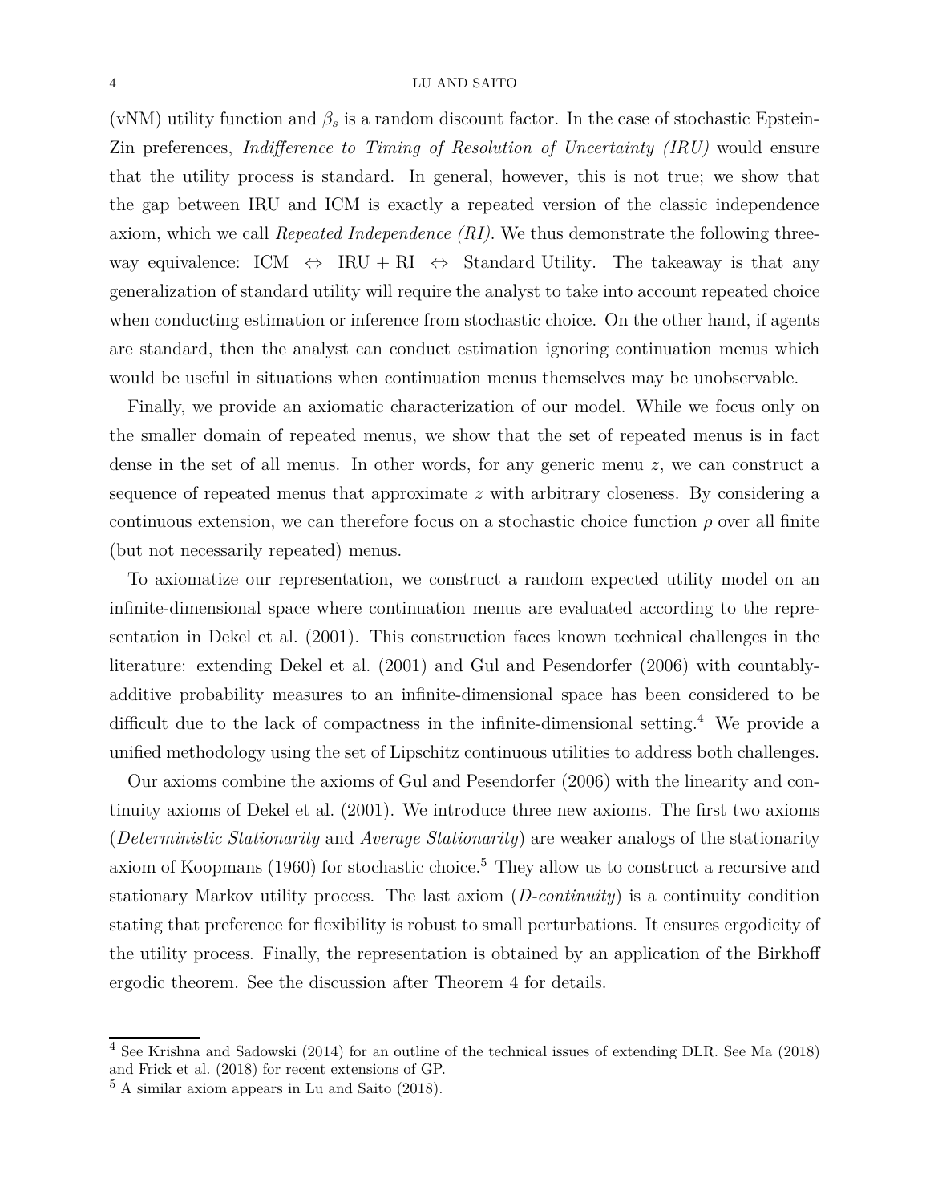(vNM) utility function and $\beta_s$ is a random discount factor. In the case of stochastic Epstein-Zin preferences, *Indifference to Timing of Resolution of Uncertainty (IRU)* would ensure that the utility process is standard. In general, however, this is not true; we show that the gap between IRU and ICM is exactly a repeated version of the classic independence axiom, which we call *Repeated Independence (RI)*. We thus demonstrate the following three-way equivalence: ICM $\Leftrightarrow$ IRU + RI $\Leftrightarrow$ Standard Utility. The takeaway is that any generalization of standard utility will require the analyst to take into account repeated choice when conducting estimation or inference from stochastic choice. On the other hand, if agents are standard, then the analyst can conduct estimation ignoring continuation menus which would be useful in situations when continuation menus themselves may be unobservable.

Finally, we provide an axiomatic characterization of our model. While we focus only on the smaller domain of repeated menus, we show that the set of repeated menus is in fact dense in the set of all menus. In other words, for any generic menu $z$, we can construct a sequence of repeated menus that approximate $z$ with arbitrary closeness. By considering a continuous extension, we can therefore focus on a stochastic choice function $\rho$ over all finite (but not necessarily repeated) menus.

To axiomatize our representation, we construct a random expected utility model on an infinite-dimensional space where continuation menus are evaluated according to the representation in Dekel et al. (2001). This construction faces known technical challenges in the literature: extending Dekel et al. (2001) and Gul and Pesendorfer (2006) with countably-additive probability measures to an infinite-dimensional space has been considered to be difficult due to the lack of compactness in the infinite-dimensional setting.[4] We provide a unified methodology using the set of Lipschitz continuous utilities to address both challenges.

Our axioms combine the axioms of Gul and Pesendorfer (2006) with the linearity and continuity axioms of Dekel et al. (2001). We introduce three new axioms. The first two axioms (*Deterministic Stationarity* and *Average Stationarity*) are weaker analogs of the stationarity axiom of Koopmans (1960) for stochastic choice.[5] They allow us to construct a recursive and stationary Markov utility process. The last axiom (*D-continuity*) is a continuity condition stating that preference for flexibility is robust to small perturbations. It ensures ergodicity of the utility process. Finally, the representation is obtained by an application of the Birkhoff ergodic theorem. See the discussion after Theorem 4 for details.

[4] See Krishna and Sadowski (2014) for an outline of the technical issues of extending DLR. See Ma (2018) and Frick et al. (2018) for recent extensions of GP.

[5] A similar axiom appears in Lu and Saito (2018).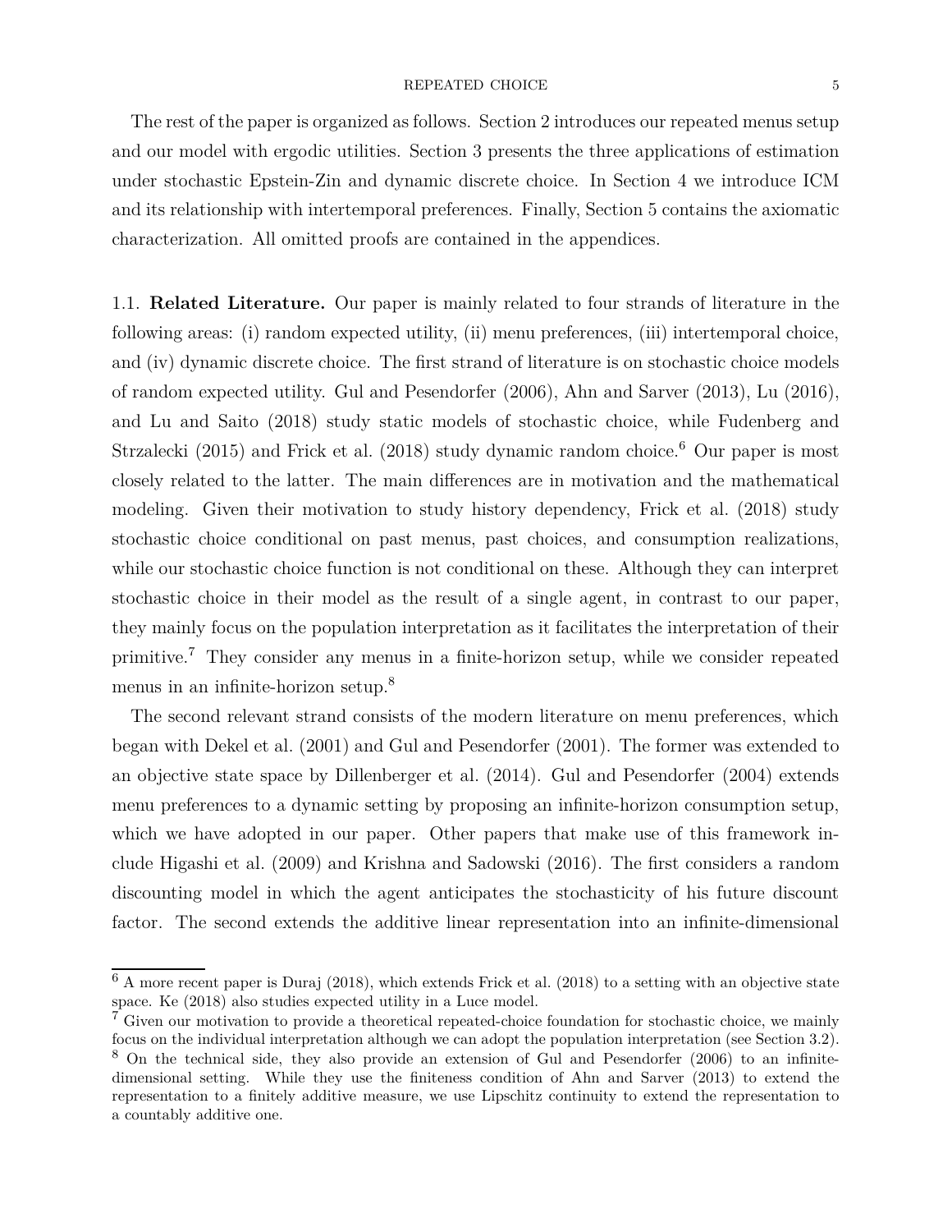The rest of the paper is organized as follows. Section 2 introduces our repeated menus setup and our model with ergodic utilities. Section 3 presents the three applications of estimation under stochastic Epstein-Zin and dynamic discrete choice. In Section 4 we introduce ICM and its relationship with intertemporal preferences. Finally, Section 5 contains the axiomatic characterization. All omitted proofs are contained in the appendices.

1.1. **Related Literature.** Our paper is mainly related to four strands of literature in the following areas: (i) random expected utility, (ii) menu preferences, (iii) intertemporal choice, and (iv) dynamic discrete choice. The first strand of literature is on stochastic choice models of random expected utility. Gul and Pesendorfer (2006), Ahn and Sarver (2013), Lu (2016), and Lu and Saito (2018) study static models of stochastic choice, while Fudenberg and Strzalecki (2015) and Frick et al. (2018) study dynamic random choice.[6] Our paper is most closely related to the latter. The main differences are in motivation and the mathematical modeling. Given their motivation to study history dependency, Frick et al. (2018) study stochastic choice conditional on past menus, past choices, and consumption realizations, while our stochastic choice function is not conditional on these. Although they can interpret stochastic choice in their model as the result of a single agent, in contrast to our paper, they mainly focus on the population interpretation as it facilitates the interpretation of their primitive.[7] They consider any menus in a finite-horizon setup, while we consider repeated menus in an infinite-horizon setup.[8]

The second relevant strand consists of the modern literature on menu preferences, which began with Dekel et al. (2001) and Gul and Pesendorfer (2001). The former was extended to an objective state space by Dillenberger et al. (2014). Gul and Pesendorfer (2004) extends menu preferences to a dynamic setting by proposing an infinite-horizon consumption setup, which we have adopted in our paper. Other papers that make use of this framework include Higashi et al. (2009) and Krishna and Sadowski (2016). The first considers a random discounting model in which the agent anticipates the stochasticity of his future discount factor. The second extends the additive linear representation into an infinite-dimensional

[6] A more recent paper is Duraj (2018), which extends Frick et al. (2018) to a setting with an objective state space. Ke (2018) also studies expected utility in a Luce model.

[7] Given our motivation to provide a theoretical repeated-choice foundation for stochastic choice, we mainly focus on the individual interpretation although we can adopt the population interpretation (see Section 3.2).

[8] On the technical side, they also provide an extension of Gul and Pesendorfer (2006) to an infinite-dimensional setting. While they use the finiteness condition of Ahn and Sarver (2013) to extend the representation to a finitely additive measure, we use Lipschitz continuity to extend the representation to a countably additive one.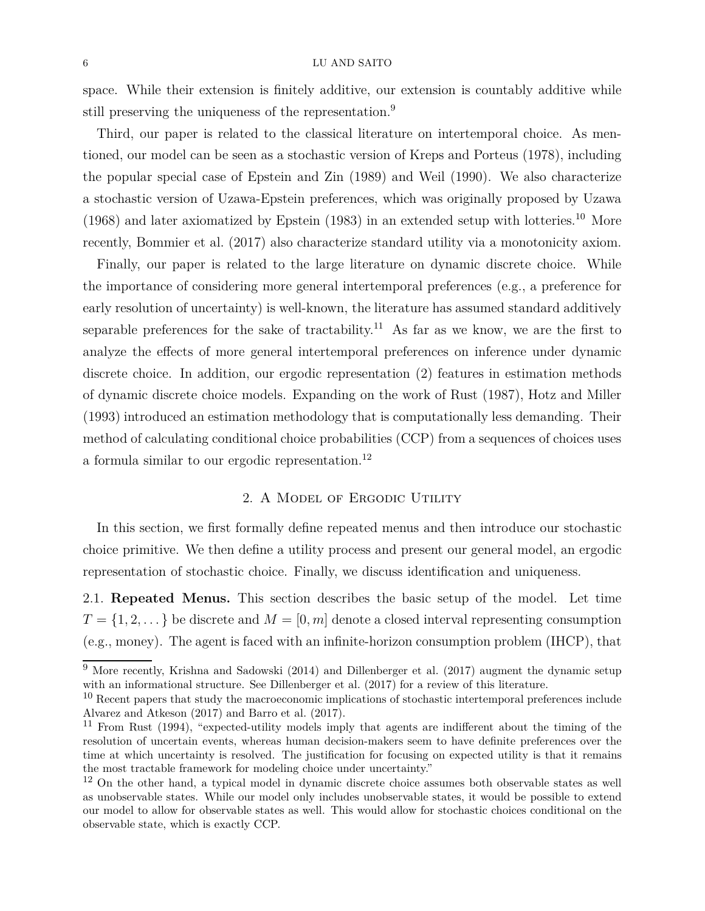space. While their extension is finitely additive, our extension is countably additive while still preserving the uniqueness of the representation.[9]

Third, our paper is related to the classical literature on intertemporal choice. As mentioned, our model can be seen as a stochastic version of Kreps and Porteus (1978), including the popular special case of Epstein and Zin (1989) and Weil (1990). We also characterize a stochastic version of Uzawa-Epstein preferences, which was originally proposed by Uzawa (1968) and later axiomatized by Epstein (1983) in an extended setup with lotteries.[10] More recently, Bommier et al. (2017) also characterize standard utility via a monotonicity axiom.

Finally, our paper is related to the large literature on dynamic discrete choice. While the importance of considering more general intertemporal preferences (e.g., a preference for early resolution of uncertainty) is well-known, the literature has assumed standard additively separable preferences for the sake of tractability.[11] As far as we know, we are the first to analyze the effects of more general intertemporal preferences on inference under dynamic discrete choice. In addition, our ergodic representation (2) features in estimation methods of dynamic discrete choice models. Expanding on the work of Rust (1987), Hotz and Miller (1993) introduced an estimation methodology that is computationally less demanding. Their method of calculating conditional choice probabilities (CCP) from a sequences of choices uses a formula similar to our ergodic representation.[12]

## 2. A Model of Ergodic Utility

In this section, we first formally define repeated menus and then introduce our stochastic choice primitive. We then define a utility process and present our general model, an ergodic representation of stochastic choice. Finally, we discuss identification and uniqueness.

2.1. **Repeated Menus.** This section describes the basic setup of the model. Let time $T = \{1, 2, \dots\}$ be discrete and $M = [0, m]$ denote a closed interval representing consumption (e.g., money). The agent is faced with an infinite-horizon consumption problem (IHCP), that

---

[9] More recently, Krishna and Sadowski (2014) and Dillenberger et al. (2017) augment the dynamic setup with an informational structure. See Dillenberger et al. (2017) for a review of this literature.

[10] Recent papers that study the macroeconomic implications of stochastic intertemporal preferences include Alvarez and Atkeson (2017) and Barro et al. (2017).

[11] From Rust (1994), "expected-utility models imply that agents are indifferent about the timing of the resolution of uncertain events, whereas human decision-makers seem to have definite preferences over the time at which uncertainty is resolved. The justification for focusing on expected utility is that it remains the most tractable framework for modeling choice under uncertainty."

[12] On the other hand, a typical model in dynamic discrete choice assumes both observable states as well as unobservable states. While our model only includes unobservable states, it would be possible to extend our model to allow for observable states as well. This would allow for stochastic choices conditional on the observable state, which is exactly CCP.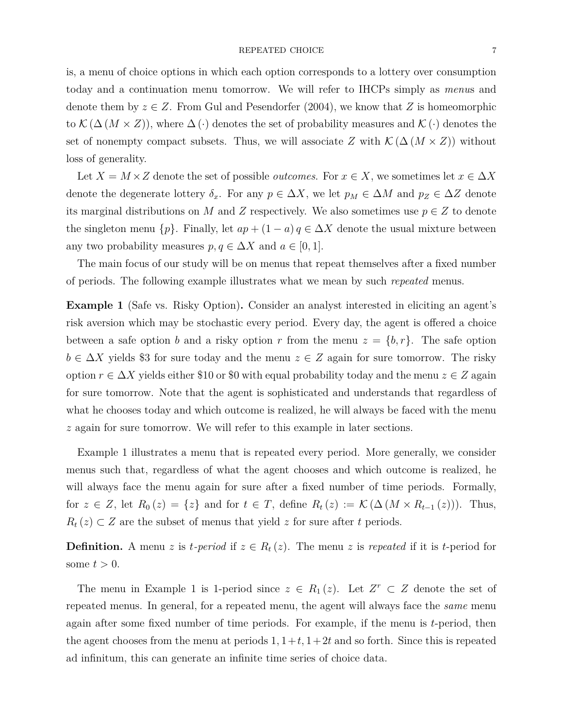is, a menu of choice options in which each option corresponds to a lottery over consumption today and a continuation menu tomorrow. We will refer to IHCPs simply as *menus* and denote them by $z \in Z$. From Gul and Pesendorfer (2004), we know that $Z$ is homeomorphic to $\mathcal{K}(\Delta(M \times Z))$, where $\Delta(\cdot)$ denotes the set of probability measures and $\mathcal{K}(\cdot)$ denotes the set of nonempty compact subsets. Thus, we will associate $Z$ with $\mathcal{K}(\Delta(M \times Z))$ without loss of generality.

Let $X = M \times Z$ denote the set of possible *outcomes*. For $x \in X$, we sometimes let $x \in \Delta X$ denote the degenerate lottery $\delta_x$. For any $p \in \Delta X$, we let $p_M \in \Delta M$ and $p_Z \in \Delta Z$ denote its marginal distributions on $M$ and $Z$ respectively. We also sometimes use $p \in Z$ to denote the singleton menu $\{p\}$. Finally, let $ap + (1 - a)q \in \Delta X$ denote the usual mixture between any two probability measures $p, q \in \Delta X$ and $a \in [0, 1]$.

The main focus of our study will be on menus that repeat themselves after a fixed number of periods. The following example illustrates what we mean by such *repeated* menus.

**Example 1** (Safe vs. Risky Option)**.** Consider an analyst interested in eliciting an agent's risk aversion which may be stochastic every period. Every day, the agent is offered a choice between a safe option $b$ and a risky option $r$ from the menu $z = \{b, r\}$. The safe option $b \in \Delta X$ yields \$3 for sure today and the menu $z \in Z$ again for sure tomorrow. The risky option $r \in \Delta X$ yields either \$10 or \$0 with equal probability today and the menu $z \in Z$ again for sure tomorrow. Note that the agent is sophisticated and understands that regardless of what he chooses today and which outcome is realized, he will always be faced with the menu $z$ again for sure tomorrow. We will refer to this example in later sections.

Example 1 illustrates a menu that is repeated every period. More generally, we consider menus such that, regardless of what the agent chooses and which outcome is realized, he will always face the menu again for sure after a fixed number of time periods. Formally, for $z \in Z$, let $R_0(z) = \{z\}$ and for $t \in T$, define $R_t(z) := \mathcal{K}(\Delta(M \times R_{t-1}(z)))$. Thus, $R_t(z) \subset Z$ are the subset of menus that yield $z$ for sure after $t$ periods.

**Definition.** A menu $z$ is *$t$-period* if $z \in R_t(z)$. The menu $z$ is *repeated* if it is $t$-period for some $t > 0$.

The menu in Example 1 is 1-period since $z \in R_1(z)$. Let $Z^r \subset Z$ denote the set of repeated menus. In general, for a repeated menu, the agent will always face the *same* menu again after some fixed number of time periods. For example, if the menu is $t$-period, then the agent chooses from the menu at periods $1, 1+t, 1+2t$ and so forth. Since this is repeated ad infinitum, this can generate an infinite time series of choice data.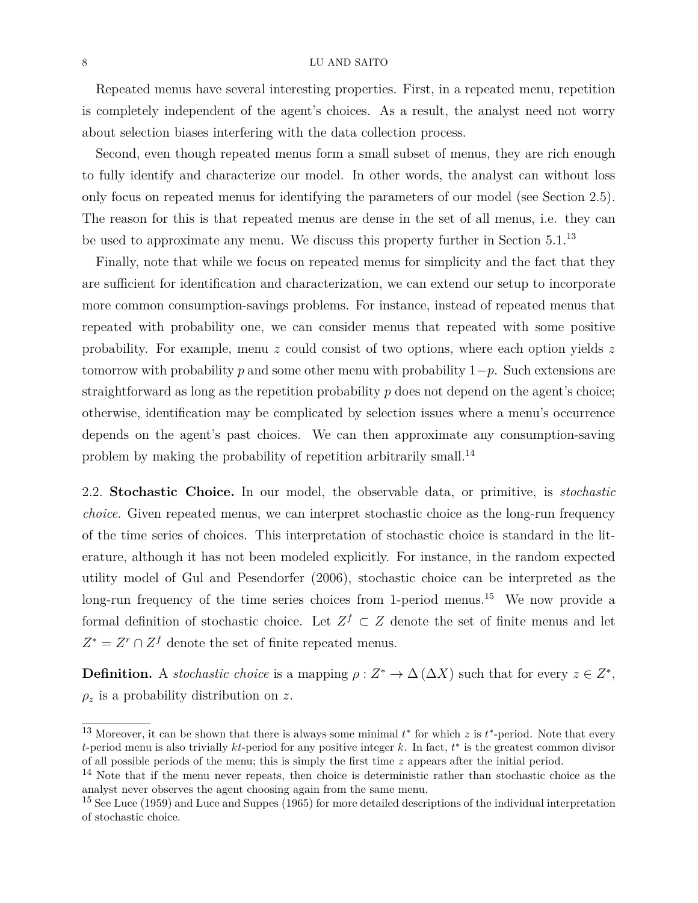Repeated menus have several interesting properties. First, in a repeated menu, repetition is completely independent of the agent's choices. As a result, the analyst need not worry about selection biases interfering with the data collection process.

Second, even though repeated menus form a small subset of menus, they are rich enough to fully identify and characterize our model. In other words, the analyst can without loss only focus on repeated menus for identifying the parameters of our model (see Section 2.5). The reason for this is that repeated menus are dense in the set of all menus, i.e. they can be used to approximate any menu. We discuss this property further in Section 5.1.[13]

Finally, note that while we focus on repeated menus for simplicity and the fact that they are sufficient for identification and characterization, we can extend our setup to incorporate more common consumption-savings problems. For instance, instead of repeated menus that repeated with probability one, we can consider menus that repeated with some positive probability. For example, menu $z$ could consist of two options, where each option yields $z$ tomorrow with probability $p$ and some other menu with probability $1-p$. Such extensions are straightforward as long as the repetition probability $p$ does not depend on the agent's choice; otherwise, identification may be complicated by selection issues where a menu's occurrence depends on the agent's past choices. We can then approximate any consumption-saving problem by making the probability of repetition arbitrarily small.[14]

2.2. **Stochastic Choice.** In our model, the observable data, or primitive, is *stochastic choice*. Given repeated menus, we can interpret stochastic choice as the long-run frequency of the time series of choices. This interpretation of stochastic choice is standard in the literature, although it has not been modeled explicitly. For instance, in the random expected utility model of Gul and Pesendorfer (2006), stochastic choice can be interpreted as the long-run frequency of the time series choices from 1-period menus.[15] We now provide a formal definition of stochastic choice. Let $Z^f \subset Z$ denote the set of finite menus and let $Z^* = Z^r \cap Z^f$ denote the set of finite repeated menus.

**Definition.** A *stochastic choice* is a mapping $\rho : Z^* \to \Delta(\Delta X)$ such that for every $z \in Z^*$, $\rho_z$ is a probability distribution on $z$.

[13] Moreover, it can be shown that there is always some minimal $t^*$ for which $z$ is $t^*$-period. Note that every $t$-period menu is also trivially $kt$-period for any positive integer $k$. In fact, $t^*$ is the greatest common divisor of all possible periods of the menu; this is simply the first time $z$ appears after the initial period.

[14] Note that if the menu never repeats, then choice is deterministic rather than stochastic choice as the analyst never observes the agent choosing again from the same menu.

[15] See Luce (1959) and Luce and Suppes (1965) for more detailed descriptions of the individual interpretation of stochastic choice.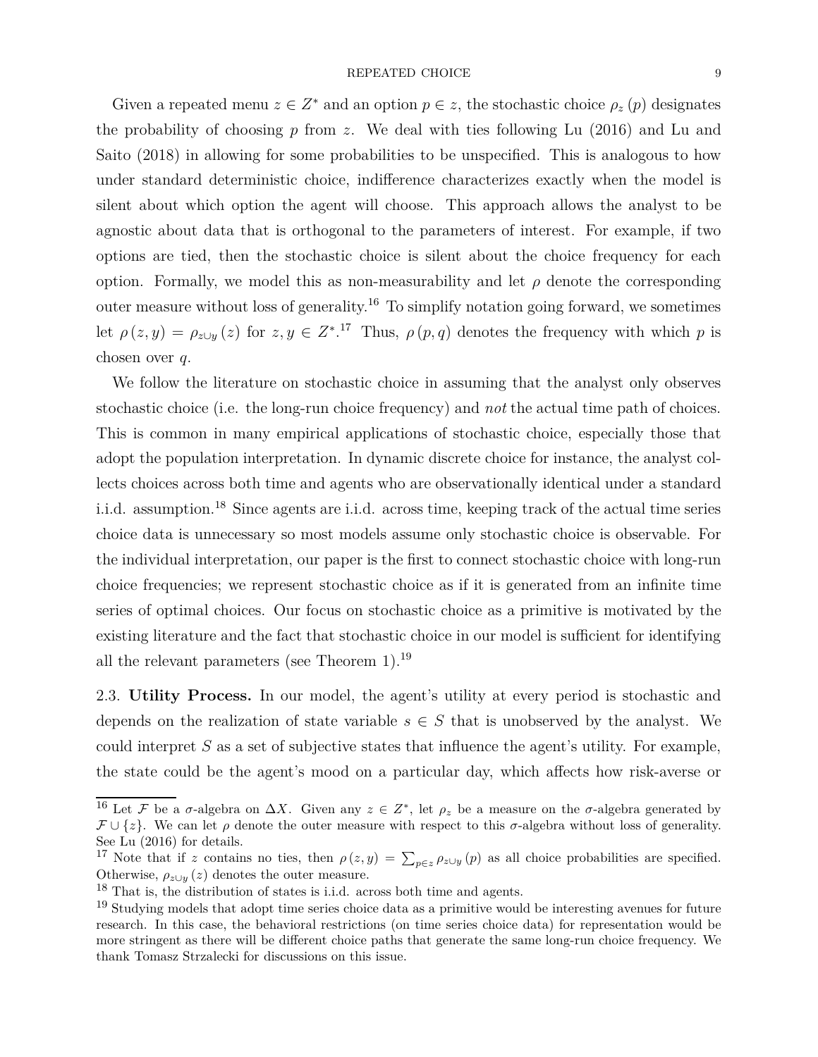Given a repeated menu $z \in Z^*$ and an option $p \in z$, the stochastic choice $\rho_z(p)$ designates the probability of choosing $p$ from $z$. We deal with ties following Lu (2016) and Lu and Saito (2018) in allowing for some probabilities to be unspecified. This is analogous to how under standard deterministic choice, indifference characterizes exactly when the model is silent about which option the agent will choose. This approach allows the analyst to be agnostic about data that is orthogonal to the parameters of interest. For example, if two options are tied, then the stochastic choice is silent about the choice frequency for each option. Formally, we model this as non-measurability and let $\rho$ denote the corresponding outer measure without loss of generality.[16] To simplify notation going forward, we sometimes let $\rho(z, y) = \rho_{z \cup y}(z)$ for $z, y \in Z^*$.[17] Thus, $\rho(p, q)$ denotes the frequency with which $p$ is chosen over $q$.

We follow the literature on stochastic choice in assuming that the analyst only observes stochastic choice (i.e. the long-run choice frequency) and *not* the actual time path of choices. This is common in many empirical applications of stochastic choice, especially those that adopt the population interpretation. In dynamic discrete choice for instance, the analyst collects choices across both time and agents who are observationally identical under a standard i.i.d. assumption.[18] Since agents are i.i.d. across time, keeping track of the actual time series choice data is unnecessary so most models assume only stochastic choice is observable. For the individual interpretation, our paper is the first to connect stochastic choice with long-run choice frequencies; we represent stochastic choice as if it is generated from an infinite time series of optimal choices. Our focus on stochastic choice as a primitive is motivated by the existing literature and the fact that stochastic choice in our model is sufficient for identifying all the relevant parameters (see Theorem 1).[19]

2.3. **Utility Process.** In our model, the agent's utility at every period is stochastic and depends on the realization of state variable $s \in S$ that is unobserved by the analyst. We could interpret $S$ as a set of subjective states that influence the agent's utility. For example, the state could be the agent's mood on a particular day, which affects how risk-averse or

---

[16] Let $\mathcal{F}$ be a $\sigma$-algebra on $\Delta X$. Given any $z \in Z^*$, let $\rho_z$ be a measure on the $\sigma$-algebra generated by $\mathcal{F} \cup \{z\}$. We can let $\rho$ denote the outer measure with respect to this $\sigma$-algebra without loss of generality. See Lu (2016) for details.

[17] Note that if $z$ contains no ties, then $\rho(z, y) = \sum_{p \in z} \rho_{z \cup y}(p)$ as all choice probabilities are specified. Otherwise, $\rho_{z \cup y}(z)$ denotes the outer measure.

[18] That is, the distribution of states is i.i.d. across both time and agents.

[19] Studying models that adopt time series choice data as a primitive would be interesting avenues for future research. In this case, the behavioral restrictions (on time series choice data) for representation would be more stringent as there will be different choice paths that generate the same long-run choice frequency. We thank Tomasz Strzalecki for discussions on this issue.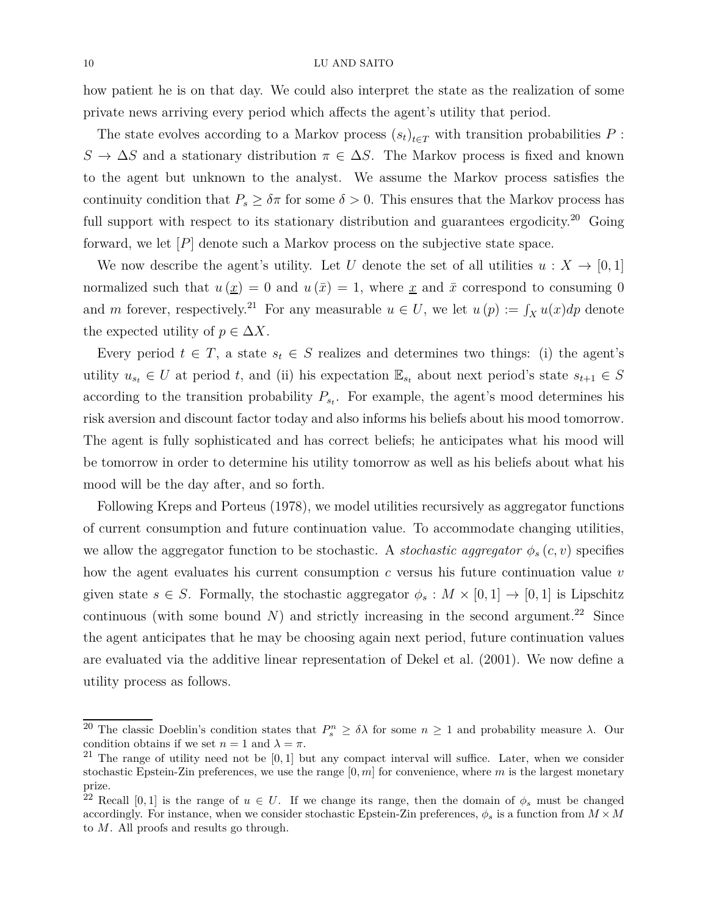how patient he is on that day. We could also interpret the state as the realization of some private news arriving every period which affects the agent's utility that period.

The state evolves according to a Markov process $(s_t)_{t \in T}$ with transition probabilities $P : S \to \Delta S$ and a stationary distribution $\pi \in \Delta S$. The Markov process is fixed and known to the agent but unknown to the analyst. We assume the Markov process satisfies the continuity condition that $P_s \geq \delta\pi$ for some $\delta > 0$. This ensures that the Markov process has full support with respect to its stationary distribution and guarantees ergodicity.[20] Going forward, we let $[P]$ denote such a Markov process on the subjective state space.

We now describe the agent's utility. Let $U$ denote the set of all utilities $u : X \to [0, 1]$ normalized such that $u(\underline{x}) = 0$ and $u(\bar{x}) = 1$, where $\underline{x}$ and $\bar{x}$ correspond to consuming 0 and $m$ forever, respectively.[21] For any measurable $u \in U$, we let $u(p) := \int_X u(x)dp$ denote the expected utility of $p \in \Delta X$.

Every period $t \in T$, a state $s_t \in S$ realizes and determines two things: (i) the agent's utility $u_{s_t} \in U$ at period $t$, and (ii) his expectation $\mathbb{E}_{s_t}$ about next period's state $s_{t+1} \in S$ according to the transition probability $P_{s_t}$. For example, the agent's mood determines his risk aversion and discount factor today and also informs his beliefs about his mood tomorrow. The agent is fully sophisticated and has correct beliefs; he anticipates what his mood will be tomorrow in order to determine his utility tomorrow as well as his beliefs about what his mood will be the day after, and so forth.

Following Kreps and Porteus (1978), we model utilities recursively as aggregator functions of current consumption and future continuation value. To accommodate changing utilities, we allow the aggregator function to be stochastic. A *stochastic aggregator* $\phi_s(c, v)$ specifies how the agent evaluates his current consumption $c$ versus his future continuation value $v$ given state $s \in S$. Formally, the stochastic aggregator $\phi_s : M \times [0, 1] \to [0, 1]$ is Lipschitz continuous (with some bound $N$) and strictly increasing in the second argument.[22] Since the agent anticipates that he may be choosing again next period, future continuation values are evaluated via the additive linear representation of Dekel et al. (2001). We now define a utility process as follows.

---

[20] The classic Doeblin's condition states that $P_s^n \geq \delta\lambda$ for some $n \geq 1$ and probability measure $\lambda$. Our condition obtains if we set $n = 1$ and $\lambda = \pi$.

[21] The range of utility need not be $[0, 1]$ but any compact interval will suffice. Later, when we consider stochastic Epstein-Zin preferences, we use the range $[0, m]$ for convenience, where $m$ is the largest monetary prize.

[22] Recall $[0, 1]$ is the range of $u \in U$. If we change its range, then the domain of $\phi_s$ must be changed accordingly. For instance, when we consider stochastic Epstein-Zin preferences, $\phi_s$ is a function from $M \times M$ to $M$. All proofs and results go through.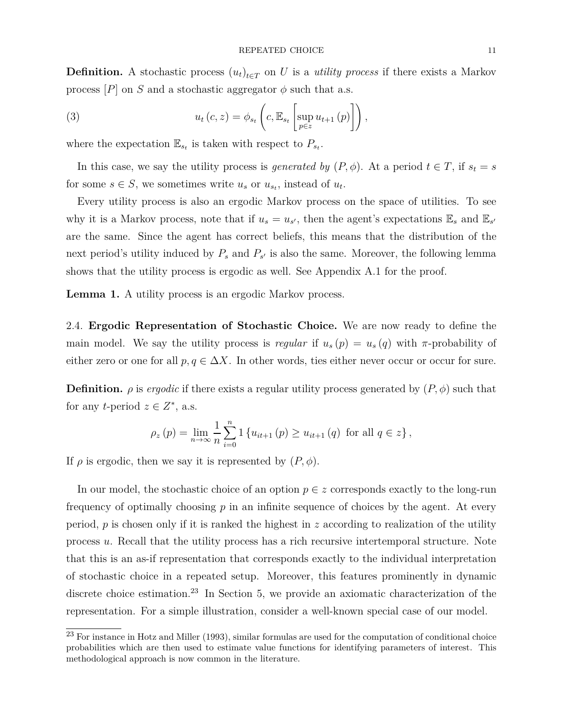**Definition.** A stochastic process $(u_t)_{t \in T}$ on $U$ is a *utility process* if there exists a Markov process $[P]$ on $S$ and a stochastic aggregator $\phi$ such that a.s.

$$u_t(c, z) = \phi_{s_t}\left(c, \mathbb{E}_{s_t}\left[\sup_{p \in z} u_{t+1}(p)\right]\right), \tag{3}$$

where the expectation $\mathbb{E}_{s_t}$ is taken with respect to $P_{s_t}$.

In this case, we say the utility process is *generated by* $(P, \phi)$. At a period $t \in T$, if $s_t = s$ for some $s \in S$, we sometimes write $u_s$ or $u_{s_t}$, instead of $u_t$.

Every utility process is also an ergodic Markov process on the space of utilities. To see why it is a Markov process, note that if $u_s = u_{s'}$, then the agent's expectations $\mathbb{E}_s$ and $\mathbb{E}_{s'}$ are the same. Since the agent has correct beliefs, this means that the distribution of the next period's utility induced by $P_s$ and $P_{s'}$ is also the same. Moreover, the following lemma shows that the utility process is ergodic as well. See Appendix A.1 for the proof.

**Lemma 1.** A utility process is an ergodic Markov process.

## 2.4. Ergodic Representation of Stochastic Choice.

We are now ready to define the main model. We say the utility process is *regular* if $u_s(p) = u_s(q)$ with $\pi$-probability of either zero or one for all $p, q \in \Delta X$. In other words, ties either never occur or occur for sure.

**Definition.** $\rho$ is *ergodic* if there exists a regular utility process generated by $(P, \phi)$ such that for any $t$-period $z \in Z^*$, a.s.

$$\rho_z(p) = \lim_{n \to \infty} \frac{1}{n} \sum_{i=0}^{n} 1\{u_{it+1}(p) \geq u_{it+1}(q) \text{ for all } q \in z\},$$

If $\rho$ is ergodic, then we say it is represented by $(P, \phi)$.

In our model, the stochastic choice of an option $p \in z$ corresponds exactly to the long-run frequency of optimally choosing $p$ in an infinite sequence of choices by the agent. At every period, $p$ is chosen only if it is ranked the highest in $z$ according to realization of the utility process $u$. Recall that the utility process has a rich recursive intertemporal structure. Note that this is an as-if representation that corresponds exactly to the individual interpretation of stochastic choice in a repeated setup. Moreover, this features prominently in dynamic discrete choice estimation.[23] In Section 5, we provide an axiomatic characterization of the representation. For a simple illustration, consider a well-known special case of our model.

[23] For instance in Hotz and Miller (1993), similar formulas are used for the computation of conditional choice probabilities which are then used to estimate value functions for identifying parameters of interest. This methodological approach is now common in the literature.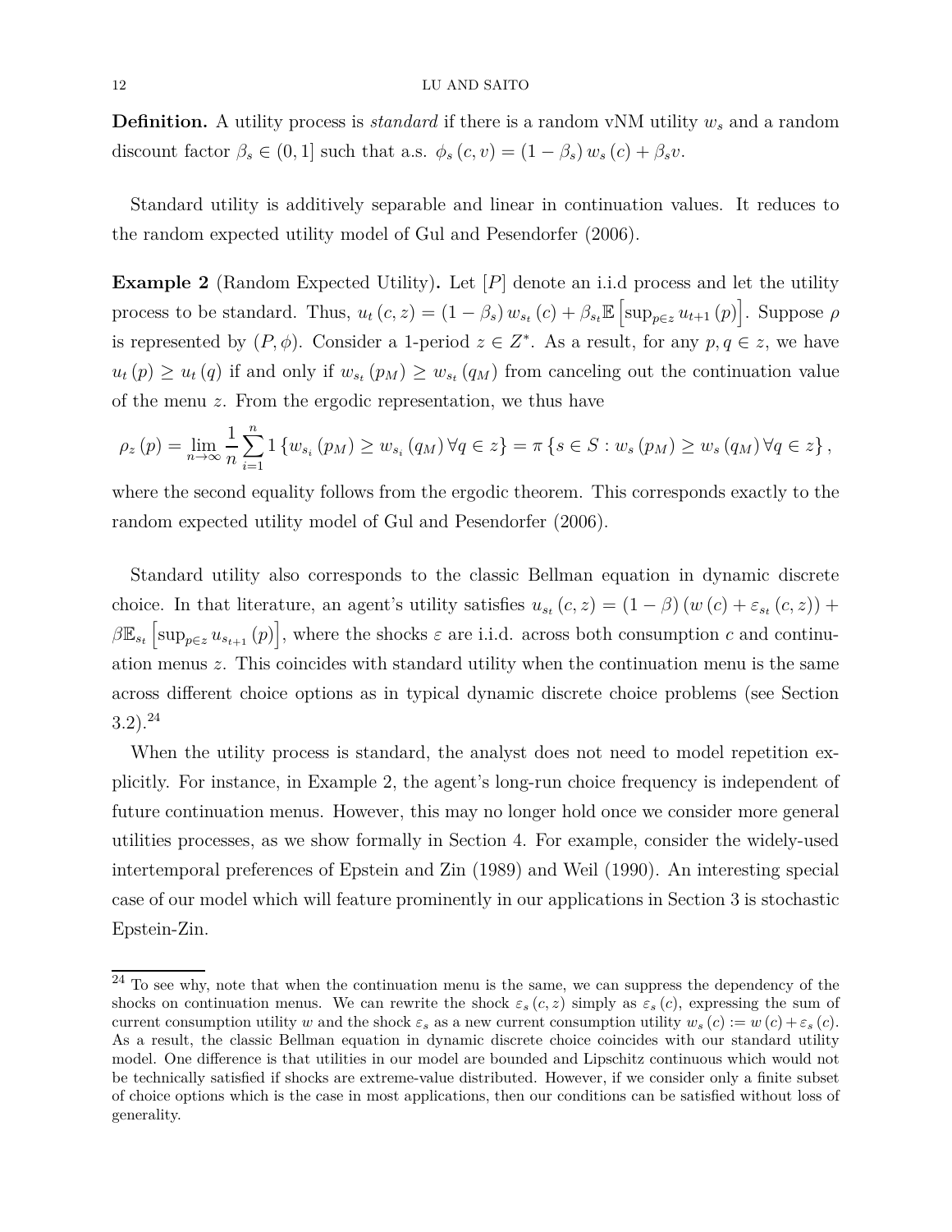**Definition.** A utility process is *standard* if there is a random vNM utility $w_s$ and a random discount factor $\beta_s \in (0, 1]$ such that a.s. $\phi_s(c, v) = (1 - \beta_s) w_s(c) + \beta_s v$.

Standard utility is additively separable and linear in continuation values. It reduces to the random expected utility model of Gul and Pesendorfer (2006).

**Example 2** (Random Expected Utility)**.** Let $[P]$ denote an i.i.d process and let the utility process to be standard. Thus, $u_t(c, z) = (1 - \beta_s) w_{s_t}(c) + \beta_{s_t} \mathbb{E}\left[\sup_{p \in z} u_{t+1}(p)\right]$. Suppose $\rho$ is represented by $(P, \phi)$. Consider a 1-period $z \in Z^*$. As a result, for any $p, q \in z$, we have $u_t(p) \geq u_t(q)$ if and only if $w_{s_t}(p_M) \geq w_{s_t}(q_M)$ from canceling out the continuation value of the menu $z$. From the ergodic representation, we thus have

$$\rho_z(p) = \lim_{n \to \infty} \frac{1}{n} \sum_{i=1}^{n} 1\{w_{s_i}(p_M) \geq w_{s_i}(q_M) \, \forall q \in z\} = \pi\{s \in S : w_s(p_M) \geq w_s(q_M) \, \forall q \in z\},$$

where the second equality follows from the ergodic theorem. This corresponds exactly to the random expected utility model of Gul and Pesendorfer (2006).

Standard utility also corresponds to the classic Bellman equation in dynamic discrete choice. In that literature, an agent's utility satisfies $u_{s_t}(c, z) = (1 - \beta)(w(c) + \varepsilon_{s_t}(c, z)) + \beta \mathbb{E}_{s_t}\left[\sup_{p \in z} u_{s_{t+1}}(p)\right]$, where the shocks $\varepsilon$ are i.i.d. across both consumption $c$ and continuation menus $z$. This coincides with standard utility when the continuation menu is the same across different choice options as in typical dynamic discrete choice problems (see Section 3.2).[24]

When the utility process is standard, the analyst does not need to model repetition explicitly. For instance, in Example 2, the agent's long-run choice frequency is independent of future continuation menus. However, this may no longer hold once we consider more general utilities processes, as we show formally in Section 4. For example, consider the widely-used intertemporal preferences of Epstein and Zin (1989) and Weil (1990). An interesting special case of our model which will feature prominently in our applications in Section 3 is stochastic Epstein-Zin.

[24] To see why, note that when the continuation menu is the same, we can suppress the dependency of the shocks on continuation menus. We can rewrite the shock $\varepsilon_s(c, z)$ simply as $\varepsilon_s(c)$, expressing the sum of current consumption utility $w$ and the shock $\varepsilon_s$ as a new current consumption utility $w_s(c) := w(c) + \varepsilon_s(c)$. As a result, the classic Bellman equation in dynamic discrete choice coincides with our standard utility model. One difference is that utilities in our model are bounded and Lipschitz continuous which would not be technically satisfied if shocks are extreme-value distributed. However, if we consider only a finite subset of choice options which is the case in most applications, then our conditions can be satisfied without loss of generality.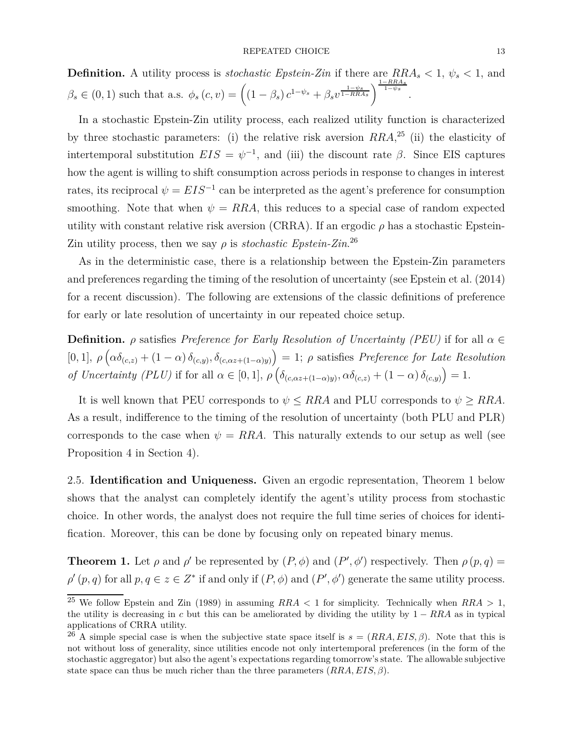**Definition.** A utility process is *stochastic Epstein-Zin* if there are $RRA_s < 1$, $\psi_s < 1$, and $\beta_s \in (0,1)$ such that a.s. $\phi_s(c,v) = \left((1-\beta_s)\, c^{1-\psi_s} + \beta_s v^{\frac{1-\psi_s}{1-RRA_s}}\right)^{\frac{1-RRA_s}{1-\psi_s}}$.

In a stochastic Epstein-Zin utility process, each realized utility function is characterized by three stochastic parameters: (i) the relative risk aversion $RRA$,[25] (ii) the elasticity of intertemporal substitution $EIS = \psi^{-1}$, and (iii) the discount rate $\beta$. Since EIS captures how the agent is willing to shift consumption across periods in response to changes in interest rates, its reciprocal $\psi = EIS^{-1}$ can be interpreted as the agent's preference for consumption smoothing. Note that when $\psi = RRA$, this reduces to a special case of random expected utility with constant relative risk aversion (CRRA). If an ergodic $\rho$ has a stochastic Epstein-Zin utility process, then we say $\rho$ is *stochastic Epstein-Zin*.[26]

As in the deterministic case, there is a relationship between the Epstein-Zin parameters and preferences regarding the timing of the resolution of uncertainty (see Epstein et al. (2014) for a recent discussion). The following are extensions of the classic definitions of preference for early or late resolution of uncertainty in our repeated choice setup.

**Definition.** $\rho$ satisfies *Preference for Early Resolution of Uncertainty (PEU)* if for all $\alpha \in [0,1]$, $\rho\left(\alpha\delta_{(c,z)} + (1-\alpha)\,\delta_{(c,y)}, \delta_{(c,\alpha z+(1-\alpha)y)}\right) = 1$; $\rho$ satisfies *Preference for Late Resolution of Uncertainty (PLU)* if for all $\alpha \in [0,1]$, $\rho\left(\delta_{(c,\alpha z+(1-\alpha)y)}, \alpha\delta_{(c,z)} + (1-\alpha)\,\delta_{(c,y)}\right) = 1$.

It is well known that PEU corresponds to $\psi \leq RRA$ and PLU corresponds to $\psi \geq RRA$. As a result, indifference to the timing of the resolution of uncertainty (both PLU and PLR) corresponds to the case when $\psi = RRA$. This naturally extends to our setup as well (see Proposition 4 in Section 4).

## 2.5. Identification and Uniqueness.

Given an ergodic representation, Theorem 1 below shows that the analyst can completely identify the agent's utility process from stochastic choice. In other words, the analyst does not require the full time series of choices for identification. Moreover, this can be done by focusing only on repeated binary menus.

**Theorem 1.** Let $\rho$ and $\rho'$ be represented by $(P,\phi)$ and $(P',\phi')$ respectively. Then $\rho(p,q) = \rho'(p,q)$ for all $p,q \in z \in Z^*$ if and only if $(P,\phi)$ and $(P',\phi')$ generate the same utility process.

[25] We follow Epstein and Zin (1989) in assuming $RRA < 1$ for simplicity. Technically when $RRA > 1$, the utility is decreasing in $c$ but this can be ameliorated by dividing the utility by $1 - RRA$ as in typical applications of CRRA utility.

[26] A simple special case is when the subjective state space itself is $s = (RRA, EIS, \beta)$. Note that this is not without loss of generality, since utilities encode not only intertemporal preferences (in the form of the stochastic aggregator) but also the agent's expectations regarding tomorrow's state. The allowable subjective state space can thus be much richer than the three parameters $(RRA, EIS, \beta)$.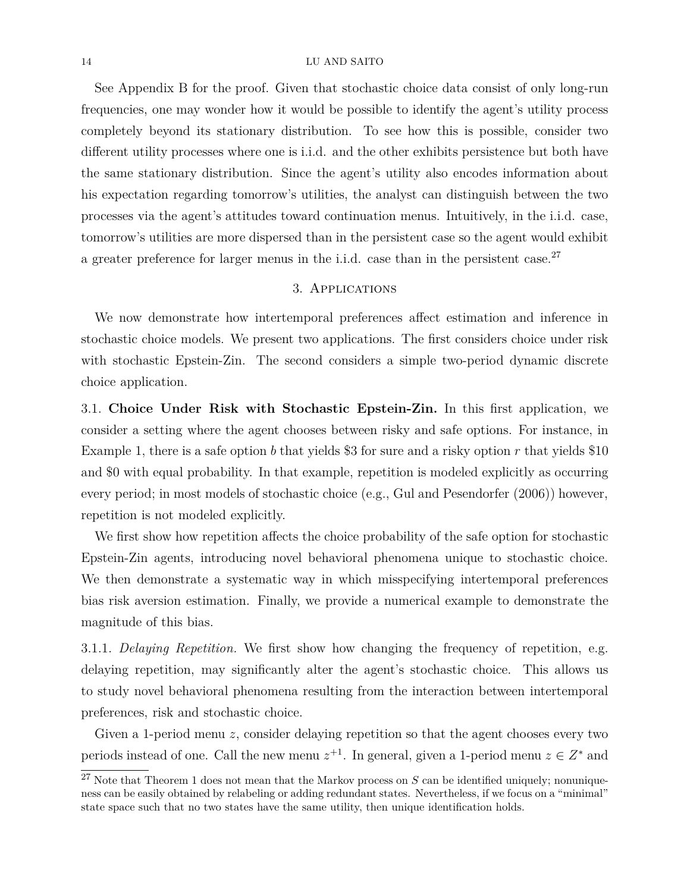See Appendix B for the proof. Given that stochastic choice data consist of only long-run frequencies, one may wonder how it would be possible to identify the agent's utility process completely beyond its stationary distribution. To see how this is possible, consider two different utility processes where one is i.i.d. and the other exhibits persistence but both have the same stationary distribution. Since the agent's utility also encodes information about his expectation regarding tomorrow's utilities, the analyst can distinguish between the two processes via the agent's attitudes toward continuation menus. Intuitively, in the i.i.d. case, tomorrow's utilities are more dispersed than in the persistent case so the agent would exhibit a greater preference for larger menus in the i.i.d. case than in the persistent case.[27]

## 3. Applications

We now demonstrate how intertemporal preferences affect estimation and inference in stochastic choice models. We present two applications. The first considers choice under risk with stochastic Epstein-Zin. The second considers a simple two-period dynamic discrete choice application.

3.1. **Choice Under Risk with Stochastic Epstein-Zin.** In this first application, we consider a setting where the agent chooses between risky and safe options. For instance, in Example 1, there is a safe option $b$ that yields \$3 for sure and a risky option $r$ that yields \$10 and \$0 with equal probability. In that example, repetition is modeled explicitly as occurring every period; in most models of stochastic choice (e.g., Gul and Pesendorfer (2006)) however, repetition is not modeled explicitly.

We first show how repetition affects the choice probability of the safe option for stochastic Epstein-Zin agents, introducing novel behavioral phenomena unique to stochastic choice. We then demonstrate a systematic way in which misspecifying intertemporal preferences bias risk aversion estimation. Finally, we provide a numerical example to demonstrate the magnitude of this bias.

3.1.1. *Delaying Repetition.* We first show how changing the frequency of repetition, e.g. delaying repetition, may significantly alter the agent's stochastic choice. This allows us to study novel behavioral phenomena resulting from the interaction between intertemporal preferences, risk and stochastic choice.

Given a 1-period menu $z$, consider delaying repetition so that the agent chooses every two periods instead of one. Call the new menu $z^{+1}$. In general, given a 1-period menu $z \in Z^*$ and

[27] Note that Theorem 1 does not mean that the Markov process on $S$ can be identified uniquely; nonuniqueness can be easily obtained by relabeling or adding redundant states. Nevertheless, if we focus on a "minimal" state space such that no two states have the same utility, then unique identification holds.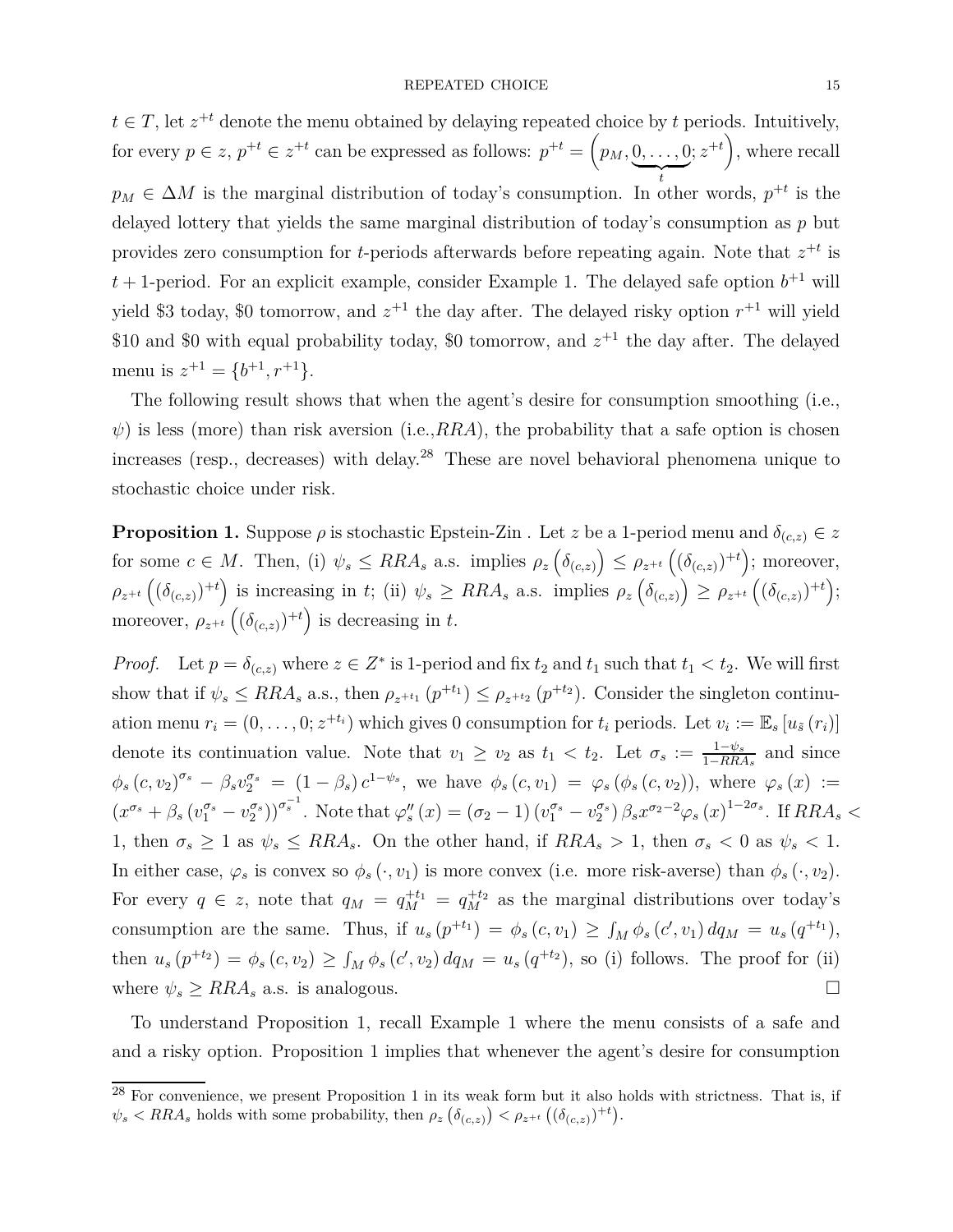$t \in T$, let $z^{+t}$ denote the menu obtained by delaying repeated choice by $t$ periods. Intuitively, for every $p \in z$, $p^{+t} \in z^{+t}$ can be expressed as follows: $p^{+t} = \left(p_M, \underbrace{0, \ldots, 0}_{t}; z^{+t}\right)$, where recall $p_M \in \Delta M$ is the marginal distribution of today's consumption. In other words, $p^{+t}$ is the delayed lottery that yields the same marginal distribution of today's consumption as $p$ but provides zero consumption for $t$-periods afterwards before repeating again. Note that $z^{+t}$ is $t+1$-period. For an explicit example, consider Example 1. The delayed safe option $b^{+1}$ will yield \$3 today, \$0 tomorrow, and $z^{+1}$ the day after. The delayed risky option $r^{+1}$ will yield \$10 and \$0 with equal probability today, \$0 tomorrow, and $z^{+1}$ the day after. The delayed menu is $z^{+1} = \{b^{+1}, r^{+1}\}$.

The following result shows that when the agent's desire for consumption smoothing (i.e., $\psi$) is less (more) than risk aversion (i.e.,$RRA$), the probability that a safe option is chosen increases (resp., decreases) with delay.[28] These are novel behavioral phenomena unique to stochastic choice under risk.

**Proposition 1.** Suppose $\rho$ is stochastic Epstein-Zin . Let $z$ be a 1-period menu and $\delta_{(c,z)} \in z$ for some $c \in M$. Then, (i) $\psi_s \leq RRA_s$ a.s. implies $\rho_z\left(\delta_{(c,z)}\right) \leq \rho_{z^{+t}}\left(\left(\delta_{(c,z)}\right)^{+t}\right)$; moreover, $\rho_{z^{+t}}\left(\left(\delta_{(c,z)}\right)^{+t}\right)$ is increasing in $t$; (ii) $\psi_s \geq RRA_s$ a.s. implies $\rho_z\left(\delta_{(c,z)}\right) \geq \rho_{z^{+t}}\left(\left(\delta_{(c,z)}\right)^{+t}\right)$; moreover, $\rho_{z^{+t}}\left(\left(\delta_{(c,z)}\right)^{+t}\right)$ is decreasing in $t$.

*Proof.* Let $p = \delta_{(c,z)}$ where $z \in Z^*$ is 1-period and fix $t_2$ and $t_1$ such that $t_1 < t_2$. We will first show that if $\psi_s \leq RRA_s$ a.s., then $\rho_{z^{+t_1}}\left(p^{+t_1}\right) \leq \rho_{z^{+t_2}}\left(p^{+t_2}\right)$. Consider the singleton continuation menu $r_i = \left(0, \ldots, 0; z^{+t_i}\right)$ which gives 0 consumption for $t_i$ periods. Let $v_i := \mathbb{E}_s\left[u_{\tilde{s}}\left(r_i\right)\right]$ denote its continuation value. Note that $v_1 \geq v_2$ as $t_1 < t_2$. Let $\sigma_s := \frac{1-\psi_s}{1-RRA_s}$ and since $\phi_s\left(c, v_2\right)^{\sigma_s} - \beta_s v_2^{\sigma_s} = \left(1-\beta_s\right) c^{1-\psi_s}$, we have $\phi_s\left(c, v_1\right) = \varphi_s\left(\phi_s\left(c, v_2\right)\right)$, where $\varphi_s(x) := \left(x^{\sigma_s} + \beta_s\left(v_1^{\sigma_s} - v_2^{\sigma_s}\right)\right)^{\sigma_s^{-1}}$. Note that $\varphi_s''(x) = \left(\sigma_2 - 1\right)\left(v_1^{\sigma_s} - v_2^{\sigma_s}\right)\beta_s x^{\sigma_2 - 2}\varphi_s(x)^{1-2\sigma_s}$. If $RRA_s < 1$, then $\sigma_s \geq 1$ as $\psi_s \leq RRA_s$. On the other hand, if $RRA_s > 1$, then $\sigma_s < 0$ as $\psi_s < 1$. In either case, $\varphi_s$ is convex so $\phi_s\left(\cdot, v_1\right)$ is more convex (i.e. more risk-averse) than $\phi_s\left(\cdot, v_2\right)$. For every $q \in z$, note that $q_M = q_M^{+t_1} = q_M^{+t_2}$ as the marginal distributions over today's consumption are the same. Thus, if $u_s\left(p^{+t_1}\right) = \phi_s\left(c, v_1\right) \geq \int_M \phi_s\left(c', v_1\right) dq_M = u_s\left(q^{+t_1}\right)$, then $u_s\left(p^{+t_2}\right) = \phi_s\left(c, v_2\right) \geq \int_M \phi_s\left(c', v_2\right) dq_M = u_s\left(q^{+t_2}\right)$, so (i) follows. The proof for (ii) where $\psi_s \geq RRA_s$ a.s. is analogous. $\square$

To understand Proposition 1, recall Example 1 where the menu consists of a safe and and a risky option. Proposition 1 implies that whenever the agent's desire for consumption

[28] For convenience, we present Proposition 1 in its weak form but it also holds with strictness. That is, if $\psi_s < RRA_s$ holds with some probability, then $\rho_z\left(\delta_{(c,z)}\right) < \rho_{z^{+t}}\left(\left(\delta_{(c,z)}\right)^{+t}\right)$.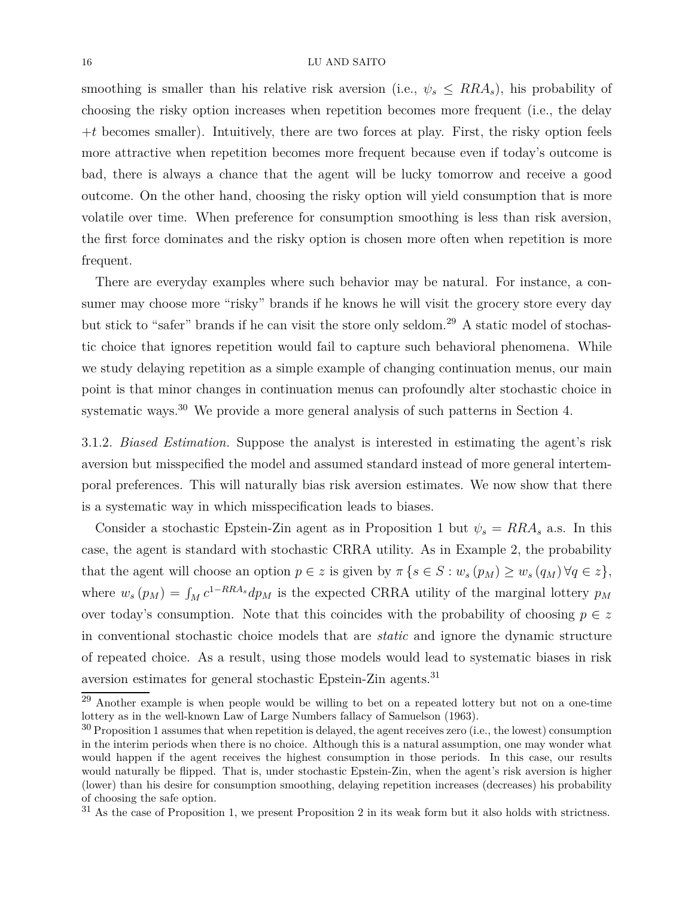smoothing is smaller than his relative risk aversion (i.e., $\psi_s \leq RRA_s$), his probability of choosing the risky option increases when repetition becomes more frequent (i.e., the delay $+t$ becomes smaller). Intuitively, there are two forces at play. First, the risky option feels more attractive when repetition becomes more frequent because even if today's outcome is bad, there is always a chance that the agent will be lucky tomorrow and receive a good outcome. On the other hand, choosing the risky option will yield consumption that is more volatile over time. When preference for consumption smoothing is less than risk aversion, the first force dominates and the risky option is chosen more often when repetition is more frequent.

There are everyday examples where such behavior may be natural. For instance, a consumer may choose more "risky" brands if he knows he will visit the grocery store every day but stick to "safer" brands if he can visit the store only seldom.[29] A static model of stochastic choice that ignores repetition would fail to capture such behavioral phenomena. While we study delaying repetition as a simple example of changing continuation menus, our main point is that minor changes in continuation menus can profoundly alter stochastic choice in systematic ways.[30] We provide a more general analysis of such patterns in Section 4.

3.1.2. *Biased Estimation.* Suppose the analyst is interested in estimating the agent's risk aversion but misspecified the model and assumed standard instead of more general intertemporal preferences. This will naturally bias risk aversion estimates. We now show that there is a systematic way in which misspecification leads to biases.

Consider a stochastic Epstein-Zin agent as in Proposition 1 but $\psi_s = RRA_s$ a.s. In this case, the agent is standard with stochastic CRRA utility. As in Example 2, the probability that the agent will choose an option $p \in z$ is given by $\pi \{s \in S : w_s(p_M) \geq w_s(q_M) \, \forall q \in z\}$, where $w_s(p_M) = \int_M c^{1-RRA_s} dp_M$ is the expected CRRA utility of the marginal lottery $p_M$ over today's consumption. Note that this coincides with the probability of choosing $p \in z$ in conventional stochastic choice models that are *static* and ignore the dynamic structure of repeated choice. As a result, using those models would lead to systematic biases in risk aversion estimates for general stochastic Epstein-Zin agents.[31]

---

[29] Another example is when people would be willing to bet on a repeated lottery but not on a one-time lottery as in the well-known Law of Large Numbers fallacy of Samuelson (1963).

[30] Proposition 1 assumes that when repetition is delayed, the agent receives zero (i.e., the lowest) consumption in the interim periods when there is no choice. Although this is a natural assumption, one may wonder what would happen if the agent receives the highest consumption in those periods. In this case, our results would naturally be flipped. That is, under stochastic Epstein-Zin, when the agent's risk aversion is higher (lower) than his desire for consumption smoothing, delaying repetition increases (decreases) his probability of choosing the safe option.

[31] As the case of Proposition 1, we present Proposition 2 in its weak form but it also holds with strictness.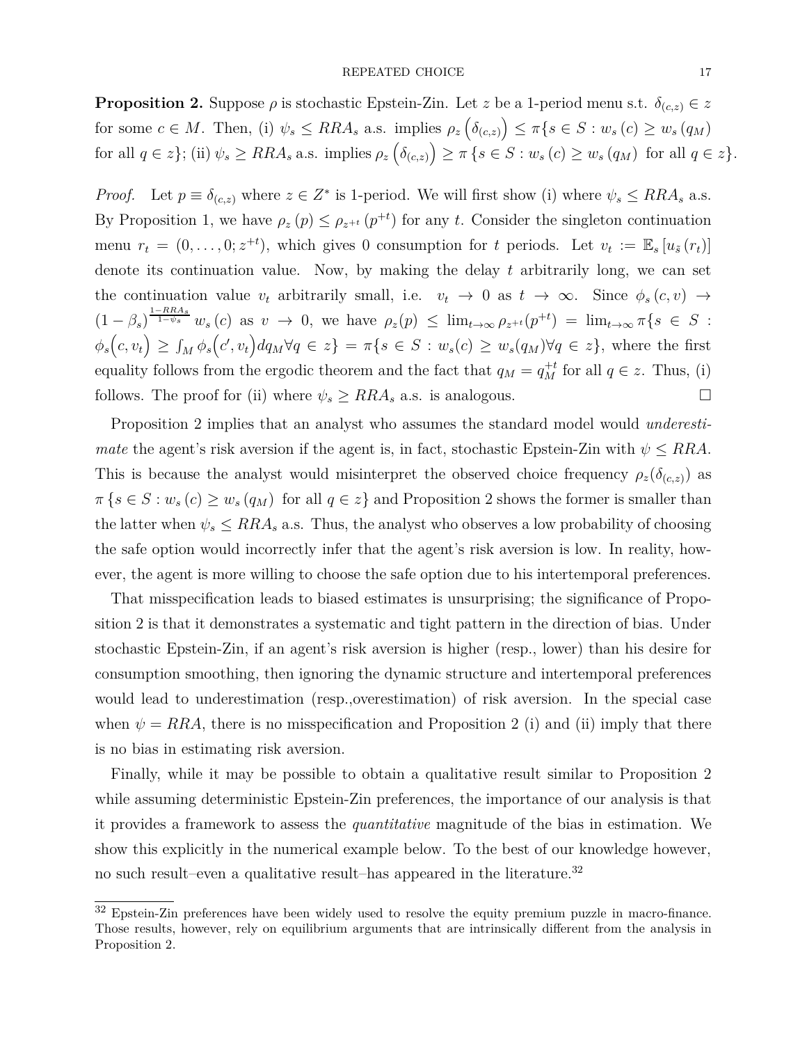**Proposition 2.** Suppose $\rho$ is stochastic Epstein-Zin. Let $z$ be a 1-period menu s.t. $\delta_{(c,z)} \in z$ for some $c \in M$. Then, (i) $\psi_s \leq RRA_s$ a.s. implies $\rho_z\left(\delta_{(c,z)}\right) \leq \pi\{s \in S : w_s(c) \geq w_s(q_M)$ for all $q \in z\}$; (ii) $\psi_s \geq RRA_s$ a.s. implies $\rho_z\left(\delta_{(c,z)}\right) \geq \pi\left\{s \in S : w_s(c) \geq w_s(q_M) \text{ for all } q \in z\right\}$.

*Proof.* Let $p \equiv \delta_{(c,z)}$ where $z \in Z^*$ is 1-period. We will first show (i) where $\psi_s \leq RRA_s$ a.s. By Proposition 1, we have $\rho_z(p) \leq \rho_{z^{+t}}(p^{+t})$ for any $t$. Consider the singleton continuation menu $r_t = (0, \dots, 0; z^{+t})$, which gives 0 consumption for $t$ periods. Let $v_t := \mathbb{E}_s\left[u_{\tilde{s}}(r_t)\right]$ denote its continuation value. Now, by making the delay $t$ arbitrarily long, we can set the continuation value $v_t$ arbitrarily small, i.e. $v_t \to 0$ as $t \to \infty$. Since $\phi_s(c, v) \to (1-\beta_s)^{\frac{1-RRA_s}{1-\psi_s}} w_s(c)$ as $v \to 0$, we have $\rho_z(p) \leq \lim_{t\to\infty} \rho_{z^{+t}}(p^{+t}) = \lim_{t\to\infty} \pi\{s \in S : \phi_s\big(c, v_t\big) \geq \int_M \phi_s\big(c', v_t\big) dq_M \forall q \in z\} = \pi\{s \in S : w_s(c) \geq w_s(q_M) \forall q \in z\}$, where the first equality follows from the ergodic theorem and the fact that $q_M = q_M^{+t}$ for all $q \in z$. Thus, (i) follows. The proof for (ii) where $\psi_s \geq RRA_s$ a.s. is analogous. $\square$

Proposition 2 implies that an analyst who assumes the standard model would *underestimate* the agent's risk aversion if the agent is, in fact, stochastic Epstein-Zin with $\psi \leq RRA$. This is because the analyst would misinterpret the observed choice frequency $\rho_z(\delta_{(c,z)})$ as $\pi\left\{s \in S : w_s(c) \geq w_s(q_M) \text{ for all } q \in z\right\}$ and Proposition 2 shows the former is smaller than the latter when $\psi_s \leq RRA_s$ a.s. Thus, the analyst who observes a low probability of choosing the safe option would incorrectly infer that the agent's risk aversion is low. In reality, however, the agent is more willing to choose the safe option due to his intertemporal preferences.

That misspecification leads to biased estimates is unsurprising; the significance of Proposition 2 is that it demonstrates a systematic and tight pattern in the direction of bias. Under stochastic Epstein-Zin, if an agent's risk aversion is higher (resp., lower) than his desire for consumption smoothing, then ignoring the dynamic structure and intertemporal preferences would lead to underestimation (resp.,overestimation) of risk aversion. In the special case when $\psi = RRA$, there is no misspecification and Proposition 2 (i) and (ii) imply that there is no bias in estimating risk aversion.

Finally, while it may be possible to obtain a qualitative result similar to Proposition 2 while assuming deterministic Epstein-Zin preferences, the importance of our analysis is that it provides a framework to assess the *quantitative* magnitude of the bias in estimation. We show this explicitly in the numerical example below. To the best of our knowledge however, no such result–even a qualitative result–has appeared in the literature.[32]

[32] Epstein-Zin preferences have been widely used to resolve the equity premium puzzle in macro-finance. Those results, however, rely on equilibrium arguments that are intrinsically different from the analysis in Proposition 2.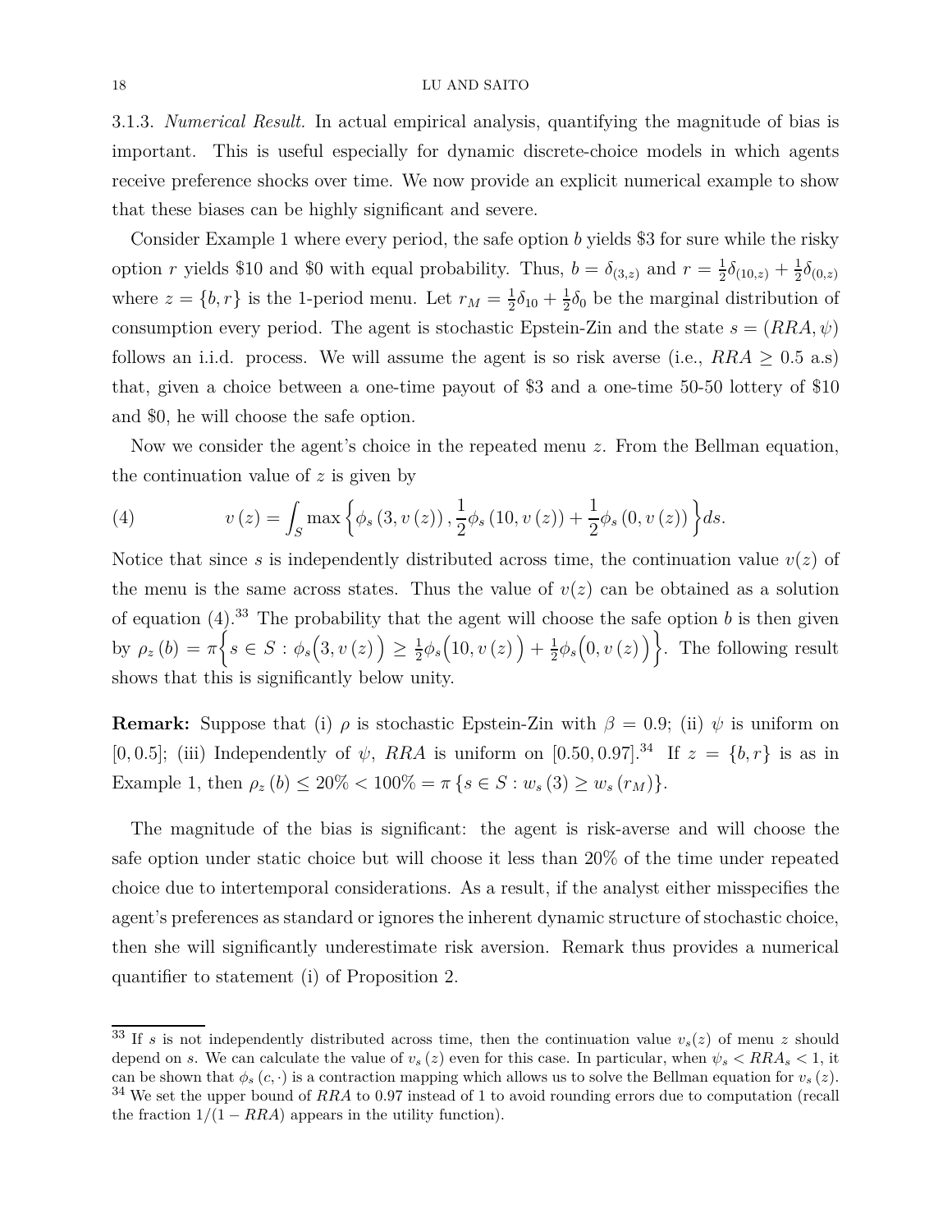3.1.3. *Numerical Result.* In actual empirical analysis, quantifying the magnitude of bias is important. This is useful especially for dynamic discrete-choice models in which agents receive preference shocks over time. We now provide an explicit numerical example to show that these biases can be highly significant and severe.

Consider Example 1 where every period, the safe option $b$ yields \$3 for sure while the risky option $r$ yields \$10 and \$0 with equal probability. Thus, $b = \delta_{(3,z)}$ and $r = \frac{1}{2}\delta_{(10,z)} + \frac{1}{2}\delta_{(0,z)}$ where $z = \{b, r\}$ is the 1-period menu. Let $r_M = \frac{1}{2}\delta_{10} + \frac{1}{2}\delta_0$ be the marginal distribution of consumption every period. The agent is stochastic Epstein-Zin and the state $s = (RRA, \psi)$ follows an i.i.d. process. We will assume the agent is so risk averse (i.e., $RRA \geq 0.5$ a.s) that, given a choice between a one-time payout of \$3 and a one-time 50-50 lottery of \$10 and \$0, he will choose the safe option.

Now we consider the agent's choice in the repeated menu $z$. From the Bellman equation, the continuation value of $z$ is given by

$$v(z) = \int_S \max\left\{\phi_s(3, v(z)), \frac{1}{2}\phi_s(10, v(z)) + \frac{1}{2}\phi_s(0, v(z))\right\} ds. \tag{4}$$

Notice that since $s$ is independently distributed across time, the continuation value $v(z)$ of the menu is the same across states. Thus the value of $v(z)$ can be obtained as a solution of equation (4).[33] The probability that the agent will choose the safe option $b$ is then given by $\rho_z(b) = \pi\Big\{s \in S : \phi_s\big(3, v(z)\big) \geq \frac{1}{2}\phi_s\big(10, v(z)\big) + \frac{1}{2}\phi_s\big(0, v(z)\big)\Big\}$. The following result shows that this is significantly below unity.

**Remark:** Suppose that (i) $\rho$ is stochastic Epstein-Zin with $\beta = 0.9$; (ii) $\psi$ is uniform on $[0, 0.5]$; (iii) Independently of $\psi$, $RRA$ is uniform on $[0.50, 0.97]$.[34] If $z = \{b, r\}$ is as in Example 1, then $\rho_z(b) \leq 20\% < 100\% = \pi\{s \in S : w_s(3) \geq w_s(r_M)\}$.

The magnitude of the bias is significant: the agent is risk-averse and will choose the safe option under static choice but will choose it less than 20% of the time under repeated choice due to intertemporal considerations. As a result, if the analyst either misspecifies the agent's preferences as standard or ignores the inherent dynamic structure of stochastic choice, then she will significantly underestimate risk aversion. Remark thus provides a numerical quantifier to statement (i) of Proposition 2.

[33] If $s$ is not independently distributed across time, then the continuation value $v_s(z)$ of menu $z$ should depend on $s$. We can calculate the value of $v_s(z)$ even for this case. In particular, when $\psi_s < RRA_s < 1$, it can be shown that $\phi_s(c, \cdot)$ is a contraction mapping which allows us to solve the Bellman equation for $v_s(z)$.

[34] We set the upper bound of $RRA$ to 0.97 instead of 1 to avoid rounding errors due to computation (recall the fraction $1/(1 - RRA)$ appears in the utility function).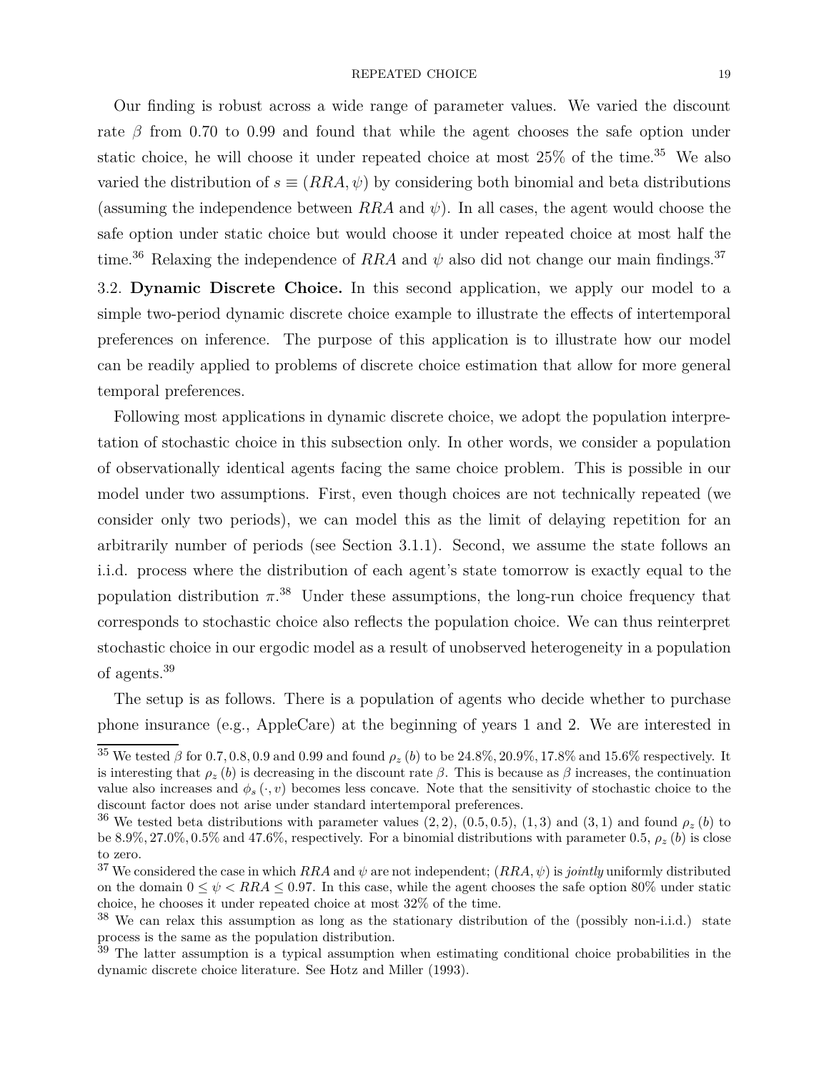Our finding is robust across a wide range of parameter values. We varied the discount rate $\beta$ from 0.70 to 0.99 and found that while the agent chooses the safe option under static choice, he will choose it under repeated choice at most 25% of the time.[35] We also varied the distribution of $s \equiv (RRA, \psi)$ by considering both binomial and beta distributions (assuming the independence between $RRA$ and $\psi$). In all cases, the agent would choose the safe option under static choice but would choose it under repeated choice at most half the time.[36] Relaxing the independence of $RRA$ and $\psi$ also did not change our main findings.[37]

3.2. **Dynamic Discrete Choice.** In this second application, we apply our model to a simple two-period dynamic discrete choice example to illustrate the effects of intertemporal preferences on inference. The purpose of this application is to illustrate how our model can be readily applied to problems of discrete choice estimation that allow for more general temporal preferences.

Following most applications in dynamic discrete choice, we adopt the population interpretation of stochastic choice in this subsection only. In other words, we consider a population of observationally identical agents facing the same choice problem. This is possible in our model under two assumptions. First, even though choices are not technically repeated (we consider only two periods), we can model this as the limit of delaying repetition for an arbitrarily number of periods (see Section 3.1.1). Second, we assume the state follows an i.i.d. process where the distribution of each agent's state tomorrow is exactly equal to the population distribution $\pi$.[38] Under these assumptions, the long-run choice frequency that corresponds to stochastic choice also reflects the population choice. We can thus reinterpret stochastic choice in our ergodic model as a result of unobserved heterogeneity in a population of agents.[39]

The setup is as follows. There is a population of agents who decide whether to purchase phone insurance (e.g., AppleCare) at the beginning of years 1 and 2. We are interested in

---

[35] We tested $\beta$ for $0.7, 0.8, 0.9$ and $0.99$ and found $\rho_z(b)$ to be $24.8\%, 20.9\%, 17.8\%$ and $15.6\%$ respectively. It is interesting that $\rho_z(b)$ is decreasing in the discount rate $\beta$. This is because as $\beta$ increases, the continuation value also increases and $\phi_s(\cdot, v)$ becomes less concave. Note that the sensitivity of stochastic choice to the discount factor does not arise under standard intertemporal preferences.

[36] We tested beta distributions with parameter values $(2, 2)$, $(0.5, 0.5)$, $(1, 3)$ and $(3, 1)$ and found $\rho_z(b)$ to be $8.9\%, 27.0\%, 0.5\%$ and $47.6\%$, respectively. For a binomial distributions with parameter 0.5, $\rho_z(b)$ is close to zero.

[37] We considered the case in which $RRA$ and $\psi$ are not independent; $(RRA, \psi)$ is *jointly* uniformly distributed on the domain $0 \leq \psi < RRA \leq 0.97$. In this case, while the agent chooses the safe option 80% under static choice, he chooses it under repeated choice at most 32% of the time.

[38] We can relax this assumption as long as the stationary distribution of the (possibly non-i.i.d.) state process is the same as the population distribution.

[39] The latter assumption is a typical assumption when estimating conditional choice probabilities in the dynamic discrete choice literature. See Hotz and Miller (1993).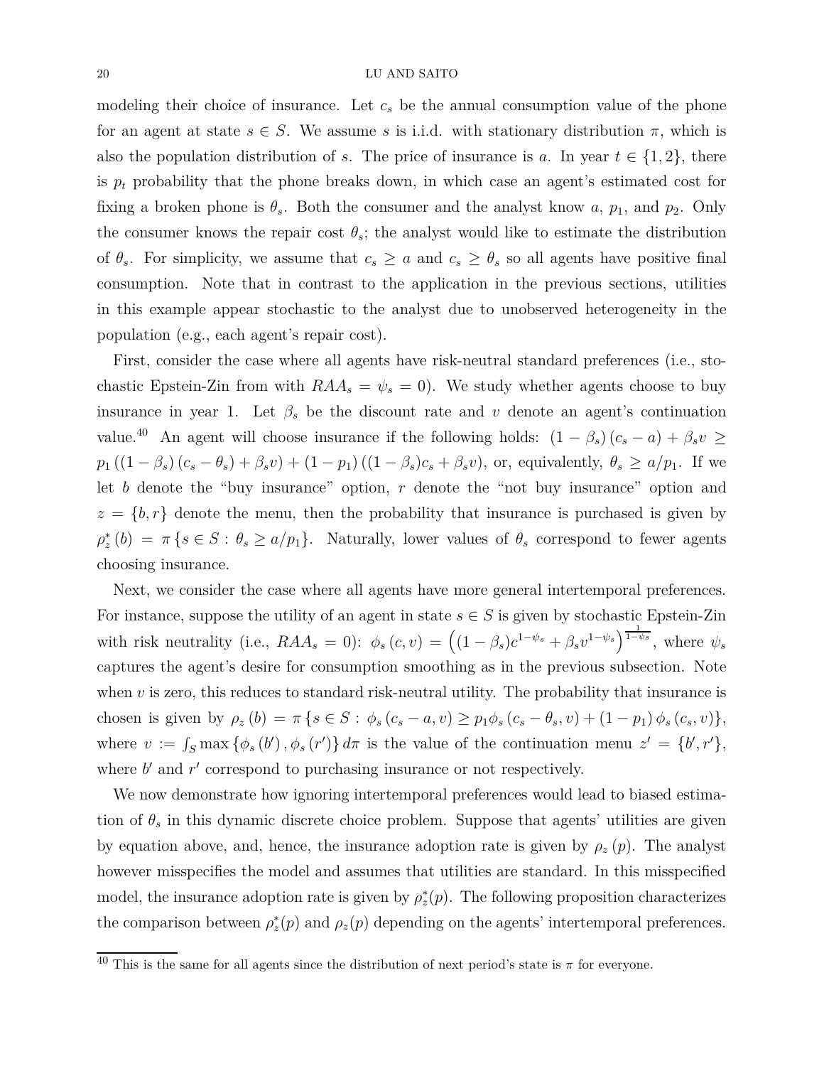modeling their choice of insurance. Let $c_s$ be the annual consumption value of the phone for an agent at state $s \in S$. We assume $s$ is i.i.d. with stationary distribution $\pi$, which is also the population distribution of $s$. The price of insurance is $a$. In year $t \in \{1, 2\}$, there is $p_t$ probability that the phone breaks down, in which case an agent's estimated cost for fixing a broken phone is $\theta_s$. Both the consumer and the analyst know $a$, $p_1$, and $p_2$. Only the consumer knows the repair cost $\theta_s$; the analyst would like to estimate the distribution of $\theta_s$. For simplicity, we assume that $c_s \geq a$ and $c_s \geq \theta_s$ so all agents have positive final consumption. Note that in contrast to the application in the previous sections, utilities in this example appear stochastic to the analyst due to unobserved heterogeneity in the population (e.g., each agent's repair cost).

First, consider the case where all agents have risk-neutral standard preferences (i.e., stochastic Epstein-Zin from with $RAA_s = \psi_s = 0$). We study whether agents choose to buy insurance in year 1. Let $\beta_s$ be the discount rate and $v$ denote an agent's continuation value.[40] An agent will choose insurance if the following holds: $(1 - \beta_s)(c_s - a) + \beta_s v \geq p_1 ((1 - \beta_s)(c_s - \theta_s) + \beta_s v) + (1 - p_1)((1 - \beta_s)c_s + \beta_s v)$, or, equivalently, $\theta_s \geq a/p_1$. If we let $b$ denote the "buy insurance" option, $r$ denote the "not buy insurance" option and $z = \{b, r\}$ denote the menu, then the probability that insurance is purchased is given by $\rho_z^*(b) = \pi\{s \in S : \theta_s \geq a/p_1\}$. Naturally, lower values of $\theta_s$ correspond to fewer agents choosing insurance.

Next, we consider the case where all agents have more general intertemporal preferences. For instance, suppose the utility of an agent in state $s \in S$ is given by stochastic Epstein-Zin with risk neutrality (i.e., $RAA_s = 0$): $\phi_s(c, v) = \left((1 - \beta_s)c^{1-\psi_s} + \beta_s v^{1-\psi_s}\right)^{\frac{1}{1-\psi_s}}$, where $\psi_s$ captures the agent's desire for consumption smoothing as in the previous subsection. Note when $v$ is zero, this reduces to standard risk-neutral utility. The probability that insurance is chosen is given by $\rho_z(b) = \pi\{s \in S : \phi_s(c_s - a, v) \geq p_1 \phi_s(c_s - \theta_s, v) + (1 - p_1)\phi_s(c_s, v)\}$, where $v := \int_S \max\{\phi_s(b'), \phi_s(r')\} d\pi$ is the value of the continuation menu $z' = \{b', r'\}$, where $b'$ and $r'$ correspond to purchasing insurance or not respectively.

We now demonstrate how ignoring intertemporal preferences would lead to biased estimation of $\theta_s$ in this dynamic discrete choice problem. Suppose that agents' utilities are given by equation above, and, hence, the insurance adoption rate is given by $\rho_z(p)$. The analyst however misspecifies the model and assumes that utilities are standard. In this misspecified model, the insurance adoption rate is given by $\rho_z^*(p)$. The following proposition characterizes the comparison between $\rho_z^*(p)$ and $\rho_z(p)$ depending on the agents' intertemporal preferences.

[40] This is the same for all agents since the distribution of next period's state is $\pi$ for everyone.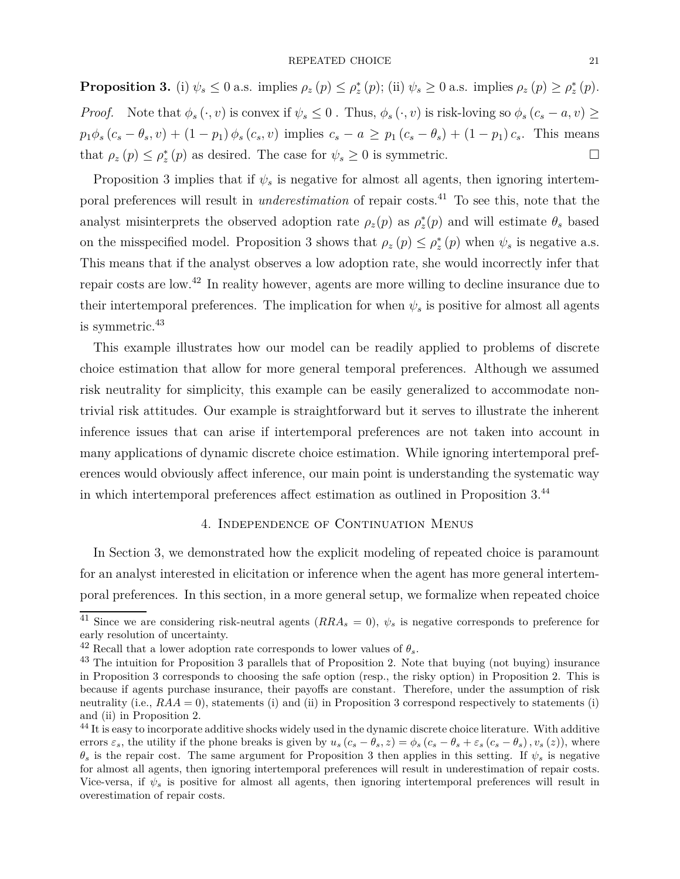**Proposition 3.** (i) $\psi_s \leq 0$ a.s. implies $\rho_z(p) \leq \rho_z^*(p)$; (ii) $\psi_s \geq 0$ a.s. implies $\rho_z(p) \geq \rho_z^*(p)$.

*Proof.* Note that $\phi_s(\cdot, v)$ is convex if $\psi_s \leq 0$ . Thus, $\phi_s(\cdot, v)$ is risk-loving so $\phi_s(c_s - a, v) \geq p_1 \phi_s(c_s - \theta_s, v) + (1 - p_1)\phi_s(c_s, v)$ implies $c_s - a \geq p_1(c_s - \theta_s) + (1 - p_1)c_s$. This means that $\rho_z(p) \leq \rho_z^*(p)$ as desired. The case for $\psi_s \geq 0$ is symmetric. □

Proposition 3 implies that if $\psi_s$ is negative for almost all agents, then ignoring intertemporal preferences will result in *underestimation* of repair costs.[41] To see this, note that the analyst misinterprets the observed adoption rate $\rho_z(p)$ as $\rho_z^*(p)$ and will estimate $\theta_s$ based on the misspecified model. Proposition 3 shows that $\rho_z(p) \leq \rho_z^*(p)$ when $\psi_s$ is negative a.s. This means that if the analyst observes a low adoption rate, she would incorrectly infer that repair costs are low.[42] In reality however, agents are more willing to decline insurance due to their intertemporal preferences. The implication for when $\psi_s$ is positive for almost all agents is symmetric.[43]

This example illustrates how our model can be readily applied to problems of discrete choice estimation that allow for more general temporal preferences. Although we assumed risk neutrality for simplicity, this example can be easily generalized to accommodate nontrivial risk attitudes. Our example is straightforward but it serves to illustrate the inherent inference issues that can arise if intertemporal preferences are not taken into account in many applications of dynamic discrete choice estimation. While ignoring intertemporal preferences would obviously affect inference, our main point is understanding the systematic way in which intertemporal preferences affect estimation as outlined in Proposition 3.[44]

## 4. Independence of Continuation Menus

In Section 3, we demonstrated how the explicit modeling of repeated choice is paramount for an analyst interested in elicitation or inference when the agent has more general intertemporal preferences. In this section, in a more general setup, we formalize when repeated choice

[41] Since we are considering risk-neutral agents ($RRA_s = 0$), $\psi_s$ is negative corresponds to preference for early resolution of uncertainty.

[42] Recall that a lower adoption rate corresponds to lower values of $\theta_s$.

[43] The intuition for Proposition 3 parallels that of Proposition 2. Note that buying (not buying) insurance in Proposition 3 corresponds to choosing the safe option (resp., the risky option) in Proposition 2. This is because if agents purchase insurance, their payoffs are constant. Therefore, under the assumption of risk neutrality (i.e., $RAA = 0$), statements (i) and (ii) in Proposition 3 correspond respectively to statements (i) and (ii) in Proposition 2.

[44] It is easy to incorporate additive shocks widely used in the dynamic discrete choice literature. With additive errors $\varepsilon_s$, the utility if the phone breaks is given by $u_s(c_s - \theta_s, z) = \phi_s(c_s - \theta_s + \varepsilon_s(c_s - \theta_s), v_s(z))$, where $\theta_s$ is the repair cost. The same argument for Proposition 3 then applies in this setting. If $\psi_s$ is negative for almost all agents, then ignoring intertemporal preferences will result in underestimation of repair costs. Vice-versa, if $\psi_s$ is positive for almost all agents, then ignoring intertemporal preferences will result in overestimation of repair costs.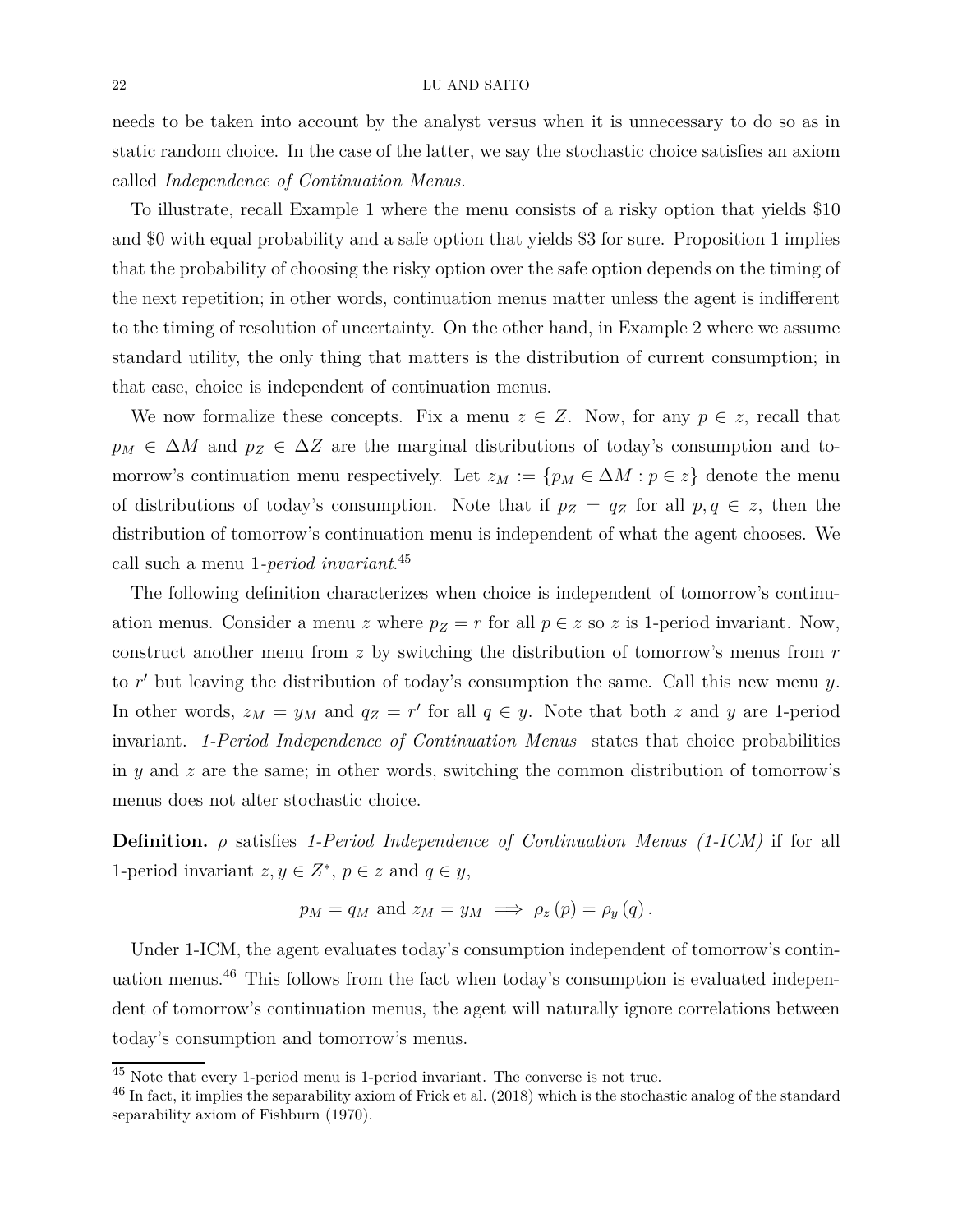needs to be taken into account by the analyst versus when it is unnecessary to do so as in static random choice. In the case of the latter, we say the stochastic choice satisfies an axiom called *Independence of Continuation Menus.*

To illustrate, recall Example 1 where the menu consists of a risky option that yields \$10 and \$0 with equal probability and a safe option that yields \$3 for sure. Proposition 1 implies that the probability of choosing the risky option over the safe option depends on the timing of the next repetition; in other words, continuation menus matter unless the agent is indifferent to the timing of resolution of uncertainty. On the other hand, in Example 2 where we assume standard utility, the only thing that matters is the distribution of current consumption; in that case, choice is independent of continuation menus.

We now formalize these concepts. Fix a menu $z \in Z$. Now, for any $p \in z$, recall that $p_M \in \Delta M$ and $p_Z \in \Delta Z$ are the marginal distributions of today's consumption and tomorrow's continuation menu respectively. Let $z_M := \{p_M \in \Delta M : p \in z\}$ denote the menu of distributions of today's consumption. Note that if $p_Z = q_Z$ for all $p, q \in z$, then the distribution of tomorrow's continuation menu is independent of what the agent chooses. We call such a menu 1-*period invariant*.[45]

The following definition characterizes when choice is independent of tomorrow's continuation menus. Consider a menu $z$ where $p_Z = r$ for all $p \in z$ so $z$ is 1-period invariant. Now, construct another menu from $z$ by switching the distribution of tomorrow's menus from $r$ to $r'$ but leaving the distribution of today's consumption the same. Call this new menu $y$. In other words, $z_M = y_M$ and $q_Z = r'$ for all $q \in y$. Note that both $z$ and $y$ are 1-period invariant. *1-Period Independence of Continuation Menus* states that choice probabilities in $y$ and $z$ are the same; in other words, switching the common distribution of tomorrow's menus does not alter stochastic choice.

**Definition.** $\rho$ satisfies *1-Period Independence of Continuation Menus (1-ICM)* if for all 1-period invariant $z, y \in Z^*$, $p \in z$ and $q \in y$,

$$p_M = q_M \text{ and } z_M = y_M \implies \rho_z(p) = \rho_y(q).$$

Under 1-ICM, the agent evaluates today's consumption independent of tomorrow's continuation menus.[46] This follows from the fact when today's consumption is evaluated independent of tomorrow's continuation menus, the agent will naturally ignore correlations between today's consumption and tomorrow's menus.

[45] Note that every 1-period menu is 1-period invariant. The converse is not true.

[46] In fact, it implies the separability axiom of Frick et al. (2018) which is the stochastic analog of the standard separability axiom of Fishburn (1970).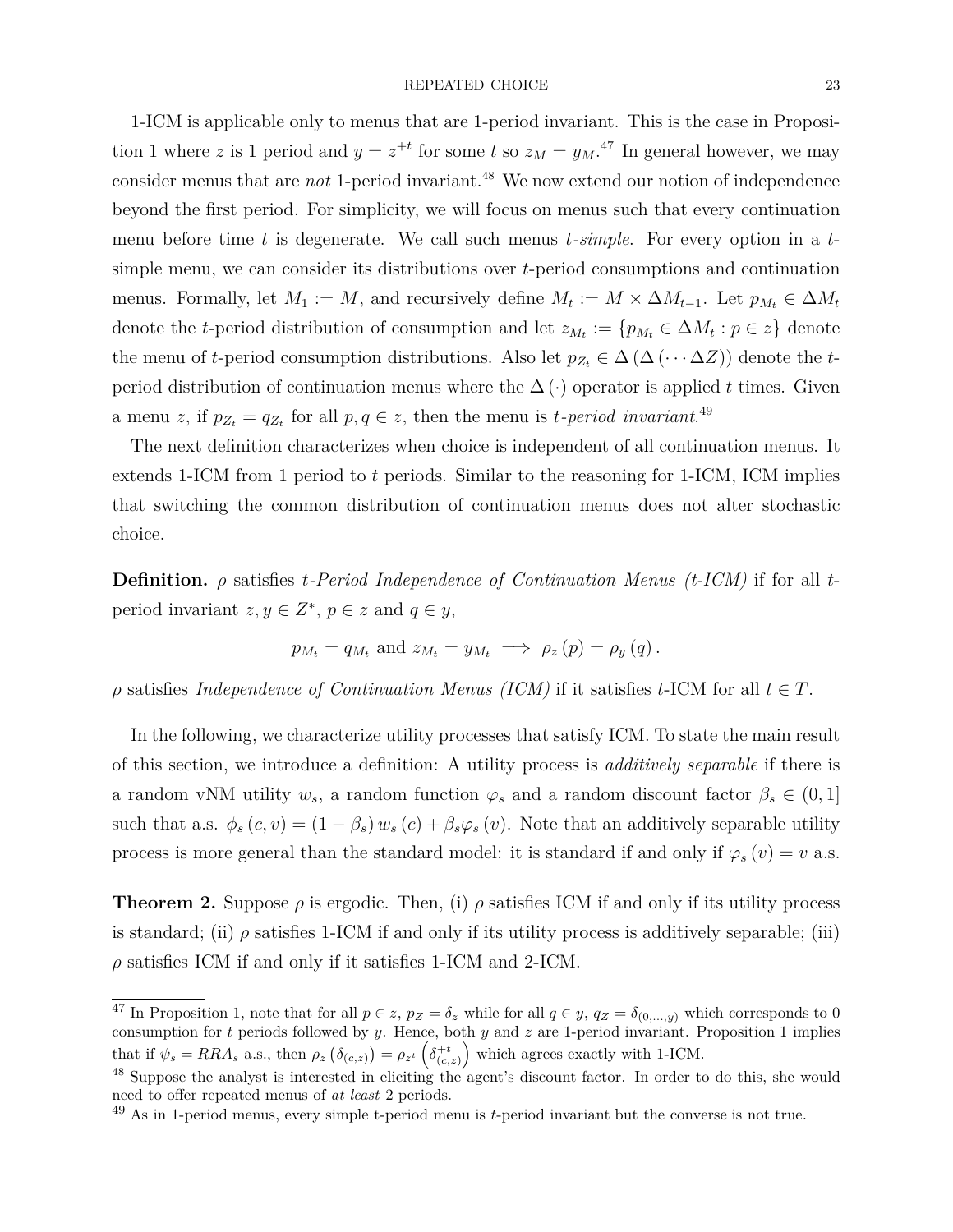1-ICM is applicable only to menus that are 1-period invariant. This is the case in Proposition 1 where $z$ is 1 period and $y = z^{+t}$ for some $t$ so $z_M = y_M$.[47] In general however, we may consider menus that are *not* 1-period invariant.[48] We now extend our notion of independence beyond the first period. For simplicity, we will focus on menus such that every continuation menu before time $t$ is degenerate. We call such menus *t-simple*. For every option in a $t$-simple menu, we can consider its distributions over $t$-period consumptions and continuation menus. Formally, let $M_1 := M$, and recursively define $M_t := M \times \Delta M_{t-1}$. Let $p_{M_t} \in \Delta M_t$ denote the $t$-period distribution of consumption and let $z_{M_t} := \{p_{M_t} \in \Delta M_t : p \in z\}$ denote the menu of $t$-period consumption distributions. Also let $p_{Z_t} \in \Delta(\Delta(\cdots \Delta Z))$ denote the $t$-period distribution of continuation menus where the $\Delta(\cdot)$ operator is applied $t$ times. Given a menu $z$, if $p_{Z_t} = q_{Z_t}$ for all $p, q \in z$, then the menu is *t-period invariant*.[49]

The next definition characterizes when choice is independent of all continuation menus. It extends 1-ICM from 1 period to $t$ periods. Similar to the reasoning for 1-ICM, ICM implies that switching the common distribution of continuation menus does not alter stochastic choice.

**Definition.** $\rho$ satisfies *t-Period Independence of Continuation Menus (t-ICM)* if for all $t$-period invariant $z, y \in Z^*$, $p \in z$ and $q \in y$,

$$p_{M_t} = q_{M_t} \text{ and } z_{M_t} = y_{M_t} \implies \rho_z(p) = \rho_y(q).$$

$\rho$ satisfies *Independence of Continuation Menus (ICM)* if it satisfies $t$-ICM for all $t \in T$.

In the following, we characterize utility processes that satisfy ICM. To state the main result of this section, we introduce a definition: A utility process is *additively separable* if there is a random vNM utility $w_s$, a random function $\varphi_s$ and a random discount factor $\beta_s \in (0, 1]$ such that a.s. $\phi_s(c, v) = (1 - \beta_s) w_s(c) + \beta_s \varphi_s(v)$. Note that an additively separable utility process is more general than the standard model: it is standard if and only if $\varphi_s(v) = v$ a.s.

**Theorem 2.** Suppose $\rho$ is ergodic. Then, (i) $\rho$ satisfies ICM if and only if its utility process is standard; (ii) $\rho$ satisfies 1-ICM if and only if its utility process is additively separable; (iii) $\rho$ satisfies ICM if and only if it satisfies 1-ICM and 2-ICM.

---

[47] In Proposition 1, note that for all $p \in z$, $p_Z = \delta_z$ while for all $q \in y$, $q_Z = \delta_{(0,\ldots,y)}$ which corresponds to 0 consumption for $t$ periods followed by $y$. Hence, both $y$ and $z$ are 1-period invariant. Proposition 1 implies that if $\psi_s = RRA_s$ a.s., then $\rho_z(\delta_{(c,z)}) = \rho_{z^t}\left(\delta^{+t}_{(c,z)}\right)$ which agrees exactly with 1-ICM.

[48] Suppose the analyst is interested in eliciting the agent's discount factor. In order to do this, she would need to offer repeated menus of *at least* 2 periods.

[49] As in 1-period menus, every simple t-period menu is $t$-period invariant but the converse is not true.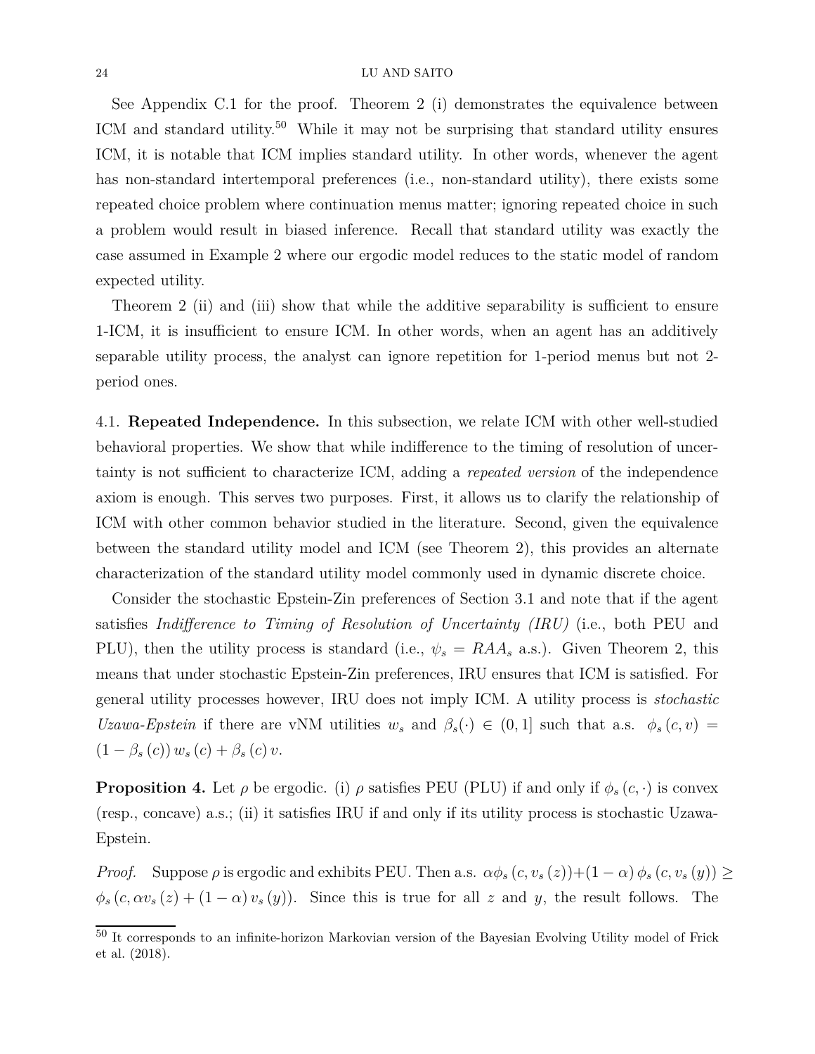See Appendix C.1 for the proof. Theorem 2 (i) demonstrates the equivalence between ICM and standard utility.[50] While it may not be surprising that standard utility ensures ICM, it is notable that ICM implies standard utility. In other words, whenever the agent has non-standard intertemporal preferences (i.e., non-standard utility), there exists some repeated choice problem where continuation menus matter; ignoring repeated choice in such a problem would result in biased inference. Recall that standard utility was exactly the case assumed in Example 2 where our ergodic model reduces to the static model of random expected utility.

Theorem 2 (ii) and (iii) show that while the additive separability is sufficient to ensure 1-ICM, it is insufficient to ensure ICM. In other words, when an agent has an additively separable utility process, the analyst can ignore repetition for 1-period menus but not 2-period ones.

4.1. **Repeated Independence.** In this subsection, we relate ICM with other well-studied behavioral properties. We show that while indifference to the timing of resolution of uncertainty is not sufficient to characterize ICM, adding a *repeated version* of the independence axiom is enough. This serves two purposes. First, it allows us to clarify the relationship of ICM with other common behavior studied in the literature. Second, given the equivalence between the standard utility model and ICM (see Theorem 2), this provides an alternate characterization of the standard utility model commonly used in dynamic discrete choice.

Consider the stochastic Epstein-Zin preferences of Section 3.1 and note that if the agent satisfies *Indifference to Timing of Resolution of Uncertainty (IRU)* (i.e., both PEU and PLU), then the utility process is standard (i.e., $\psi_s = RAA_s$ a.s.). Given Theorem 2, this means that under stochastic Epstein-Zin preferences, IRU ensures that ICM is satisfied. For general utility processes however, IRU does not imply ICM. A utility process is *stochastic Uzawa-Epstein* if there are vNM utilities $w_s$ and $\beta_s(\cdot) \in (0,1]$ such that a.s. $\phi_s(c,v) = (1-\beta_s(c))\, w_s(c) + \beta_s(c)\, v$.

**Proposition 4.** Let $\rho$ be ergodic. (i) $\rho$ satisfies PEU (PLU) if and only if $\phi_s(c,\cdot)$ is convex (resp., concave) a.s.; (ii) it satisfies IRU if and only if its utility process is stochastic Uzawa-Epstein.

*Proof.* Suppose $\rho$ is ergodic and exhibits PEU. Then a.s. $\alpha\phi_s(c, v_s(z)) + (1-\alpha)\,\phi_s(c, v_s(y)) \geq \phi_s(c, \alpha v_s(z) + (1-\alpha)\, v_s(y))$. Since this is true for all $z$ and $y$, the result follows. The

[50] It corresponds to an infinite-horizon Markovian version of the Bayesian Evolving Utility model of Frick et al. (2018).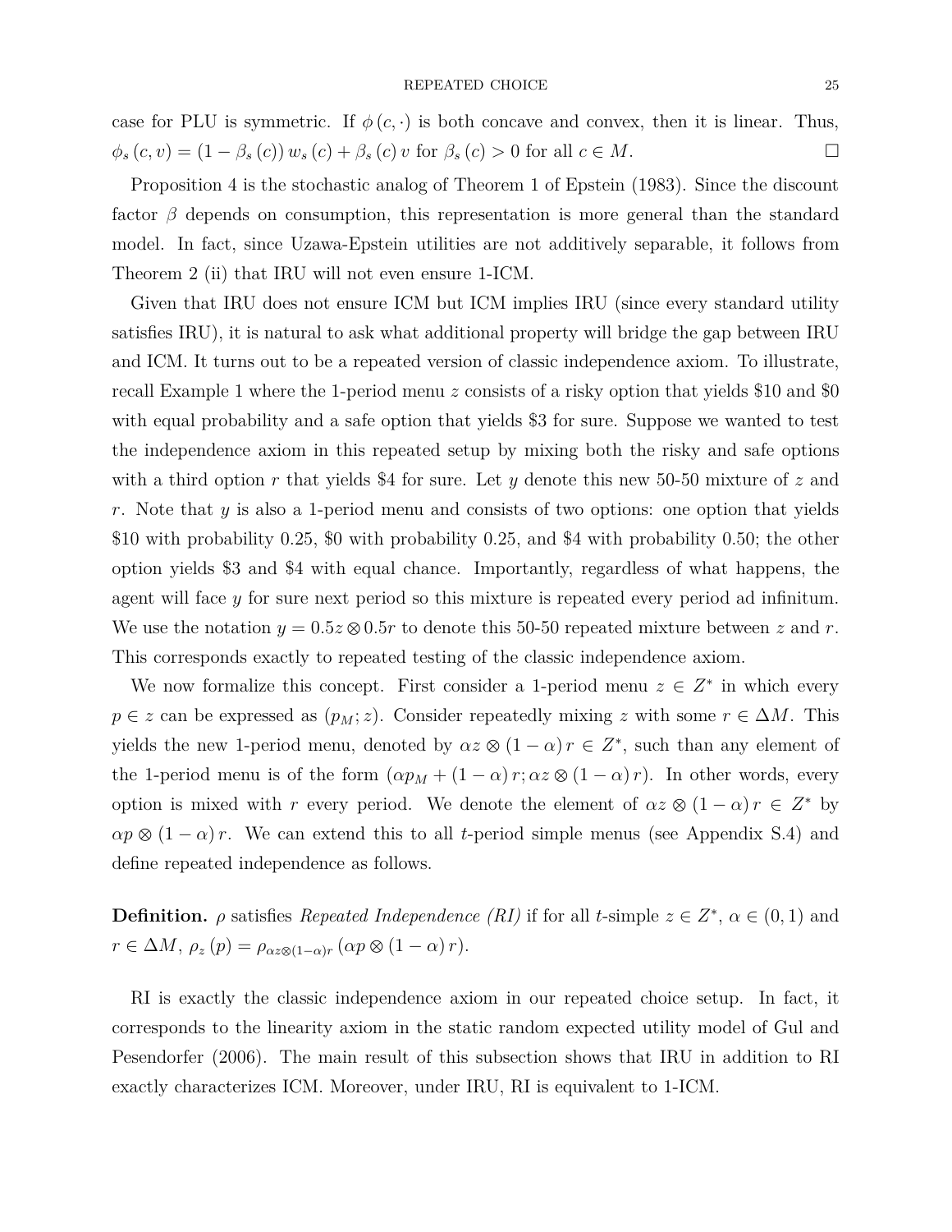case for PLU is symmetric. If $\phi(c, \cdot)$ is both concave and convex, then it is linear. Thus, $\phi_s(c, v) = (1 - \beta_s(c)) w_s(c) + \beta_s(c) v$ for $\beta_s(c) > 0$ for all $c \in M$. $\square$

Proposition 4 is the stochastic analog of Theorem 1 of Epstein (1983). Since the discount factor $\beta$ depends on consumption, this representation is more general than the standard model. In fact, since Uzawa-Epstein utilities are not additively separable, it follows from Theorem 2 (ii) that IRU will not even ensure 1-ICM.

Given that IRU does not ensure ICM but ICM implies IRU (since every standard utility satisfies IRU), it is natural to ask what additional property will bridge the gap between IRU and ICM. It turns out to be a repeated version of classic independence axiom. To illustrate, recall Example 1 where the 1-period menu $z$ consists of a risky option that yields \$10 and \$0 with equal probability and a safe option that yields \$3 for sure. Suppose we wanted to test the independence axiom in this repeated setup by mixing both the risky and safe options with a third option $r$ that yields \$4 for sure. Let $y$ denote this new 50-50 mixture of $z$ and $r$. Note that $y$ is also a 1-period menu and consists of two options: one option that yields \$10 with probability 0.25, \$0 with probability 0.25, and \$4 with probability 0.50; the other option yields \$3 and \$4 with equal chance. Importantly, regardless of what happens, the agent will face $y$ for sure next period so this mixture is repeated every period ad infinitum. We use the notation $y = 0.5z \otimes 0.5r$ to denote this 50-50 repeated mixture between $z$ and $r$. This corresponds exactly to repeated testing of the classic independence axiom.

We now formalize this concept. First consider a 1-period menu $z \in Z^*$ in which every $p \in z$ can be expressed as $(p_M; z)$. Consider repeatedly mixing $z$ with some $r \in \Delta M$. This yields the new 1-period menu, denoted by $\alpha z \otimes (1 - \alpha) r \in Z^*$, such than any element of the 1-period menu is of the form $(\alpha p_M + (1 - \alpha) r; \alpha z \otimes (1 - \alpha) r)$. In other words, every option is mixed with $r$ every period. We denote the element of $\alpha z \otimes (1 - \alpha) r \in Z^*$ by $\alpha p \otimes (1 - \alpha) r$. We can extend this to all $t$-period simple menus (see Appendix S.4) and define repeated independence as follows.

**Definition.** $\rho$ satisfies *Repeated Independence (RI)* if for all $t$-simple $z \in Z^*$, $\alpha \in (0, 1)$ and $r \in \Delta M$, $\rho_z(p) = \rho_{\alpha z \otimes (1-\alpha) r}(\alpha p \otimes (1 - \alpha) r)$.

RI is exactly the classic independence axiom in our repeated choice setup. In fact, it corresponds to the linearity axiom in the static random expected utility model of Gul and Pesendorfer (2006). The main result of this subsection shows that IRU in addition to RI exactly characterizes ICM. Moreover, under IRU, RI is equivalent to 1-ICM.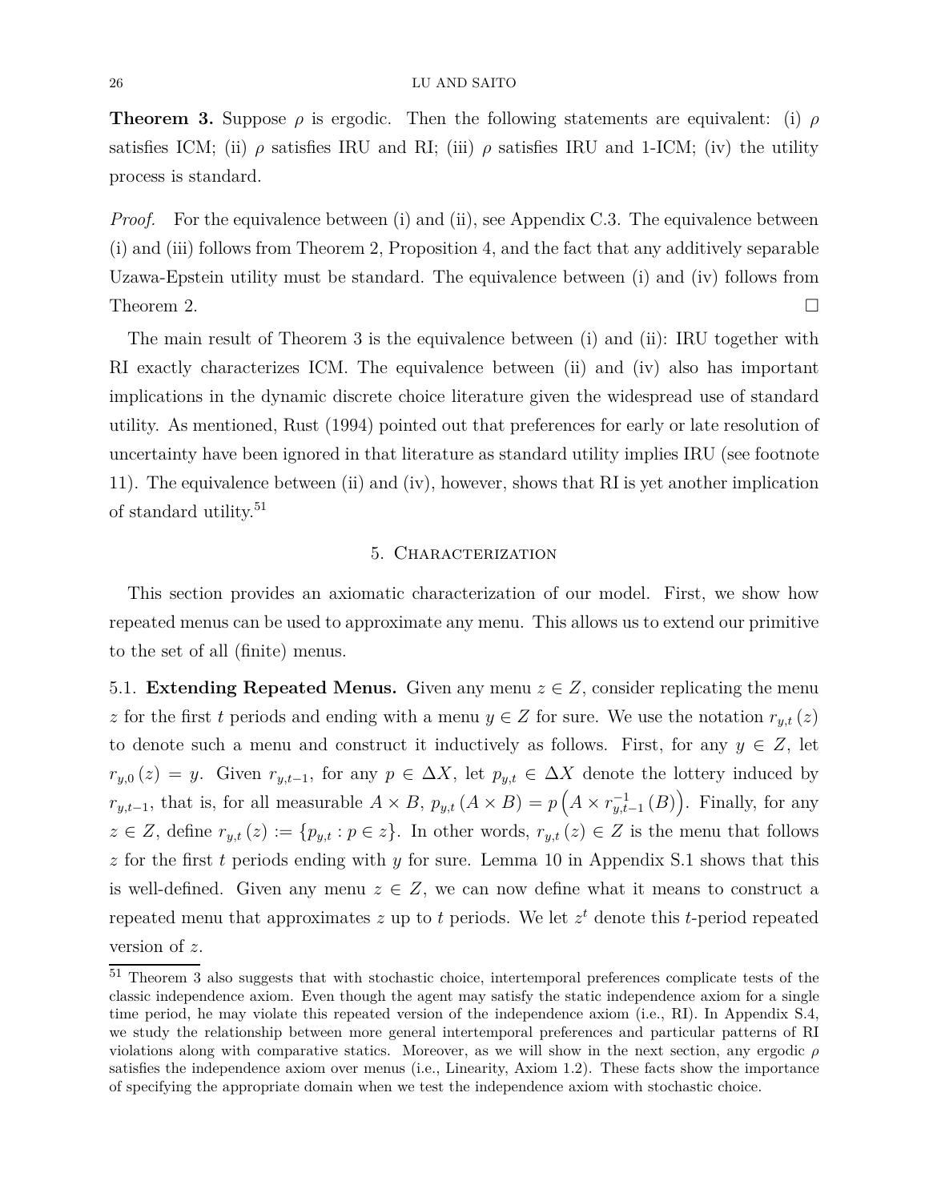**Theorem 3.** Suppose $\rho$ is ergodic. Then the following statements are equivalent: (i) $\rho$ satisfies ICM; (ii) $\rho$ satisfies IRU and RI; (iii) $\rho$ satisfies IRU and 1-ICM; (iv) the utility process is standard.

*Proof.* For the equivalence between (i) and (ii), see Appendix C.3. The equivalence between (i) and (iii) follows from Theorem 2, Proposition 4, and the fact that any additively separable Uzawa-Epstein utility must be standard. The equivalence between (i) and (iv) follows from Theorem 2. □

The main result of Theorem 3 is the equivalence between (i) and (ii): IRU together with RI exactly characterizes ICM. The equivalence between (ii) and (iv) also has important implications in the dynamic discrete choice literature given the widespread use of standard utility. As mentioned, Rust (1994) pointed out that preferences for early or late resolution of uncertainty have been ignored in that literature as standard utility implies IRU (see footnote 11). The equivalence between (ii) and (iv), however, shows that RI is yet another implication of standard utility.[51]

## 5. Characterization

This section provides an axiomatic characterization of our model. First, we show how repeated menus can be used to approximate any menu. This allows us to extend our primitive to the set of all (finite) menus.

### 5.1. Extending Repeated Menus.

Given any menu $z \in Z$, consider replicating the menu $z$ for the first $t$ periods and ending with a menu $y \in Z$ for sure. We use the notation $r_{y,t}(z)$ to denote such a menu and construct it inductively as follows. First, for any $y \in Z$, let $r_{y,0}(z) = y$. Given $r_{y,t-1}$, for any $p \in \Delta X$, let $p_{y,t} \in \Delta X$ denote the lottery induced by $r_{y,t-1}$, that is, for all measurable $A \times B$, $p_{y,t}(A \times B) = p\left(A \times r_{y,t-1}^{-1}(B)\right)$. Finally, for any $z \in Z$, define $r_{y,t}(z) := \{p_{y,t} : p \in z\}$. In other words, $r_{y,t}(z) \in Z$ is the menu that follows $z$ for the first $t$ periods ending with $y$ for sure. Lemma 10 in Appendix S.1 shows that this is well-defined. Given any menu $z \in Z$, we can now define what it means to construct a repeated menu that approximates $z$ up to $t$ periods. We let $z^t$ denote this $t$-period repeated version of $z$.

---

[51] Theorem 3 also suggests that with stochastic choice, intertemporal preferences complicate tests of the classic independence axiom. Even though the agent may satisfy the static independence axiom for a single time period, he may violate this repeated version of the independence axiom (i.e., RI). In Appendix S.4, we study the relationship between more general intertemporal preferences and particular patterns of RI violations along with comparative statics. Moreover, as we will show in the next section, any ergodic $\rho$ satisfies the independence axiom over menus (i.e., Linearity, Axiom 1.2). These facts show the importance of specifying the appropriate domain when we test the independence axiom with stochastic choice.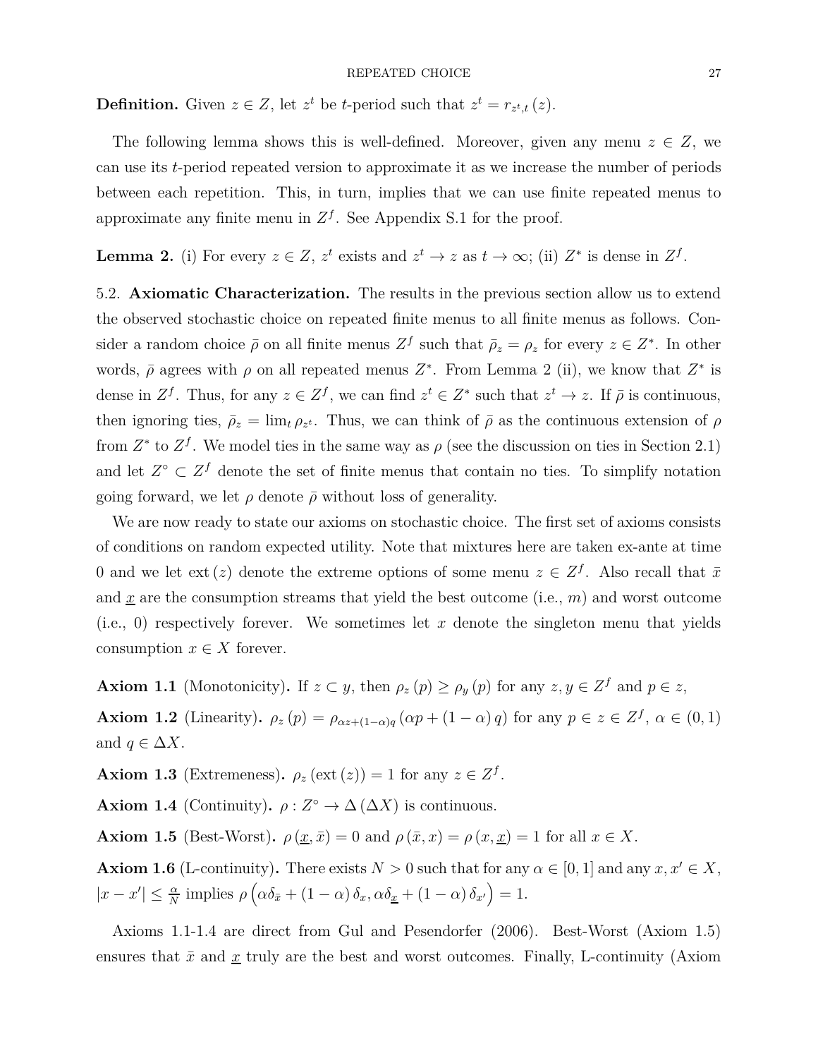**Definition.** Given $z \in Z$, let $z^t$ be $t$-period such that $z^t = r_{z^t,t}(z)$.

The following lemma shows this is well-defined. Moreover, given any menu $z \in Z$, we can use its $t$-period repeated version to approximate it as we increase the number of periods between each repetition. This, in turn, implies that we can use finite repeated menus to approximate any finite menu in $Z^f$. See Appendix S.1 for the proof.

**Lemma 2.** (i) For every $z \in Z$, $z^t$ exists and $z^t \to z$ as $t \to \infty$; (ii) $Z^*$ is dense in $Z^f$.

5.2. **Axiomatic Characterization.** The results in the previous section allow us to extend the observed stochastic choice on repeated finite menus to all finite menus as follows. Consider a random choice $\bar{\rho}$ on all finite menus $Z^f$ such that $\bar{\rho}_z = \rho_z$ for every $z \in Z^*$. In other words, $\bar{\rho}$ agrees with $\rho$ on all repeated menus $Z^*$. From Lemma 2 (ii), we know that $Z^*$ is dense in $Z^f$. Thus, for any $z \in Z^f$, we can find $z^t \in Z^*$ such that $z^t \to z$. If $\bar{\rho}$ is continuous, then ignoring ties, $\bar{\rho}_z = \lim_t \rho_{z^t}$. Thus, we can think of $\bar{\rho}$ as the continuous extension of $\rho$ from $Z^*$ to $Z^f$. We model ties in the same way as $\rho$ (see the discussion on ties in Section 2.1) and let $Z^\circ \subset Z^f$ denote the set of finite menus that contain no ties. To simplify notation going forward, we let $\rho$ denote $\bar{\rho}$ without loss of generality.

We are now ready to state our axioms on stochastic choice. The first set of axioms consists of conditions on random expected utility. Note that mixtures here are taken ex-ante at time 0 and we let $\text{ext}(z)$ denote the extreme options of some menu $z \in Z^f$. Also recall that $\bar{x}$ and $\underline{x}$ are the consumption streams that yield the best outcome (i.e., $m$) and worst outcome (i.e., 0) respectively forever. We sometimes let $x$ denote the singleton menu that yields consumption $x \in X$ forever.

**Axiom 1.1** (Monotonicity)**.** If $z \subset y$, then $\rho_z(p) \geq \rho_y(p)$ for any $z, y \in Z^f$ and $p \in z$,

**Axiom 1.2** (Linearity)**.** $\rho_z(p) = \rho_{\alpha z + (1-\alpha)q}(\alpha p + (1-\alpha)q)$ for any $p \in z \in Z^f$, $\alpha \in (0,1)$ and $q \in \Delta X$.

**Axiom 1.3** (Extremeness)**.** $\rho_z(\text{ext}(z)) = 1$ for any $z \in Z^f$.

**Axiom 1.4** (Continuity)**.** $\rho : Z^\circ \to \Delta(\Delta X)$ is continuous.

**Axiom 1.5** (Best-Worst)**.** $\rho(\underline{x}, \bar{x}) = 0$ and $\rho(\bar{x}, x) = \rho(x, \underline{x}) = 1$ for all $x \in X$.

**Axiom 1.6** (L-continuity)**.** There exists $N > 0$ such that for any $\alpha \in [0,1]$ and any $x, x' \in X$, $|x - x'| \leq \frac{\alpha}{N}$ implies $\rho\left(\alpha\delta_{\bar{x}} + (1-\alpha)\delta_x, \alpha\delta_{\underline{x}} + (1-\alpha)\delta_{x'}\right) = 1$.

Axioms 1.1-1.4 are direct from Gul and Pesendorfer (2006). Best-Worst (Axiom 1.5) ensures that $\bar{x}$ and $\underline{x}$ truly are the best and worst outcomes. Finally, L-continuity (Axiom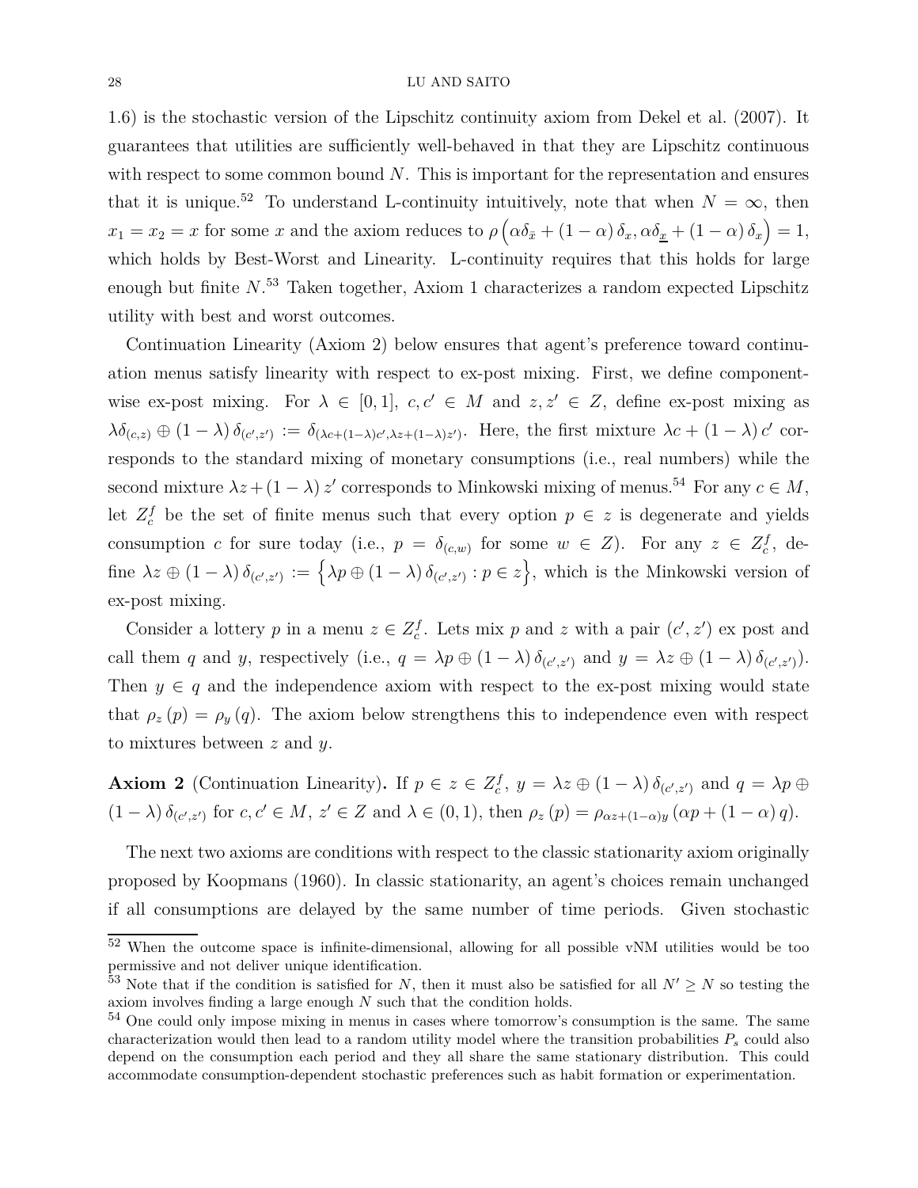1.6) is the stochastic version of the Lipschitz continuity axiom from Dekel et al. (2007). It guarantees that utilities are sufficiently well-behaved in that they are Lipschitz continuous with respect to some common bound $N$. This is important for the representation and ensures that it is unique.[52] To understand L-continuity intuitively, note that when $N = \infty$, then $x_1 = x_2 = x$ for some $x$ and the axiom reduces to $\rho\left(\alpha\delta_{\bar{x}} + (1-\alpha)\,\delta_x, \alpha\delta_{\underline{x}} + (1-\alpha)\,\delta_x\right) = 1$, which holds by Best-Worst and Linearity. L-continuity requires that this holds for large enough but finite $N$.[53] Taken together, Axiom 1 characterizes a random expected Lipschitz utility with best and worst outcomes.

Continuation Linearity (Axiom 2) below ensures that agent's preference toward continuation menus satisfy linearity with respect to ex-post mixing. First, we define component-wise ex-post mixing. For $\lambda \in [0,1]$, $c, c' \in M$ and $z, z' \in Z$, define ex-post mixing as $\lambda\delta_{(c,z)} \oplus (1-\lambda)\,\delta_{(c',z')} := \delta_{(\lambda c+(1-\lambda)c', \lambda z+(1-\lambda)z')}$. Here, the first mixture $\lambda c + (1-\lambda)\,c'$ corresponds to the standard mixing of monetary consumptions (i.e., real numbers) while the second mixture $\lambda z + (1-\lambda)\,z'$ corresponds to Minkowski mixing of menus.[54] For any $c \in M$, let $Z_c^f$ be the set of finite menus such that every option $p \in z$ is degenerate and yields consumption $c$ for sure today (i.e., $p = \delta_{(c,w)}$ for some $w \in Z$). For any $z \in Z_c^f$, define $\lambda z \oplus (1-\lambda)\,\delta_{(c',z')} := \left\{\lambda p \oplus (1-\lambda)\,\delta_{(c',z')} : p \in z\right\}$, which is the Minkowski version of ex-post mixing.

Consider a lottery $p$ in a menu $z \in Z_c^f$. Lets mix $p$ and $z$ with a pair $(c', z')$ ex post and call them $q$ and $y$, respectively (i.e., $q = \lambda p \oplus (1-\lambda)\,\delta_{(c',z')}$ and $y = \lambda z \oplus (1-\lambda)\,\delta_{(c',z')}$). Then $y \in q$ and the independence axiom with respect to the ex-post mixing would state that $\rho_z(p) = \rho_y(q)$. The axiom below strengthens this to independence even with respect to mixtures between $z$ and $y$.

**Axiom 2** (Continuation Linearity)**.** If $p \in z \in Z_c^f$, $y = \lambda z \oplus (1-\lambda)\,\delta_{(c',z')}$ and $q = \lambda p \oplus (1-\lambda)\,\delta_{(c',z')}$ for $c, c' \in M$, $z' \in Z$ and $\lambda \in (0,1)$, then $\rho_z(p) = \rho_{\alpha z+(1-\alpha)y}(\alpha p + (1-\alpha)\,q)$.

The next two axioms are conditions with respect to the classic stationarity axiom originally proposed by Koopmans (1960). In classic stationarity, an agent's choices remain unchanged if all consumptions are delayed by the same number of time periods. Given stochastic

[52] When the outcome space is infinite-dimensional, allowing for all possible vNM utilities would be too permissive and not deliver unique identification.

[53] Note that if the condition is satisfied for $N$, then it must also be satisfied for all $N' \geq N$ so testing the axiom involves finding a large enough $N$ such that the condition holds.

[54] One could only impose mixing in menus in cases where tomorrow's consumption is the same. The same characterization would then lead to a random utility model where the transition probabilities $P_s$ could also depend on the consumption each period and they all share the same stationary distribution. This could accommodate consumption-dependent stochastic preferences such as habit formation or experimentation.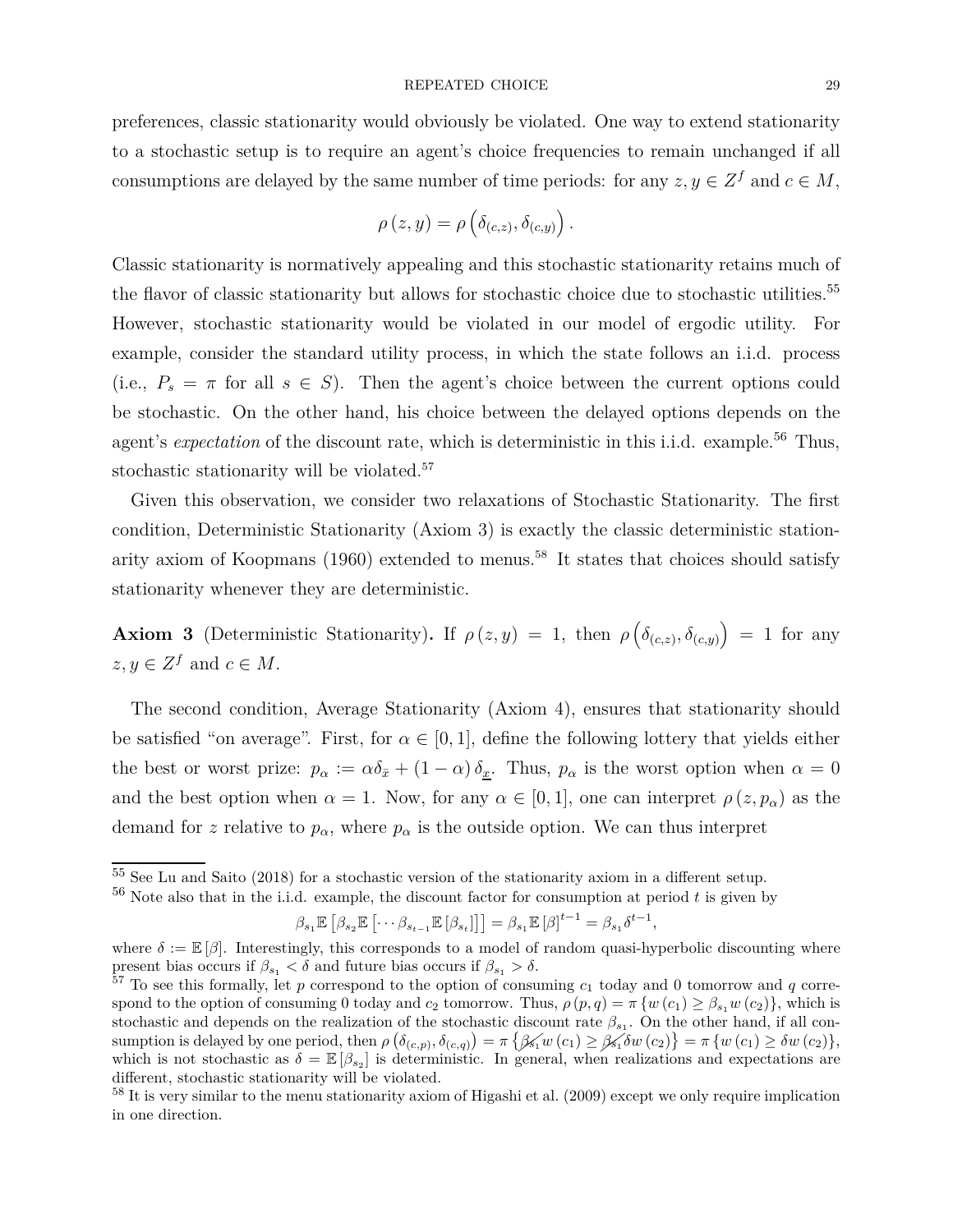preferences, classic stationarity would obviously be violated. One way to extend stationarity to a stochastic setup is to require an agent's choice frequencies to remain unchanged if all consumptions are delayed by the same number of time periods: for any $z, y \in Z^f$ and $c \in M$,

$$\rho(z, y) = \rho\left(\delta_{(c,z)}, \delta_{(c,y)}\right).$$

Classic stationarity is normatively appealing and this stochastic stationarity retains much of the flavor of classic stationarity but allows for stochastic choice due to stochastic utilities.[55] However, stochastic stationarity would be violated in our model of ergodic utility. For example, consider the standard utility process, in which the state follows an i.i.d. process (i.e., $P_s = \pi$ for all $s \in S$). Then the agent's choice between the current options could be stochastic. On the other hand, his choice between the delayed options depends on the agent's *expectation* of the discount rate, which is deterministic in this i.i.d. example.[56] Thus, stochastic stationarity will be violated.[57]

Given this observation, we consider two relaxations of Stochastic Stationarity. The first condition, Deterministic Stationarity (Axiom 3) is exactly the classic deterministic stationarity axiom of Koopmans (1960) extended to menus.[58] It states that choices should satisfy stationarity whenever they are deterministic.

**Axiom 3** (Deterministic Stationarity)**.** If $\rho(z, y) = 1$, then $\rho\left(\delta_{(c,z)}, \delta_{(c,y)}\right) = 1$ for any $z, y \in Z^f$ and $c \in M$.

The second condition, Average Stationarity (Axiom 4), ensures that stationarity should be satisfied "on average". First, for $\alpha \in [0, 1]$, define the following lottery that yields either the best or worst prize: $p_\alpha := \alpha\delta_{\bar{x}} + (1 - \alpha)\delta_{\underline{x}}$. Thus, $p_\alpha$ is the worst option when $\alpha = 0$ and the best option when $\alpha = 1$. Now, for any $\alpha \in [0, 1]$, one can interpret $\rho(z, p_\alpha)$ as the demand for $z$ relative to $p_\alpha$, where $p_\alpha$ is the outside option. We can thus interpret

---

[55] See Lu and Saito (2018) for a stochastic version of the stationarity axiom in a different setup.

[56] Note also that in the i.i.d. example, the discount factor for consumption at period $t$ is given by

$$\beta_{s_1}\mathbb{E}\left[\beta_{s_2}\mathbb{E}\left[\cdots\beta_{s_{t-1}}\mathbb{E}\left[\beta_{s_t}\right]\right]\right] = \beta_{s_1}\mathbb{E}\left[\beta\right]^{t-1} = \beta_{s_1}\delta^{t-1},$$

where $\delta := \mathbb{E}[\beta]$. Interestingly, this corresponds to a model of random quasi-hyperbolic discounting where present bias occurs if $\beta_{s_1} < \delta$ and future bias occurs if $\beta_{s_1} > \delta$.

[57] To see this formally, let $p$ correspond to the option of consuming $c_1$ today and 0 tomorrow and $q$ correspond to the option of consuming 0 today and $c_2$ tomorrow. Thus, $\rho(p, q) = \pi\{w(c_1) \geq \beta_{s_1} w(c_2)\}$, which is stochastic and depends on the realization of the stochastic discount rate $\beta_{s_1}$. On the other hand, if all consumption is delayed by one period, then $\rho\left(\delta_{(c,p)}, \delta_{(c,q)}\right) = \pi\left\{\cancel{\beta_{s_1}} w(c_1) \geq \cancel{\beta_{s_1}} \delta w(c_2)\right\} = \pi\{w(c_1) \geq \delta w(c_2)\}$, which is not stochastic as $\delta = \mathbb{E}[\beta_{s_2}]$ is deterministic. In general, when realizations and expectations are different, stochastic stationarity will be violated.

[58] It is very similar to the menu stationarity axiom of Higashi et al. (2009) except we only require implication in one direction.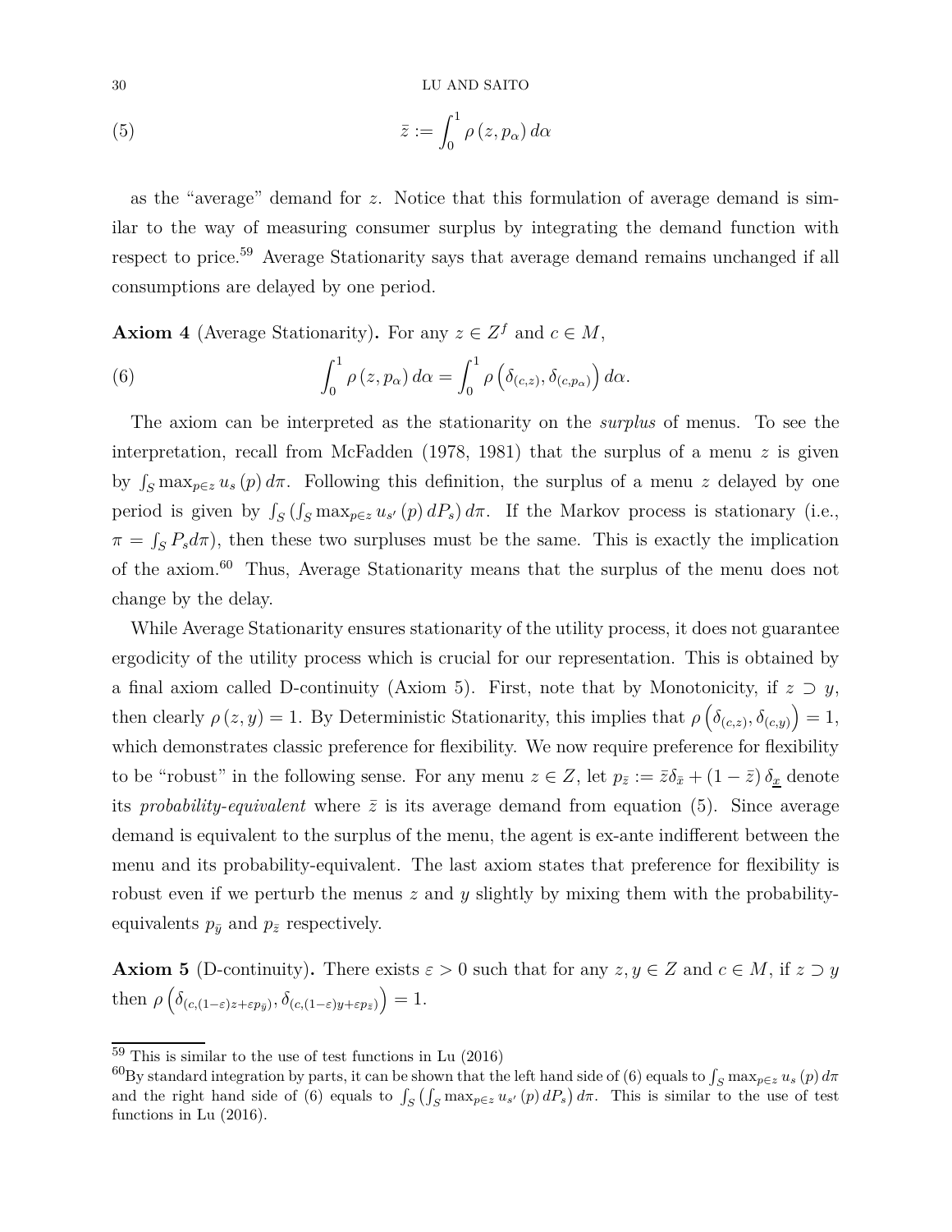$$\bar{z} := \int_0^1 \rho(z, p_\alpha)\, d\alpha \tag{5}$$

as the "average" demand for $z$. Notice that this formulation of average demand is similar to the way of measuring consumer surplus by integrating the demand function with respect to price.[59] Average Stationarity says that average demand remains unchanged if all consumptions are delayed by one period.

**Axiom 4** (Average Stationarity)**.** For any $z \in Z^f$ and $c \in M$,

$$\int_0^1 \rho(z, p_\alpha)\, d\alpha = \int_0^1 \rho\left(\delta_{(c,z)}, \delta_{(c,p_\alpha)}\right) d\alpha. \tag{6}$$

The axiom can be interpreted as the stationarity on the *surplus* of menus. To see the interpretation, recall from McFadden (1978, 1981) that the surplus of a menu $z$ is given by $\int_S \max_{p\in z} u_s(p)\, d\pi$. Following this definition, the surplus of a menu $z$ delayed by one period is given by $\int_S \left(\int_S \max_{p\in z} u_{s'}(p)\, dP_s\right) d\pi$. If the Markov process is stationary (i.e., $\pi = \int_S P_s d\pi$), then these two surpluses must be the same. This is exactly the implication of the axiom.[60] Thus, Average Stationarity means that the surplus of the menu does not change by the delay.

While Average Stationarity ensures stationarity of the utility process, it does not guarantee ergodicity of the utility process which is crucial for our representation. This is obtained by a final axiom called D-continuity (Axiom 5). First, note that by Monotonicity, if $z \supset y$, then clearly $\rho(z, y) = 1$. By Deterministic Stationarity, this implies that $\rho\left(\delta_{(c,z)}, \delta_{(c,y)}\right) = 1$, which demonstrates classic preference for flexibility. We now require preference for flexibility to be "robust" in the following sense. For any menu $z \in Z$, let $p_{\bar{z}} := \bar{z}\delta_{\bar{x}} + (1 - \bar{z})\, \delta_{\underline{x}}$ denote its *probability-equivalent* where $\bar{z}$ is its average demand from equation (5). Since average demand is equivalent to the surplus of the menu, the agent is ex-ante indifferent between the menu and its probability-equivalent. The last axiom states that preference for flexibility is robust even if we perturb the menus $z$ and $y$ slightly by mixing them with the probability-equivalents $p_{\bar{y}}$ and $p_{\bar{z}}$ respectively.

**Axiom 5** (D-continuity)**.** There exists $\varepsilon > 0$ such that for any $z, y \in Z$ and $c \in M$, if $z \supset y$ then $\rho\left(\delta_{(c,(1-\varepsilon)z+\varepsilon p_{\bar{y}})}, \delta_{(c,(1-\varepsilon)y+\varepsilon p_{\bar{z}})}\right) = 1$.

---

[59] This is similar to the use of test functions in Lu (2016)

[60] By standard integration by parts, it can be shown that the left hand side of (6) equals to $\int_S \max_{p\in z} u_s(p)\, d\pi$ and the right hand side of (6) equals to $\int_S \left(\int_S \max_{p\in z} u_{s'}(p)\, dP_s\right) d\pi$. This is similar to the use of test functions in Lu (2016).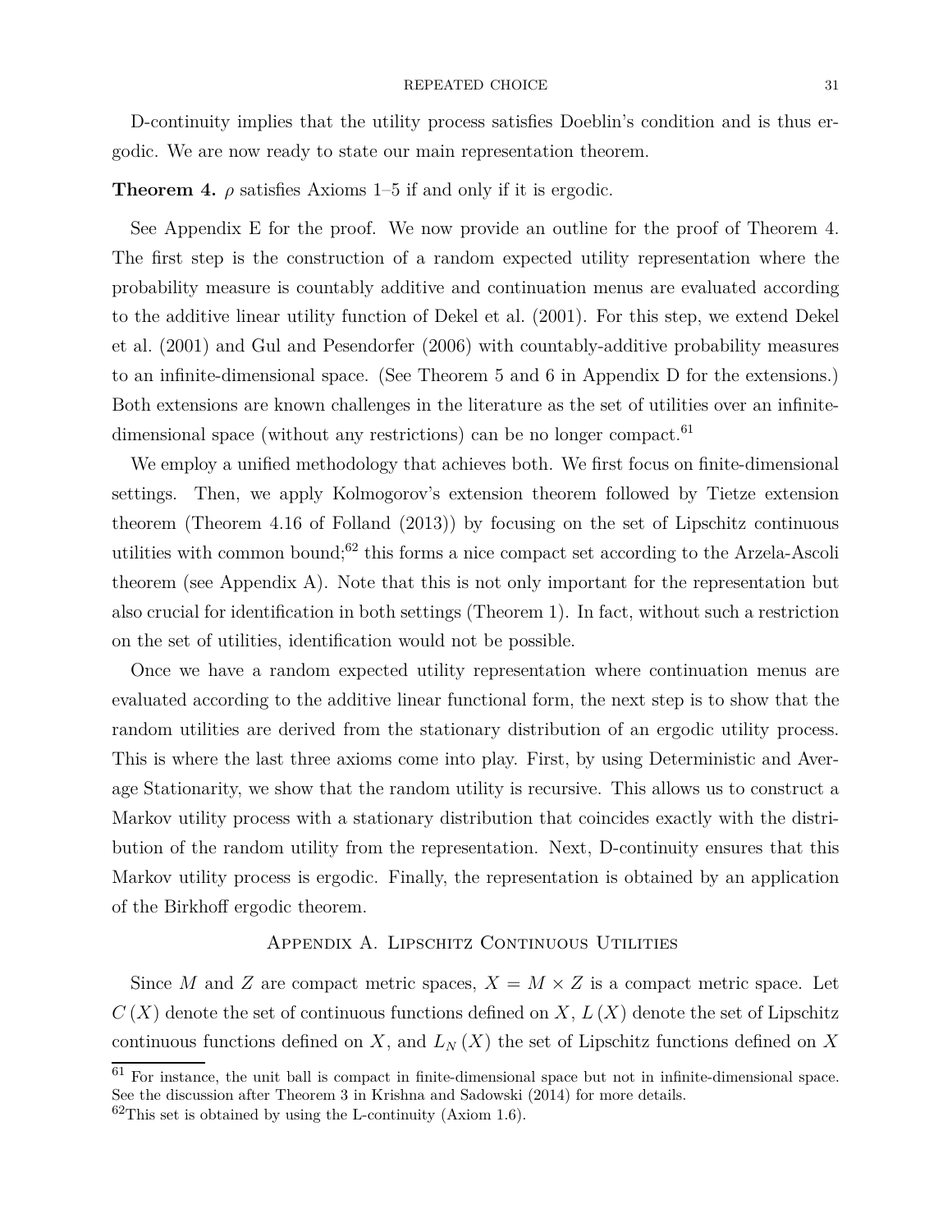D-continuity implies that the utility process satisfies Doeblin's condition and is thus ergodic. We are now ready to state our main representation theorem.

**Theorem 4.** $\rho$ satisfies Axioms 1–5 if and only if it is ergodic.

See Appendix E for the proof. We now provide an outline for the proof of Theorem 4. The first step is the construction of a random expected utility representation where the probability measure is countably additive and continuation menus are evaluated according to the additive linear utility function of Dekel et al. (2001). For this step, we extend Dekel et al. (2001) and Gul and Pesendorfer (2006) with countably-additive probability measures to an infinite-dimensional space. (See Theorem 5 and 6 in Appendix D for the extensions.) Both extensions are known challenges in the literature as the set of utilities over an infinite-dimensional space (without any restrictions) can be no longer compact.[61]

We employ a unified methodology that achieves both. We first focus on finite-dimensional settings. Then, we apply Kolmogorov's extension theorem followed by Tietze extension theorem (Theorem 4.16 of Folland (2013)) by focusing on the set of Lipschitz continuous utilities with common bound;[62] this forms a nice compact set according to the Arzela-Ascoli theorem (see Appendix A). Note that this is not only important for the representation but also crucial for identification in both settings (Theorem 1). In fact, without such a restriction on the set of utilities, identification would not be possible.

Once we have a random expected utility representation where continuation menus are evaluated according to the additive linear functional form, the next step is to show that the random utilities are derived from the stationary distribution of an ergodic utility process. This is where the last three axioms come into play. First, by using Deterministic and Average Stationarity, we show that the random utility is recursive. This allows us to construct a Markov utility process with a stationary distribution that coincides exactly with the distribution of the random utility from the representation. Next, D-continuity ensures that this Markov utility process is ergodic. Finally, the representation is obtained by an application of the Birkhoff ergodic theorem.

## Appendix A. Lipschitz Continuous Utilities

Since $M$ and $Z$ are compact metric spaces, $X = M \times Z$ is a compact metric space. Let $C(X)$ denote the set of continuous functions defined on $X$, $L(X)$ denote the set of Lipschitz continuous functions defined on $X$, and $L_N(X)$ the set of Lipschitz functions defined on $X$

[61] For instance, the unit ball is compact in finite-dimensional space but not in infinite-dimensional space. See the discussion after Theorem 3 in Krishna and Sadowski (2014) for more details.

[62] This set is obtained by using the L-continuity (Axiom 1.6).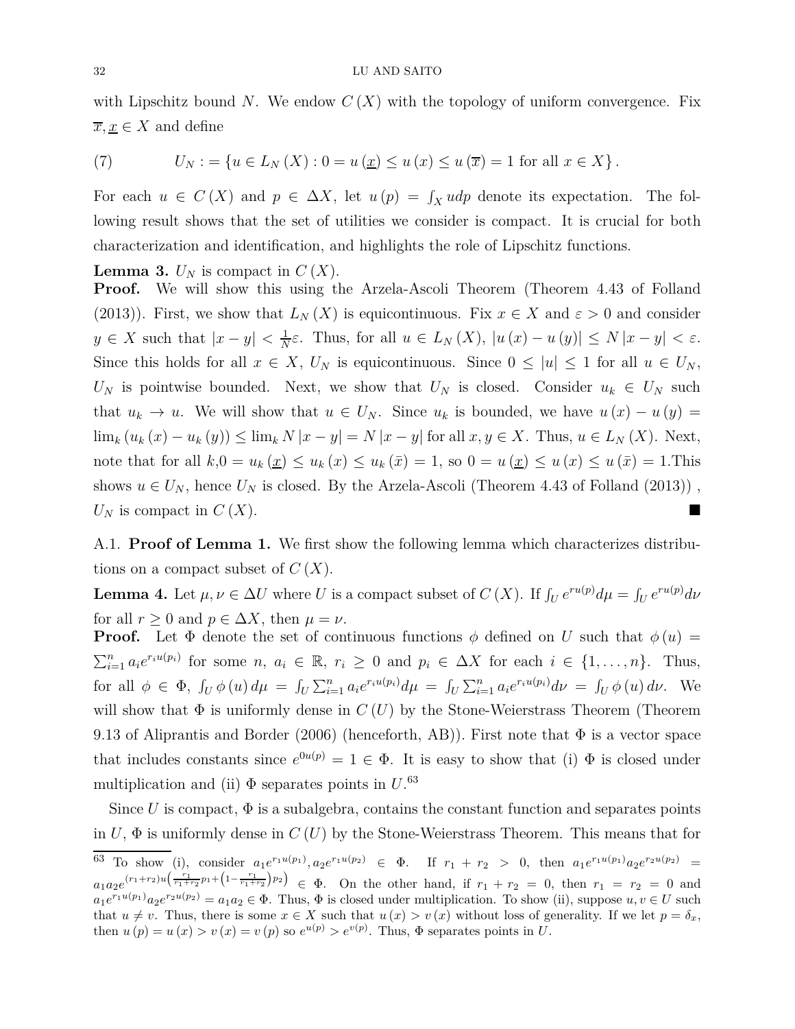with Lipschitz bound $N$. We endow $C(X)$ with the topology of uniform convergence. Fix $\overline{x}, \underline{x} \in X$ and define

$$U_N := \{u \in L_N(X) : 0 = u(\underline{x}) \leq u(x) \leq u(\overline{x}) = 1 \text{ for all } x \in X\}. \tag{7}$$

For each $u \in C(X)$ and $p \in \Delta X$, let $u(p) = \int_X u dp$ denote its expectation. The following result shows that the set of utilities we consider is compact. It is crucial for both characterization and identification, and highlights the role of Lipschitz functions.

**Lemma 3.** $U_N$ is compact in $C(X)$.

**Proof.** We will show this using the Arzela-Ascoli Theorem (Theorem 4.43 of Folland (2013)). First, we show that $L_N(X)$ is equicontinuous. Fix $x \in X$ and $\varepsilon > 0$ and consider $y \in X$ such that $|x - y| < \frac{1}{N}\varepsilon$. Thus, for all $u \in L_N(X)$, $|u(x) - u(y)| \leq N|x - y| < \varepsilon$. Since this holds for all $x \in X$, $U_N$ is equicontinuous. Since $0 \leq |u| \leq 1$ for all $u \in U_N$, $U_N$ is pointwise bounded. Next, we show that $U_N$ is closed. Consider $u_k \in U_N$ such that $u_k \to u$. We will show that $u \in U_N$. Since $u_k$ is bounded, we have $u(x) - u(y) = \lim_k (u_k(x) - u_k(y)) \leq \lim_k N|x - y| = N|x - y|$ for all $x, y \in X$. Thus, $u \in L_N(X)$. Next, note that for all $k, 0 = u_k(\underline{x}) \leq u_k(x) \leq u_k(\bar{x}) = 1$, so $0 = u(\underline{x}) \leq u(x) \leq u(\bar{x}) = 1$.This shows $u \in U_N$, hence $U_N$ is closed. By the Arzela-Ascoli (Theorem 4.43 of Folland (2013)), $U_N$ is compact in $C(X)$. ■

A.1. **Proof of Lemma 1.** We first show the following lemma which characterizes distributions on a compact subset of $C(X)$.

**Lemma 4.** Let $\mu, \nu \in \Delta U$ where $U$ is a compact subset of $C(X)$. If $\int_U e^{ru(p)} d\mu = \int_U e^{ru(p)} d\nu$ for all $r \geq 0$ and $p \in \Delta X$, then $\mu = \nu$.

**Proof.** Let $\Phi$ denote the set of continuous functions $\phi$ defined on $U$ such that $\phi(u) = \sum_{i=1}^n a_i e^{r_i u(p_i)}$ for some $n$, $a_i \in \mathbb{R}$, $r_i \geq 0$ and $p_i \in \Delta X$ for each $i \in \{1, \ldots, n\}$. Thus, for all $\phi \in \Phi$, $\int_U \phi(u) d\mu = \int_U \sum_{i=1}^n a_i e^{r_i u(p_i)} d\mu = \int_U \sum_{i=1}^n a_i e^{r_i u(p_i)} d\nu = \int_U \phi(u) d\nu$. We will show that $\Phi$ is uniformly dense in $C(U)$ by the Stone-Weierstrass Theorem (Theorem 9.13 of Aliprantis and Border (2006) (henceforth, AB)). First note that $\Phi$ is a vector space that includes constants since $e^{0u(p)} = 1 \in \Phi$. It is easy to show that (i) $\Phi$ is closed under multiplication and (ii) $\Phi$ separates points in $U$.[63]

Since $U$ is compact, $\Phi$ is a subalgebra, contains the constant function and separates points in $U$, $\Phi$ is uniformly dense in $C(U)$ by the Stone-Weierstrass Theorem. This means that for

[63] To show (i), consider $a_1 e^{r_1 u(p_1)}, a_2 e^{r_1 u(p_2)} \in \Phi$. If $r_1 + r_2 > 0$, then $a_1 e^{r_1 u(p_1)} a_2 e^{r_2 u(p_2)} = a_1 a_2 e^{(r_1 + r_2) u\left(\frac{r_1}{r_1 + r_2} p_1 + \left(1 - \frac{r_1}{r_1 + r_2}\right) p_2\right)} \in \Phi$. On the other hand, if $r_1 + r_2 = 0$, then $r_1 = r_2 = 0$ and $a_1 e^{r_1 u(p_1)} a_2 e^{r_2 u(p_2)} = a_1 a_2 \in \Phi$. Thus, $\Phi$ is closed under multiplication. To show (ii), suppose $u, v \in U$ such that $u \neq v$. Thus, there is some $x \in X$ such that $u(x) > v(x)$ without loss of generality. If we let $p = \delta_x$, then $u(p) = u(x) > v(x) = v(p)$ so $e^{u(p)} > e^{v(p)}$. Thus, $\Phi$ separates points in $U$.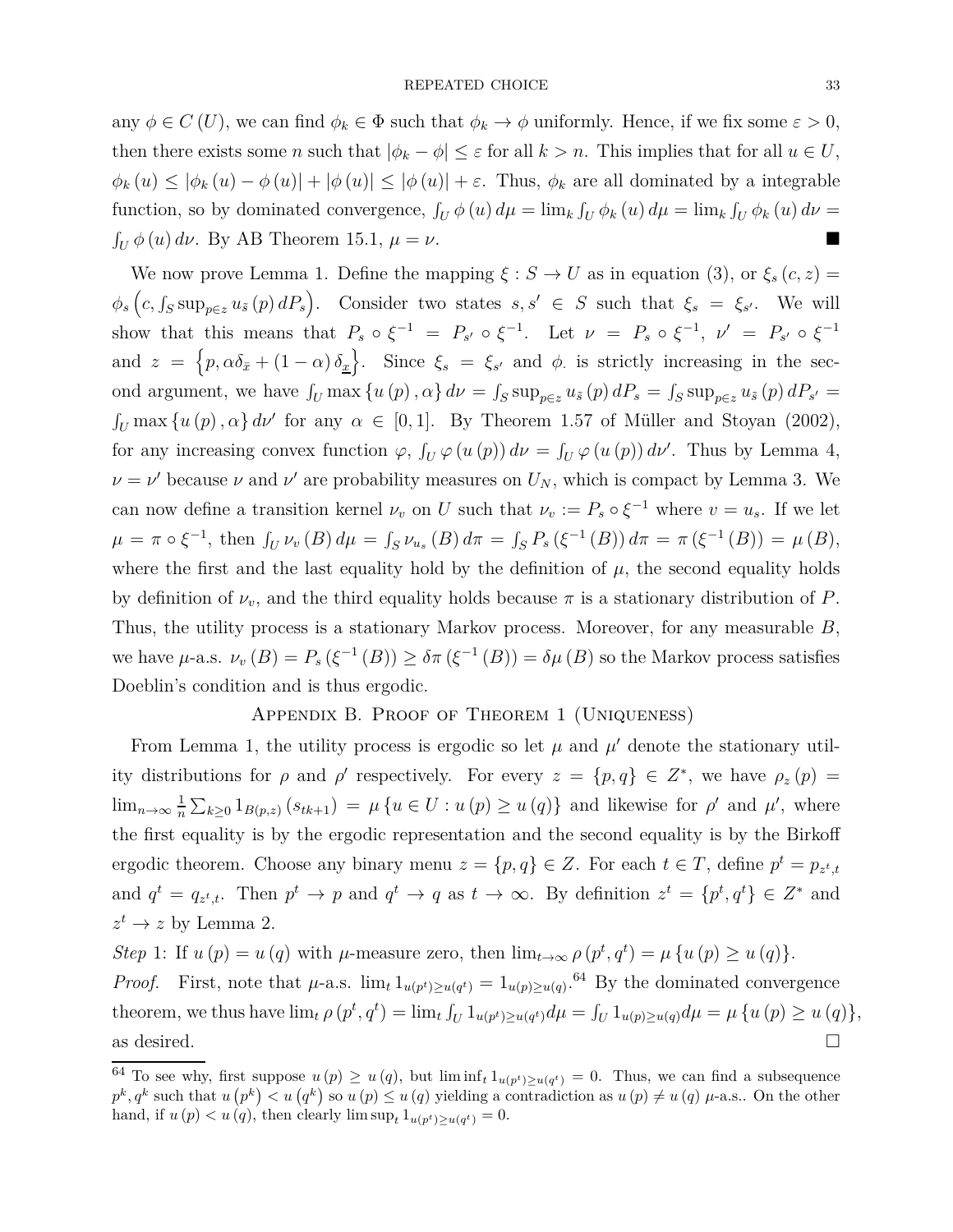any $\phi \in C(U)$, we can find $\phi_k \in \Phi$ such that $\phi_k \to \phi$ uniformly. Hence, if we fix some $\varepsilon > 0$, then there exists some $n$ such that $|\phi_k - \phi| \leq \varepsilon$ for all $k > n$. This implies that for all $u \in U$, $\phi_k(u) \leq |\phi_k(u) - \phi(u)| + |\phi(u)| \leq |\phi(u)| + \varepsilon$. Thus, $\phi_k$ are all dominated by a integrable function, so by dominated convergence, $\int_U \phi(u)\, d\mu = \lim_k \int_U \phi_k(u)\, d\mu = \lim_k \int_U \phi_k(u)\, d\nu = \int_U \phi(u)\, d\nu$. By AB Theorem 15.1, $\mu = \nu$. ■

We now prove Lemma 1. Define the mapping $\xi : S \to U$ as in equation (3), or $\xi_s(c, z) = \phi_s\left(c, \int_S \sup_{p \in z} u_{\tilde{s}}(p)\, dP_s\right)$. Consider two states $s, s' \in S$ such that $\xi_s = \xi_{s'}$. We will show that this means that $P_s \circ \xi^{-1} = P_{s'} \circ \xi^{-1}$. Let $\nu = P_s \circ \xi^{-1}$, $\nu' = P_{s'} \circ \xi^{-1}$ and $z = \left\{p, \alpha\delta_{\bar{x}} + (1-\alpha)\delta_{\underline{x}}\right\}$. Since $\xi_s = \xi_{s'}$ and $\phi_\cdot$ is strictly increasing in the second argument, we have $\int_U \max\{u(p), \alpha\}\, d\nu = \int_S \sup_{p \in z} u_{\tilde{s}}(p)\, dP_s = \int_S \sup_{p \in z} u_{\tilde{s}}(p)\, dP_{s'} = \int_U \max\{u(p), \alpha\}\, d\nu'$ for any $\alpha \in [0, 1]$. By Theorem 1.57 of Müller and Stoyan (2002), for any increasing convex function $\varphi$, $\int_U \varphi(u(p))\, d\nu = \int_U \varphi(u(p))\, d\nu'$. Thus by Lemma 4, $\nu = \nu'$ because $\nu$ and $\nu'$ are probability measures on $U_N$, which is compact by Lemma 3. We can now define a transition kernel $\nu_v$ on $U$ such that $\nu_v := P_s \circ \xi^{-1}$ where $v = u_s$. If we let $\mu = \pi \circ \xi^{-1}$, then $\int_U \nu_v(B)\, d\mu = \int_S \nu_{u_s}(B)\, d\pi = \int_S P_s\left(\xi^{-1}(B)\right) d\pi = \pi\left(\xi^{-1}(B)\right) = \mu(B)$, where the first and the last equality hold by the definition of $\mu$, the second equality holds by definition of $\nu_v$, and the third equality holds because $\pi$ is a stationary distribution of $P$. Thus, the utility process is a stationary Markov process. Moreover, for any measurable $B$, we have $\mu$-a.s. $\nu_v(B) = P_s\left(\xi^{-1}(B)\right) \geq \delta\pi\left(\xi^{-1}(B)\right) = \delta\mu(B)$ so the Markov process satisfies Doeblin's condition and is thus ergodic.

## Appendix B. Proof of Theorem 1 (Uniqueness)

From Lemma 1, the utility process is ergodic so let $\mu$ and $\mu'$ denote the stationary utility distributions for $\rho$ and $\rho'$ respectively. For every $z = \{p, q\} \in Z^*$, we have $\rho_z(p) = \lim_{n\to\infty} \frac{1}{n}\sum_{k\geq 0} 1_{B(p,z)}(s_{tk+1}) = \mu\{u \in U : u(p) \geq u(q)\}$ and likewise for $\rho'$ and $\mu'$, where the first equality is by the ergodic representation and the second equality is by the Birkoff ergodic theorem. Choose any binary menu $z = \{p, q\} \in Z$. For each $t \in T$, define $p^t = p_{z^t,t}$ and $q^t = q_{z^t,t}$. Then $p^t \to p$ and $q^t \to q$ as $t \to \infty$. By definition $z^t = \{p^t, q^t\} \in Z^*$ and $z^t \to z$ by Lemma 2.

*Step* 1: If $u(p) = u(q)$ with $\mu$-measure zero, then $\lim_{t\to\infty} \rho(p^t, q^t) = \mu\{u(p) \geq u(q)\}$.

*Proof.* First, note that $\mu$-a.s. $\lim_t 1_{u(p^t)\geq u(q^t)} = 1_{u(p)\geq u(q)}$.[64] By the dominated convergence theorem, we thus have $\lim_t \rho(p^t, q^t) = \lim_t \int_U 1_{u(p^t)\geq u(q^t)} d\mu = \int_U 1_{u(p)\geq u(q)} d\mu = \mu\{u(p) \geq u(q)\}$, as desired. □

[64] To see why, first suppose $u(p) \geq u(q)$, but $\liminf_t 1_{u(p^t)\geq u(q^t)} = 0$. Thus, we can find a subsequence $p^k, q^k$ such that $u(p^k) < u(q^k)$ so $u(p) \leq u(q)$ yielding a contradiction as $u(p) \neq u(q)$ $\mu$-a.s.. On the other hand, if $u(p) < u(q)$, then clearly $\limsup_t 1_{u(p^t)\geq u(q^t)} = 0$.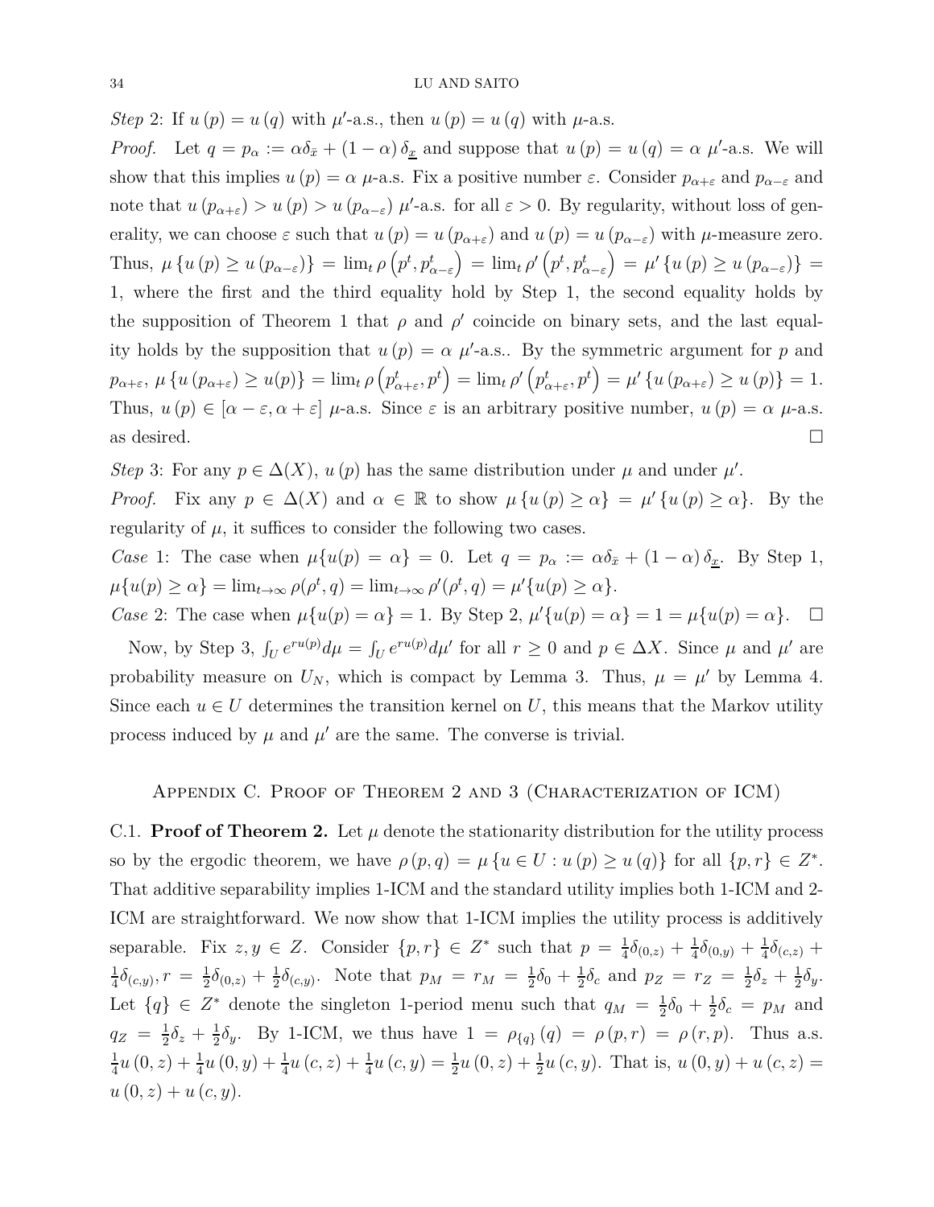*Step* 2: If $u(p) = u(q)$ with $\mu'$-a.s., then $u(p) = u(q)$ with $\mu$-a.s.

*Proof.* Let $q = p_\alpha := \alpha\delta_{\bar{x}} + (1-\alpha)\delta_{\underline{x}}$ and suppose that $u(p) = u(q) = \alpha$ $\mu'$-a.s. We will show that this implies $u(p) = \alpha$ $\mu$-a.s. Fix a positive number $\varepsilon$. Consider $p_{\alpha+\varepsilon}$ and $p_{\alpha-\varepsilon}$ and note that $u(p_{\alpha+\varepsilon}) > u(p) > u(p_{\alpha-\varepsilon})$ $\mu'$-a.s. for all $\varepsilon > 0$. By regularity, without loss of generality, we can choose $\varepsilon$ such that $u(p) = u(p_{\alpha+\varepsilon})$ and $u(p) = u(p_{\alpha-\varepsilon})$ with $\mu$-measure zero. Thus, $\mu\{u(p) \geq u(p_{\alpha-\varepsilon})\} = \lim_t \rho\left(p^t, p^t_{\alpha-\varepsilon}\right) = \lim_t \rho'\left(p^t, p^t_{\alpha-\varepsilon}\right) = \mu'\{u(p) \geq u(p_{\alpha-\varepsilon})\} = 1$, where the first and the third equality hold by Step 1, the second equality holds by the supposition of Theorem 1 that $\rho$ and $\rho'$ coincide on binary sets, and the last equality holds by the supposition that $u(p) = \alpha$ $\mu'$-a.s.. By the symmetric argument for $p$ and $p_{\alpha+\varepsilon}$, $\mu\{u(p_{\alpha+\varepsilon}) \geq u(p)\} = \lim_t \rho\left(p^t_{\alpha+\varepsilon}, p^t\right) = \lim_t \rho'\left(p^t_{\alpha+\varepsilon}, p^t\right) = \mu'\{u(p_{\alpha+\varepsilon}) \geq u(p)\} = 1$. Thus, $u(p) \in [\alpha-\varepsilon, \alpha+\varepsilon]$ $\mu$-a.s. Since $\varepsilon$ is an arbitrary positive number, $u(p) = \alpha$ $\mu$-a.s. as desired. $\square$

*Step* 3: For any $p \in \Delta(X)$, $u(p)$ has the same distribution under $\mu$ and under $\mu'$.

*Proof.* Fix any $p \in \Delta(X)$ and $\alpha \in \mathbb{R}$ to show $\mu\{u(p) \geq \alpha\} = \mu'\{u(p) \geq \alpha\}$. By the regularity of $\mu$, it suffices to consider the following two cases.

*Case* 1: The case when $\mu\{u(p) = \alpha\} = 0$. Let $q = p_\alpha := \alpha\delta_{\bar{x}} + (1-\alpha)\delta_{\underline{x}}$. By Step 1, $\mu\{u(p) \geq \alpha\} = \lim_{t\to\infty} \rho(\rho^t, q) = \lim_{t\to\infty} \rho'(\rho^t, q) = \mu'\{u(p) \geq \alpha\}$.

*Case* 2: The case when $\mu\{u(p) = \alpha\} = 1$. By Step 2, $\mu'\{u(p) = \alpha\} = 1 = \mu\{u(p) = \alpha\}$. $\square$

Now, by Step 3, $\int_U e^{ru(p)} d\mu = \int_U e^{ru(p)} d\mu'$ for all $r \geq 0$ and $p \in \Delta X$. Since $\mu$ and $\mu'$ are probability measure on $U_N$, which is compact by Lemma 3. Thus, $\mu = \mu'$ by Lemma 4. Since each $u \in U$ determines the transition kernel on $U$, this means that the Markov utility process induced by $\mu$ and $\mu'$ are the same. The converse is trivial.

## Appendix C. Proof of Theorem 2 and 3 (Characterization of ICM)

C.1. **Proof of Theorem 2.** Let $\mu$ denote the stationarity distribution for the utility process so by the ergodic theorem, we have $\rho(p,q) = \mu\{u \in U : u(p) \geq u(q)\}$ for all $\{p,r\} \in Z^*$. That additive separability implies 1-ICM and the standard utility implies both 1-ICM and 2-ICM are straightforward. We now show that 1-ICM implies the utility process is additively separable. Fix $z, y \in Z$. Consider $\{p,r\} \in Z^*$ such that $p = \frac{1}{4}\delta_{(0,z)} + \frac{1}{4}\delta_{(0,y)} + \frac{1}{4}\delta_{(c,z)} + \frac{1}{4}\delta_{(c,y)}, r = \frac{1}{2}\delta_{(0,z)} + \frac{1}{2}\delta_{(c,y)}$. Note that $p_M = r_M = \frac{1}{2}\delta_0 + \frac{1}{2}\delta_c$ and $p_Z = r_Z = \frac{1}{2}\delta_z + \frac{1}{2}\delta_y$. Let $\{q\} \in Z^*$ denote the singleton 1-period menu such that $q_M = \frac{1}{2}\delta_0 + \frac{1}{2}\delta_c = p_M$ and $q_Z = \frac{1}{2}\delta_z + \frac{1}{2}\delta_y$. By 1-ICM, we thus have $1 = \rho_{\{q\}}(q) = \rho(p,r) = \rho(r,p)$. Thus a.s. $\frac{1}{4}u(0,z) + \frac{1}{4}u(0,y) + \frac{1}{4}u(c,z) + \frac{1}{4}u(c,y) = \frac{1}{2}u(0,z) + \frac{1}{2}u(c,y)$. That is, $u(0,y) + u(c,z) = u(0,z) + u(c,y)$.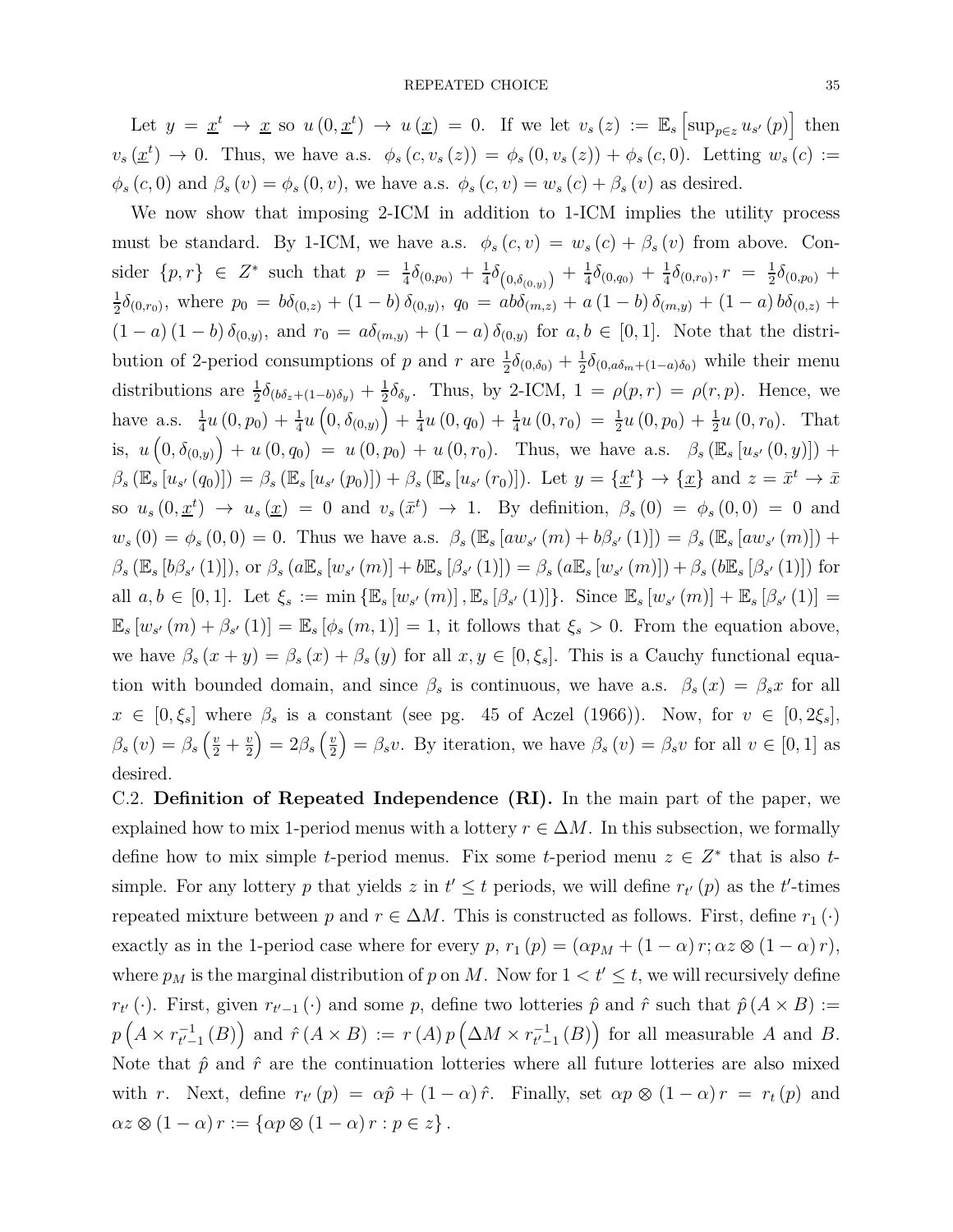Let $y = \underline{x}^t \to \underline{x}$ so $u(0, \underline{x}^t) \to u(\underline{x}) = 0$. If we let $v_s(z) := \mathbb{E}_s\left[\sup_{p \in z} u_{s'}(p)\right]$ then $v_s(\underline{x}^t) \to 0$. Thus, we have a.s. $\phi_s(c, v_s(z)) = \phi_s(0, v_s(z)) + \phi_s(c, 0)$. Letting $w_s(c) := \phi_s(c, 0)$ and $\beta_s(v) = \phi_s(0, v)$, we have a.s. $\phi_s(c, v) = w_s(c) + \beta_s(v)$ as desired.

We now show that imposing 2-ICM in addition to 1-ICM implies the utility process must be standard. By 1-ICM, we have a.s. $\phi_s(c, v) = w_s(c) + \beta_s(v)$ from above. Consider $\{p, r\} \in Z^*$ such that $p = \frac{1}{4}\delta_{(0,p_0)} + \frac{1}{4}\delta_{\left(0,\delta_{(0,y)}\right)} + \frac{1}{4}\delta_{(0,q_0)} + \frac{1}{4}\delta_{(0,r_0)}, r = \frac{1}{2}\delta_{(0,p_0)} + \frac{1}{2}\delta_{(0,r_0)}$, where $p_0 = b\delta_{(0,z)} + (1-b)\delta_{(0,y)}$, $q_0 = ab\delta_{(m,z)} + a(1-b)\delta_{(m,y)} + (1-a)b\delta_{(0,z)} + (1-a)(1-b)\delta_{(0,y)}$, and $r_0 = a\delta_{(m,y)} + (1-a)\delta_{(0,y)}$ for $a, b \in [0,1]$. Note that the distribution of 2-period consumptions of $p$ and $r$ are $\frac{1}{2}\delta_{(0,\delta_0)} + \frac{1}{2}\delta_{(0,a\delta_m + (1-a)\delta_0)}$ while their menu distributions are $\frac{1}{2}\delta_{(b\delta_z + (1-b)\delta_y)} + \frac{1}{2}\delta_{\delta_y}$. Thus, by 2-ICM, $1 = \rho(p, r) = \rho(r, p)$. Hence, we have a.s. $\frac{1}{4}u(0, p_0) + \frac{1}{4}u\left(0, \delta_{(0,y)}\right) + \frac{1}{4}u(0, q_0) + \frac{1}{4}u(0, r_0) = \frac{1}{2}u(0, p_0) + \frac{1}{2}u(0, r_0)$. That is, $u\left(0, \delta_{(0,y)}\right) + u(0, q_0) = u(0, p_0) + u(0, r_0)$. Thus, we have a.s. $\beta_s(\mathbb{E}_s[u_{s'}(0, y)]) + \beta_s(\mathbb{E}_s[u_{s'}(q_0)]) = \beta_s(\mathbb{E}_s[u_{s'}(p_0)]) + \beta_s(\mathbb{E}_s[u_{s'}(r_0)])$. Let $y = \{\underline{x}^t\} \to \{\underline{x}\}$ and $z = \bar{x}^t \to \bar{x}$ so $u_s(0, \underline{x}^t) \to u_s(\underline{x}) = 0$ and $v_s(\bar{x}^t) \to 1$. By definition, $\beta_s(0) = \phi_s(0,0) = 0$ and $w_s(0) = \phi_s(0,0) = 0$. Thus we have a.s. $\beta_s(\mathbb{E}_s[aw_{s'}(m) + b\beta_{s'}(1)]) = \beta_s(\mathbb{E}_s[aw_{s'}(m)]) + \beta_s(\mathbb{E}_s[b\beta_{s'}(1)])$, or $\beta_s(a\mathbb{E}_s[w_{s'}(m)] + b\mathbb{E}_s[\beta_{s'}(1)]) = \beta_s(a\mathbb{E}_s[w_{s'}(m)]) + \beta_s(b\mathbb{E}_s[\beta_{s'}(1)])$ for all $a, b \in [0,1]$. Let $\xi_s := \min\{\mathbb{E}_s[w_{s'}(m)], \mathbb{E}_s[\beta_{s'}(1)]\}$. Since $\mathbb{E}_s[w_{s'}(m)] + \mathbb{E}_s[\beta_{s'}(1)] = \mathbb{E}_s[w_{s'}(m) + \beta_{s'}(1)] = \mathbb{E}_s[\phi_s(m,1)] = 1$, it follows that $\xi_s > 0$. From the equation above, we have $\beta_s(x+y) = \beta_s(x) + \beta_s(y)$ for all $x, y \in [0, \xi_s]$. This is a Cauchy functional equation with bounded domain, and since $\beta_s$ is continuous, we have a.s. $\beta_s(x) = \beta_s x$ for all $x \in [0, \xi_s]$ where $\beta_s$ is a constant (see pg. 45 of Aczel (1966)). Now, for $v \in [0, 2\xi_s]$, $\beta_s(v) = \beta_s\left(\frac{v}{2} + \frac{v}{2}\right) = 2\beta_s\left(\frac{v}{2}\right) = \beta_s v$. By iteration, we have $\beta_s(v) = \beta_s v$ for all $v \in [0,1]$ as desired.

C.2. **Definition of Repeated Independence (RI).** In the main part of the paper, we explained how to mix 1-period menus with a lottery $r \in \Delta M$. In this subsection, we formally define how to mix simple $t$-period menus. Fix some $t$-period menu $z \in Z^*$ that is also $t$-simple. For any lottery $p$ that yields $z$ in $t' \leq t$ periods, we will define $r_{t'}(p)$ as the $t'$-times repeated mixture between $p$ and $r \in \Delta M$. This is constructed as follows. First, define $r_1(\cdot)$ exactly as in the 1-period case where for every $p$, $r_1(p) = (\alpha p_M + (1-\alpha)r; \alpha z \otimes (1-\alpha)r)$, where $p_M$ is the marginal distribution of $p$ on $M$. Now for $1 < t' \leq t$, we will recursively define $r_{t'}(\cdot)$. First, given $r_{t'-1}(\cdot)$ and some $p$, define two lotteries $\hat{p}$ and $\hat{r}$ such that $\hat{p}(A \times B) := p\left(A \times r_{t'-1}^{-1}(B)\right)$ and $\hat{r}(A \times B) := r(A)\, p\left(\Delta M \times r_{t'-1}^{-1}(B)\right)$ for all measurable $A$ and $B$. Note that $\hat{p}$ and $\hat{r}$ are the continuation lotteries where all future lotteries are also mixed with $r$. Next, define $r_{t'}(p) = \alpha\hat{p} + (1-\alpha)\hat{r}$. Finally, set $\alpha p \otimes (1-\alpha) r = r_t(p)$ and $\alpha z \otimes (1-\alpha) r := \{\alpha p \otimes (1-\alpha) r : p \in z\}$.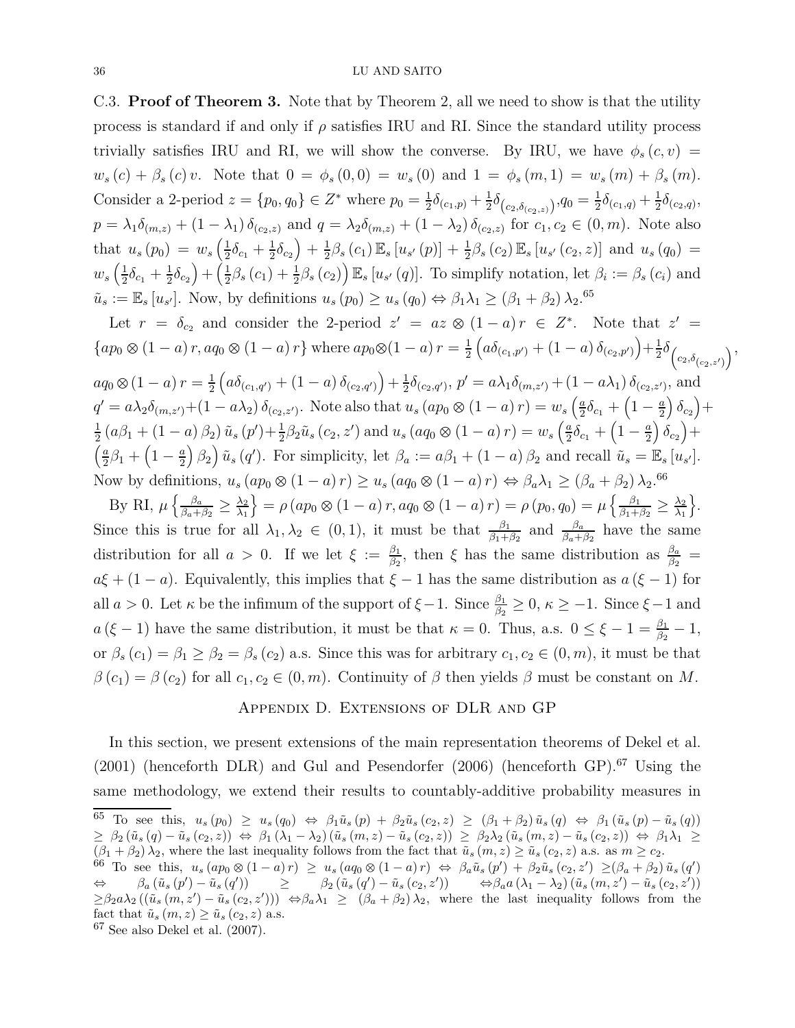C.3. **Proof of Theorem 3.** Note that by Theorem 2, all we need to show is that the utility process is standard if and only if $\rho$ satisfies IRU and RI. Since the standard utility process trivially satisfies IRU and RI, we will show the converse. By IRU, we have $\phi_s(c,v) = w_s(c) + \beta_s(c)v$. Note that $0 = \phi_s(0,0) = w_s(0)$ and $1 = \phi_s(m,1) = w_s(m) + \beta_s(m)$. Consider a 2-period $z = \{p_0, q_0\} \in Z^*$ where $p_0 = \frac{1}{2}\delta_{(c_1,p)} + \frac{1}{2}\delta_{\left(c_2,\delta_{(c_2,z)}\right)}$, $q_0 = \frac{1}{2}\delta_{(c_1,q)} + \frac{1}{2}\delta_{(c_2,q)}$, $p = \lambda_1\delta_{(m,z)} + (1-\lambda_1)\delta_{(c_2,z)}$ and $q = \lambda_2\delta_{(m,z)} + (1-\lambda_2)\delta_{(c_2,z)}$ for $c_1, c_2 \in (0,m)$. Note also that $u_s(p_0) = w_s\left(\frac{1}{2}\delta_{c_1} + \frac{1}{2}\delta_{c_2}\right) + \frac{1}{2}\beta_s(c_1)\mathbb{E}_s[u_{s'}(p)] + \frac{1}{2}\beta_s(c_2)\mathbb{E}_s[u_{s'}(c_2,z)]$ and $u_s(q_0) = w_s\left(\frac{1}{2}\delta_{c_1} + \frac{1}{2}\delta_{c_2}\right) + \left(\frac{1}{2}\beta_s(c_1) + \frac{1}{2}\beta_s(c_2)\right)\mathbb{E}_s[u_{s'}(q)]$. To simplify notation, let $\beta_i := \beta_s(c_i)$ and $\tilde{u}_s := \mathbb{E}_s[u_{s'}]$. Now, by definitions $u_s(p_0) \geq u_s(q_0) \Leftrightarrow \beta_1\lambda_1 \geq (\beta_1+\beta_2)\lambda_2$.[65]

Let $r = \delta_{c_2}$ and consider the 2-period $z' = az \otimes (1-a)r \in Z^*$. Note that $z' = \{ap_0 \otimes (1-a)r, aq_0 \otimes (1-a)r\}$ where $ap_0 \otimes (1-a)r = \frac{1}{2}\left(a\delta_{(c_1,p')} + (1-a)\delta_{(c_2,p')}\right) + \frac{1}{2}\delta_{\left(c_2,\delta_{(c_2,z')}\right)}$, $aq_0 \otimes (1-a)r = \frac{1}{2}\left(a\delta_{(c_1,q')} + (1-a)\delta_{(c_2,q')}\right) + \frac{1}{2}\delta_{(c_2,q')}$, $p' = a\lambda_1\delta_{(m,z')} + (1-a\lambda_1)\delta_{(c_2,z')}$, and $q' = a\lambda_2\delta_{(m,z')} + (1-a\lambda_2)\delta_{(c_2,z')}$. Note also that $u_s(ap_0 \otimes (1-a)r) = w_s\left(\frac{a}{2}\delta_{c_1} + \left(1-\frac{a}{2}\right)\delta_{c_2}\right) + \frac{1}{2}(a\beta_1 + (1-a)\beta_2)\tilde{u}_s(p') + \frac{1}{2}\beta_2\tilde{u}_s(c_2,z')$ and $u_s(aq_0 \otimes (1-a)r) = w_s\left(\frac{a}{2}\delta_{c_1} + \left(1-\frac{a}{2}\right)\delta_{c_2}\right) + \left(\frac{a}{2}\beta_1 + \left(1-\frac{a}{2}\right)\beta_2\right)\tilde{u}_s(q')$. For simplicity, let $\beta_a := a\beta_1 + (1-a)\beta_2$ and recall $\tilde{u}_s = \mathbb{E}_s[u_{s'}]$. Now by definitions, $u_s(ap_0 \otimes (1-a)r) \geq u_s(aq_0 \otimes (1-a)r) \Leftrightarrow \beta_a\lambda_1 \geq (\beta_a+\beta_2)\lambda_2$.[66]

By RI, $\mu\left\{\frac{\beta_a}{\beta_a+\beta_2} \geq \frac{\lambda_2}{\lambda_1}\right\} = \rho(ap_0 \otimes (1-a)r, aq_0 \otimes (1-a)r) = \rho(p_0,q_0) = \mu\left\{\frac{\beta_1}{\beta_1+\beta_2} \geq \frac{\lambda_2}{\lambda_1}\right\}$. Since this is true for all $\lambda_1, \lambda_2 \in (0,1)$, it must be that $\frac{\beta_1}{\beta_1+\beta_2}$ and $\frac{\beta_a}{\beta_a+\beta_2}$ have the same distribution for all $a > 0$. If we let $\xi := \frac{\beta_1}{\beta_2}$, then $\xi$ has the same distribution as $\frac{\beta_a}{\beta_2} = a\xi + (1-a)$. Equivalently, this implies that $\xi - 1$ has the same distribution as $a(\xi-1)$ for all $a > 0$. Let $\kappa$ be the infimum of the support of $\xi - 1$. Since $\frac{\beta_1}{\beta_2} \geq 0$, $\kappa \geq -1$. Since $\xi - 1$ and $a(\xi-1)$ have the same distribution, it must be that $\kappa = 0$. Thus, a.s. $0 \leq \xi - 1 = \frac{\beta_1}{\beta_2} - 1$, or $\beta_s(c_1) = \beta_1 \geq \beta_2 = \beta_s(c_2)$ a.s. Since this was for arbitrary $c_1, c_2 \in (0,m)$, it must be that $\beta(c_1) = \beta(c_2)$ for all $c_1, c_2 \in (0,m)$. Continuity of $\beta$ then yields $\beta$ must be constant on $M$.

## Appendix D. Extensions of DLR and GP

In this section, we present extensions of the main representation theorems of Dekel et al. (2001) (henceforth DLR) and Gul and Pesendorfer (2006) (henceforth GP).[67] Using the same methodology, we extend their results to countably-additive probability measures in

---

[65] To see this, $u_s(p_0) \geq u_s(q_0) \Leftrightarrow \beta_1\tilde{u}_s(p) + \beta_2\tilde{u}_s(c_2,z) \geq (\beta_1+\beta_2)\tilde{u}_s(q) \Leftrightarrow \beta_1(\tilde{u}_s(p) - \tilde{u}_s(q)) \geq \beta_2(\tilde{u}_s(q) - \tilde{u}_s(c_2,z)) \Leftrightarrow \beta_1(\lambda_1-\lambda_2)(\tilde{u}_s(m,z) - \tilde{u}_s(c_2,z)) \geq \beta_2\lambda_2(\tilde{u}_s(m,z) - \tilde{u}_s(c_2,z)) \Leftrightarrow \beta_1\lambda_1 \geq (\beta_1+\beta_2)\lambda_2$, where the last inequality follows from the fact that $\tilde{u}_s(m,z) \geq \tilde{u}_s(c_2,z)$ a.s. as $m \geq c_2$.

[66] To see this, $u_s(ap_0 \otimes (1-a)r) \geq u_s(aq_0 \otimes (1-a)r) \Leftrightarrow \beta_a\tilde{u}_s(p') + \beta_2\tilde{u}_s(c_2,z') \geq (\beta_a+\beta_2)\tilde{u}_s(q') \Leftrightarrow \beta_a(\tilde{u}_s(p') - \tilde{u}_s(q')) \geq \beta_2(\tilde{u}_s(q') - \tilde{u}_s(c_2,z')) \Leftrightarrow \beta_a a(\lambda_1-\lambda_2)(\tilde{u}_s(m,z') - \tilde{u}_s(c_2,z')) \geq \beta_2 a\lambda_2((\tilde{u}_s(m,z') - \tilde{u}_s(c_2,z'))) \Leftrightarrow \beta_a\lambda_1 \geq (\beta_a+\beta_2)\lambda_2$, where the last inequality follows from the fact that $\tilde{u}_s(m,z) \geq \tilde{u}_s(c_2,z)$ a.s.

[67] See also Dekel et al. (2007).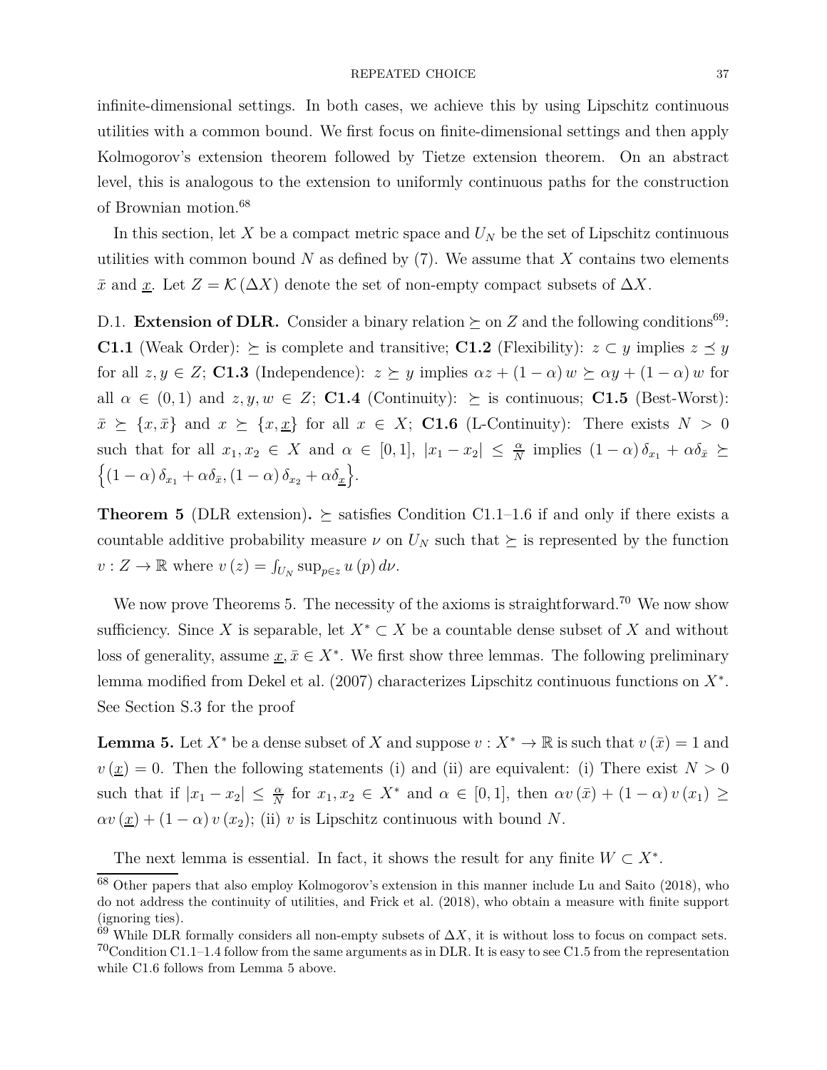infinite-dimensional settings. In both cases, we achieve this by using Lipschitz continuous utilities with a common bound. We first focus on finite-dimensional settings and then apply Kolmogorov's extension theorem followed by Tietze extension theorem. On an abstract level, this is analogous to the extension to uniformly continuous paths for the construction of Brownian motion.[68]

In this section, let $X$ be a compact metric space and $U_N$ be the set of Lipschitz continuous utilities with common bound $N$ as defined by (7). We assume that $X$ contains two elements $\bar{x}$ and $\underline{x}$. Let $Z = \mathcal{K}(\Delta X)$ denote the set of non-empty compact subsets of $\Delta X$.

D.1. **Extension of DLR.** Consider a binary relation $\succeq$ on $Z$ and the following conditions[69]: **C1.1** (Weak Order): $\succeq$ is complete and transitive; **C1.2** (Flexibility): $z \subset y$ implies $z \preceq y$ for all $z, y \in Z$; **C1.3** (Independence): $z \succeq y$ implies $\alpha z + (1-\alpha) w \succeq \alpha y + (1-\alpha) w$ for all $\alpha \in (0,1)$ and $z, y, w \in Z$; **C1.4** (Continuity): $\succeq$ is continuous; **C1.5** (Best-Worst): $\bar{x} \succeq \{x, \bar{x}\}$ and $x \succeq \{x, \underline{x}\}$ for all $x \in X$; **C1.6** (L-Continuity): There exists $N > 0$ such that for all $x_1, x_2 \in X$ and $\alpha \in [0,1]$, $|x_1 - x_2| \leq \frac{\alpha}{N}$ implies $(1-\alpha)\delta_{x_1} + \alpha\delta_{\bar{x}} \succeq \left\{(1-\alpha)\delta_{x_1} + \alpha\delta_{\bar{x}}, (1-\alpha)\delta_{x_2} + \alpha\delta_{\underline{x}}\right\}$.

**Theorem 5** (DLR extension)**.** $\succeq$ satisfies Condition C1.1–1.6 if and only if there exists a countable additive probability measure $\nu$ on $U_N$ such that $\succeq$ is represented by the function $v : Z \to \mathbb{R}$ where $v(z) = \int_{U_N} \sup_{p \in z} u(p)\, d\nu$.

We now prove Theorems 5. The necessity of the axioms is straightforward.[70] We now show sufficiency. Since $X$ is separable, let $X^* \subset X$ be a countable dense subset of $X$ and without loss of generality, assume $\underline{x}, \bar{x} \in X^*$. We first show three lemmas. The following preliminary lemma modified from Dekel et al. (2007) characterizes Lipschitz continuous functions on $X^*$. See Section S.3 for the proof

**Lemma 5.** Let $X^*$ be a dense subset of $X$ and suppose $v : X^* \to \mathbb{R}$ is such that $v(\bar{x}) = 1$ and $v(\underline{x}) = 0$. Then the following statements (i) and (ii) are equivalent: (i) There exist $N > 0$ such that if $|x_1 - x_2| \leq \frac{\alpha}{N}$ for $x_1, x_2 \in X^*$ and $\alpha \in [0,1]$, then $\alpha v(\bar{x}) + (1-\alpha) v(x_1) \geq \alpha v(\underline{x}) + (1-\alpha) v(x_2)$; (ii) $v$ is Lipschitz continuous with bound $N$.

The next lemma is essential. In fact, it shows the result for any finite $W \subset X^*$.

[68] Other papers that also employ Kolmogorov's extension in this manner include Lu and Saito (2018), who do not address the continuity of utilities, and Frick et al. (2018), who obtain a measure with finite support (ignoring ties).

[69] While DLR formally considers all non-empty subsets of $\Delta X$, it is without loss to focus on compact sets.

[70] Condition C1.1–1.4 follow from the same arguments as in DLR. It is easy to see C1.5 from the representation while C1.6 follows from Lemma 5 above.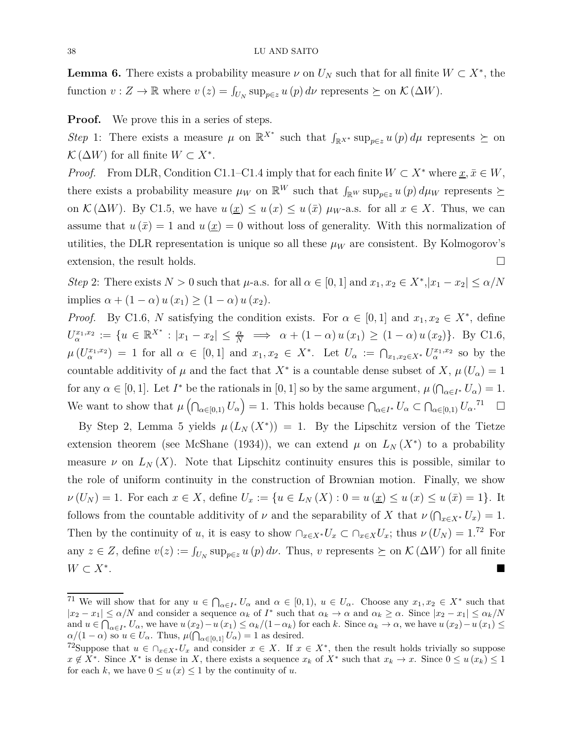**Lemma 6.** There exists a probability measure $\nu$ on $U_N$ such that for all finite $W \subset X^*$, the function $v : Z \to \mathbb{R}$ where $v(z) = \int_{U_N} \sup_{p \in z} u(p)\, d\nu$ represents $\succeq$ on $\mathcal{K}(\Delta W)$.

**Proof.** We prove this in a series of steps.

*Step* 1: There exists a measure $\mu$ on $\mathbb{R}^{X^*}$ such that $\int_{\mathbb{R}^{X^*}} \sup_{p \in z} u(p)\, d\mu$ represents $\succeq$ on $\mathcal{K}(\Delta W)$ for all finite $W \subset X^*$.

*Proof.* From DLR, Condition C1.1–C1.4 imply that for each finite $W \subset X^*$ where $\underline{x}, \bar{x} \in W$, there exists a probability measure $\mu_W$ on $\mathbb{R}^W$ such that $\int_{\mathbb{R}^W} \sup_{p \in z} u(p)\, d\mu_W$ represents $\succeq$ on $\mathcal{K}(\Delta W)$. By C1.5, we have $u(\underline{x}) \leq u(x) \leq u(\bar{x})$ $\mu_W$-a.s. for all $x \in X$. Thus, we can assume that $u(\bar{x}) = 1$ and $u(\underline{x}) = 0$ without loss of generality. With this normalization of utilities, the DLR representation is unique so all these $\mu_W$ are consistent. By Kolmogorov's extension, the result holds. $\square$

*Step* 2: There exists $N > 0$ such that $\mu$-a.s. for all $\alpha \in [0,1]$ and $x_1, x_2 \in X^*$, $|x_1 - x_2| \leq \alpha/N$ implies $\alpha + (1-\alpha) u(x_1) \geq (1-\alpha) u(x_2)$.

*Proof.* By C1.6, $N$ satisfying the condition exists. For $\alpha \in [0,1]$ and $x_1, x_2 \in X^*$, define $U_\alpha^{x_1,x_2} := \{u \in \mathbb{R}^{X^*} : |x_1 - x_2| \leq \frac{\alpha}{N} \implies \alpha + (1-\alpha) u(x_1) \geq (1-\alpha) u(x_2)\}$. By C1.6, $\mu(U_\alpha^{x_1,x_2}) = 1$ for all $\alpha \in [0,1]$ and $x_1, x_2 \in X^*$. Let $U_\alpha := \bigcap_{x_1, x_2 \in X^*} U_\alpha^{x_1,x_2}$ so by the countable additivity of $\mu$ and the fact that $X^*$ is a countable dense subset of $X$, $\mu(U_\alpha) = 1$ for any $\alpha \in [0,1]$. Let $I^*$ be the rationals in $[0,1]$ so by the same argument, $\mu\left(\bigcap_{\alpha \in I^*} U_\alpha\right) = 1$. We want to show that $\mu\left(\bigcap_{\alpha \in [0,1)} U_\alpha\right) = 1$. This holds because $\bigcap_{\alpha \in I^*} U_\alpha \subset \bigcap_{\alpha \in [0,1)} U_\alpha$.[71] $\square$

By Step 2, Lemma 5 yields $\mu(L_N(X^*)) = 1$. By the Lipschitz version of the Tietze extension theorem (see McShane (1934)), we can extend $\mu$ on $L_N(X^*)$ to a probability measure $\nu$ on $L_N(X)$. Note that Lipschitz continuity ensures this is possible, similar to the role of uniform continuity in the construction of Brownian motion. Finally, we show $\nu(U_N) = 1$. For each $x \in X$, define $U_x := \{u \in L_N(X) : 0 = u(\underline{x}) \leq u(x) \leq u(\bar{x}) = 1\}$. It follows from the countable additivity of $\nu$ and the separability of $X$ that $\nu\left(\bigcap_{x \in X^*} U_x\right) = 1$. Then by the continuity of $u$, it is easy to show $\cap_{x \in X^*} U_x \subset \cap_{x \in X} U_x$; thus $\nu(U_N) = 1$.[72] For any $z \in Z$, define $v(z) := \int_{U_N} \sup_{p \in z} u(p)\, d\nu$. Thus, $v$ represents $\succeq$ on $\mathcal{K}(\Delta W)$ for all finite $W \subset X^*$. ■

---

[71] We will show that for any $u \in \bigcap_{\alpha \in I^*} U_\alpha$ and $\alpha \in [0,1)$, $u \in U_\alpha$. Choose any $x_1, x_2 \in X^*$ such that $|x_2 - x_1| \leq \alpha/N$ and consider a sequence $\alpha_k$ of $I^*$ such that $\alpha_k \to \alpha$ and $\alpha_k \geq \alpha$. Since $|x_2 - x_1| \leq \alpha_k/N$ and $u \in \bigcap_{\alpha \in I^*} U_\alpha$, we have $u(x_2) - u(x_1) \leq \alpha_k/(1-\alpha_k)$ for each $k$. Since $\alpha_k \to \alpha$, we have $u(x_2) - u(x_1) \leq \alpha/(1-\alpha)$ so $u \in U_\alpha$. Thus, $\mu(\bigcap_{\alpha \in [0,1]} U_\alpha) = 1$ as desired.

[72] Suppose that $u \in \cap_{x \in X^*} U_x$ and consider $x \in X$. If $x \in X^*$, then the result holds trivially so suppose $x \notin X^*$. Since $X^*$ is dense in $X$, there exists a sequence $x_k$ of $X^*$ such that $x_k \to x$. Since $0 \leq u(x_k) \leq 1$ for each $k$, we have $0 \leq u(x) \leq 1$ by the continuity of $u$.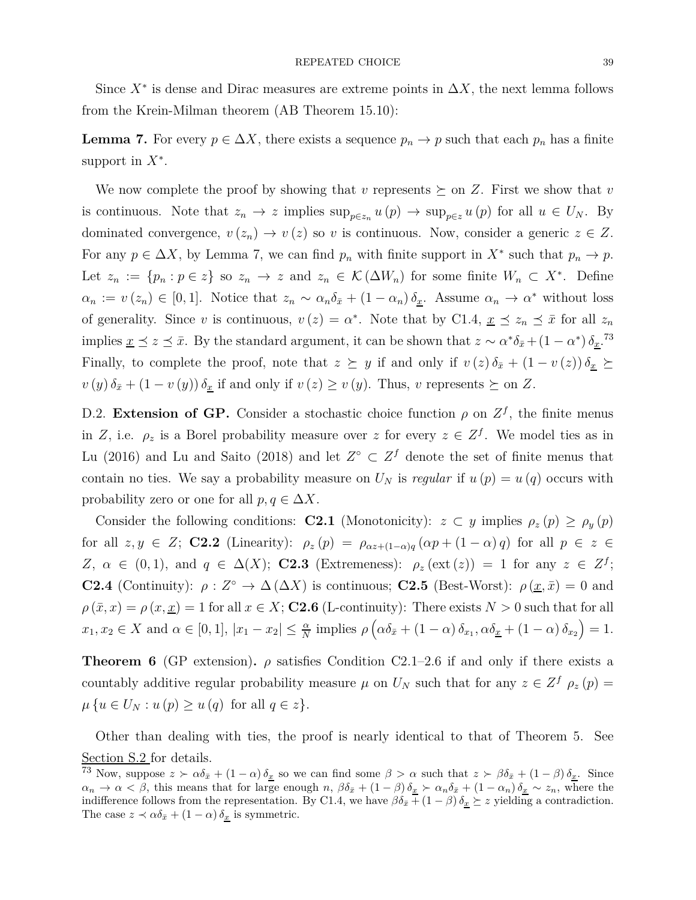Since $X^*$ is dense and Dirac measures are extreme points in $\Delta X$, the next lemma follows from the Krein-Milman theorem (AB Theorem 15.10):

**Lemma 7.** For every $p \in \Delta X$, there exists a sequence $p_n \to p$ such that each $p_n$ has a finite support in $X^*$.

We now complete the proof by showing that $v$ represents $\succeq$ on $Z$. First we show that $v$ is continuous. Note that $z_n \to z$ implies $\sup_{p \in z_n} u(p) \to \sup_{p \in z} u(p)$ for all $u \in U_N$. By dominated convergence, $v(z_n) \to v(z)$ so $v$ is continuous. Now, consider a generic $z \in Z$. For any $p \in \Delta X$, by Lemma 7, we can find $p_n$ with finite support in $X^*$ such that $p_n \to p$. Let $z_n := \{p_n : p \in z\}$ so $z_n \to z$ and $z_n \in \mathcal{K}(\Delta W_n)$ for some finite $W_n \subset X^*$. Define $\alpha_n := v(z_n) \in [0,1]$. Notice that $z_n \sim \alpha_n \delta_{\bar{x}} + (1-\alpha_n)\delta_{\underline{x}}$. Assume $\alpha_n \to \alpha^*$ without loss of generality. Since $v$ is continuous, $v(z) = \alpha^*$. Note that by C1.4, $\underline{x} \preceq z_n \preceq \bar{x}$ for all $z_n$ implies $\underline{x} \preceq z \preceq \bar{x}$. By the standard argument, it can be shown that $z \sim \alpha^* \delta_{\bar{x}} + (1-\alpha^*)\delta_{\underline{x}}$.[73] Finally, to complete the proof, note that $z \succeq y$ if and only if $v(z)\delta_{\bar{x}} + (1-v(z))\delta_{\underline{x}} \succeq v(y)\delta_{\bar{x}} + (1-v(y))\delta_{\underline{x}}$ if and only if $v(z) \geq v(y)$. Thus, $v$ represents $\succeq$ on $Z$.

D.2. **Extension of GP.** Consider a stochastic choice function $\rho$ on $Z^f$, the finite menus in $Z$, i.e. $\rho_z$ is a Borel probability measure over $z$ for every $z \in Z^f$. We model ties as in Lu (2016) and Lu and Saito (2018) and let $Z^\circ \subset Z^f$ denote the set of finite menus that contain no ties. We say a probability measure on $U_N$ is *regular* if $u(p) = u(q)$ occurs with probability zero or one for all $p, q \in \Delta X$.

Consider the following conditions: **C2.1** (Monotonicity): $z \subset y$ implies $\rho_z(p) \geq \rho_y(p)$ for all $z, y \in Z$; **C2.2** (Linearity): $\rho_z(p) = \rho_{\alpha z + (1-\alpha)q}(\alpha p + (1-\alpha) q)$ for all $p \in z \in Z$, $\alpha \in (0,1)$, and $q \in \Delta(X)$; **C2.3** (Extremeness): $\rho_z(\text{ext}(z)) = 1$ for any $z \in Z^f$; **C2.4** (Continuity): $\rho : Z^\circ \to \Delta(\Delta X)$ is continuous; **C2.5** (Best-Worst): $\rho(\underline{x}, \bar{x}) = 0$ and $\rho(\bar{x}, x) = \rho(x, \underline{x}) = 1$ for all $x \in X$; **C2.6** (L-continuity): There exists $N > 0$ such that for all $x_1, x_2 \in X$ and $\alpha \in [0,1]$, $|x_1 - x_2| \leq \frac{\alpha}{N}$ implies $\rho\left(\alpha\delta_{\bar{x}} + (1-\alpha)\delta_{x_1}, \alpha\delta_{\underline{x}} + (1-\alpha)\delta_{x_2}\right) = 1$.

**Theorem 6** (GP extension)**.** $\rho$ satisfies Condition C2.1–2.6 if and only if there exists a countably additive regular probability measure $\mu$ on $U_N$ such that for any $z \in Z^f$ $\rho_z(p) = \mu\{u \in U_N : u(p) \geq u(q) \text{ for all } q \in z\}$.

Other than dealing with ties, the proof is nearly identical to that of Theorem 5. See Section S.2 for details.

[73] Now, suppose $z \succ \alpha\delta_{\bar{x}} + (1-\alpha)\delta_{\underline{x}}$ so we can find some $\beta > \alpha$ such that $z \succ \beta\delta_{\bar{x}} + (1-\beta)\delta_{\underline{x}}$. Since $\alpha_n \to \alpha < \beta$, this means that for large enough $n$, $\beta\delta_{\bar{x}} + (1-\beta)\delta_{\underline{x}} \succ \alpha_n\delta_{\bar{x}} + (1-\alpha_n)\delta_{\underline{x}} \sim z_n$, where the indifference follows from the representation. By C1.4, we have $\beta\delta_{\bar{x}} + (1-\beta)\delta_{\underline{x}} \succeq z$ yielding a contradiction. The case $z \prec \alpha\delta_{\bar{x}} + (1-\alpha)\delta_{\underline{x}}$ is symmetric.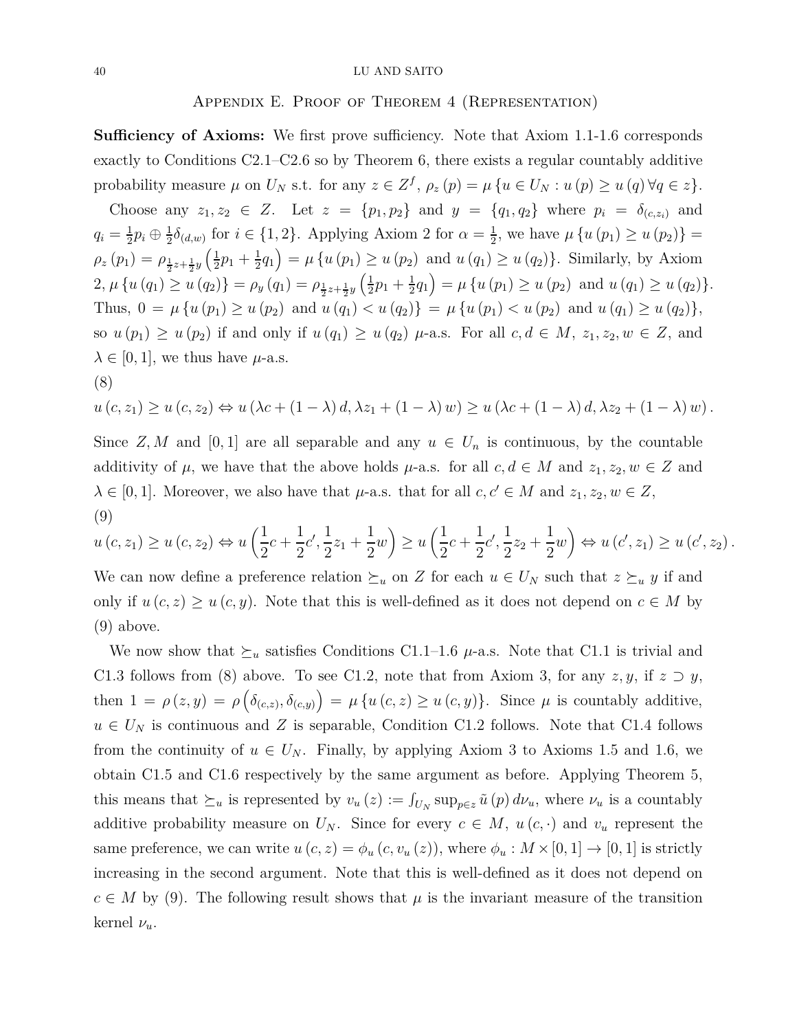## Appendix E. Proof of Theorem 4 (Representation)

**Sufficiency of Axioms:** We first prove sufficiency. Note that Axiom 1.1-1.6 corresponds exactly to Conditions C2.1–C2.6 so by Theorem 6, there exists a regular countably additive probability measure $\mu$ on $U_N$ s.t. for any $z \in Z^f$, $\rho_z(p) = \mu\{u \in U_N : u(p) \geq u(q)\, \forall q \in z\}$.

Choose any $z_1, z_2 \in Z$. Let $z = \{p_1, p_2\}$ and $y = \{q_1, q_2\}$ where $p_i = \delta_{(c,z_i)}$ and $q_i = \frac{1}{2}p_i \oplus \frac{1}{2}\delta_{(d,w)}$ for $i \in \{1,2\}$. Applying Axiom 2 for $\alpha = \frac{1}{2}$, we have $\mu\{u(p_1) \geq u(p_2)\} = \rho_z(p_1) = \rho_{\frac{1}{2}z + \frac{1}{2}y}\left(\frac{1}{2}p_1 + \frac{1}{2}q_1\right) = \mu\{u(p_1) \geq u(p_2) \text{ and } u(q_1) \geq u(q_2)\}$. Similarly, by Axiom 2, $\mu\{u(q_1) \geq u(q_2)\} = \rho_y(q_1) = \rho_{\frac{1}{2}z+\frac{1}{2}y}\left(\frac{1}{2}p_1 + \frac{1}{2}q_1\right) = \mu\{u(p_1) \geq u(p_2) \text{ and } u(q_1) \geq u(q_2)\}$. Thus, $0 = \mu\{u(p_1) \geq u(p_2) \text{ and } u(q_1) < u(q_2)\} = \mu\{u(p_1) < u(p_2) \text{ and } u(q_1) \geq u(q_2)\}$, so $u(p_1) \geq u(p_2)$ if and only if $u(q_1) \geq u(q_2)$ $\mu$-a.s. For all $c, d \in M$, $z_1, z_2, w \in Z$, and $\lambda \in [0,1]$, we thus have $\mu$-a.s.

(8)

$$u(c, z_1) \geq u(c, z_2) \Leftrightarrow u(\lambda c + (1-\lambda)d, \lambda z_1 + (1-\lambda)w) \geq u(\lambda c + (1-\lambda)d, \lambda z_2 + (1-\lambda)w).$$

Since $Z, M$ and $[0,1]$ are all separable and any $u \in U_n$ is continuous, by the countable additivity of $\mu$, we have that the above holds $\mu$-a.s. for all $c, d \in M$ and $z_1, z_2, w \in Z$ and $\lambda \in [0,1]$. Moreover, we also have that $\mu$-a.s. that for all $c, c' \in M$ and $z_1, z_2, w \in Z$,

(9)

$$u(c, z_1) \geq u(c, z_2) \Leftrightarrow u\left(\frac{1}{2}c + \frac{1}{2}c', \frac{1}{2}z_1 + \frac{1}{2}w\right) \geq u\left(\frac{1}{2}c + \frac{1}{2}c', \frac{1}{2}z_2 + \frac{1}{2}w\right) \Leftrightarrow u(c', z_1) \geq u(c', z_2).$$

We can now define a preference relation $\succeq_u$ on $Z$ for each $u \in U_N$ such that $z \succeq_u y$ if and only if $u(c,z) \geq u(c,y)$. Note that this is well-defined as it does not depend on $c \in M$ by (9) above.

We now show that $\succeq_u$ satisfies Conditions C1.1–1.6 $\mu$-a.s. Note that C1.1 is trivial and C1.3 follows from (8) above. To see C1.2, note that from Axiom 3, for any $z, y$, if $z \supset y$, then $1 = \rho(z,y) = \rho\left(\delta_{(c,z)}, \delta_{(c,y)}\right) = \mu\{u(c,z) \geq u(c,y)\}$. Since $\mu$ is countably additive, $u \in U_N$ is continuous and $Z$ is separable, Condition C1.2 follows. Note that C1.4 follows from the continuity of $u \in U_N$. Finally, by applying Axiom 3 to Axioms 1.5 and 1.6, we obtain C1.5 and C1.6 respectively by the same argument as before. Applying Theorem 5, this means that $\succeq_u$ is represented by $v_u(z) := \int_{U_N} \sup_{p \in z} \tilde{u}(p)\, d\nu_u$, where $\nu_u$ is a countably additive probability measure on $U_N$. Since for every $c \in M$, $u(c, \cdot)$ and $v_u$ represent the same preference, we can write $u(c,z) = \phi_u(c, v_u(z))$, where $\phi_u : M \times [0,1] \to [0,1]$ is strictly increasing in the second argument. Note that this is well-defined as it does not depend on $c \in M$ by (9). The following result shows that $\mu$ is the invariant measure of the transition kernel $\nu_u$.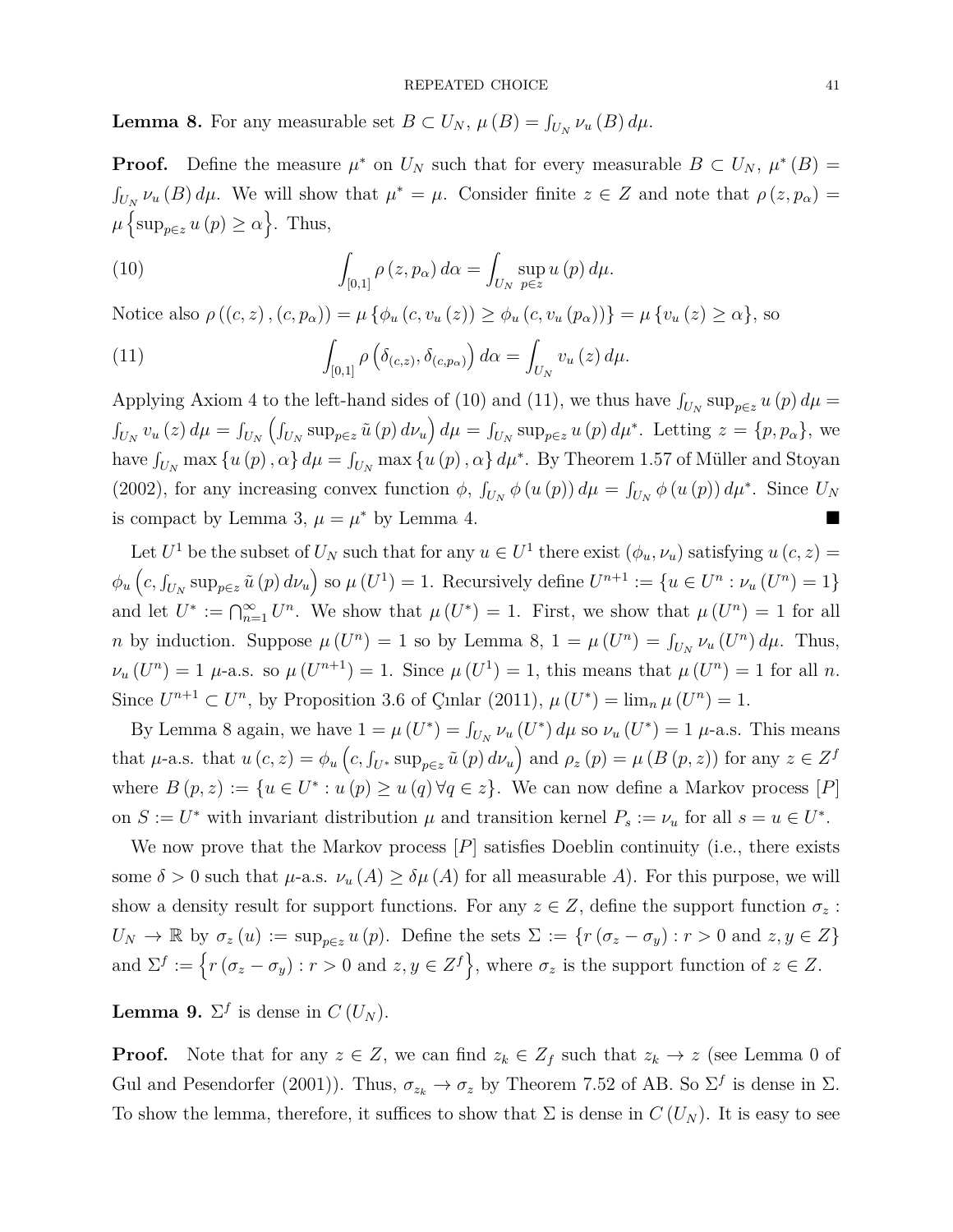**Lemma 8.** For any measurable set $B \subset U_N$, $\mu(B) = \int_{U_N} \nu_u(B)\, d\mu$.

**Proof.** Define the measure $\mu^*$ on $U_N$ such that for every measurable $B \subset U_N$, $\mu^*(B) = \int_{U_N} \nu_u(B)\, d\mu$. We will show that $\mu^* = \mu$. Consider finite $z \in Z$ and note that $\rho(z, p_\alpha) = \mu\left\{\sup_{p \in z} u(p) \geq \alpha\right\}$. Thus,

$$\int_{[0,1]} \rho(z, p_\alpha)\, d\alpha = \int_{U_N} \sup_{p \in z} u(p)\, d\mu. \tag{10}$$

Notice also $\rho((c,z),(c,p_\alpha)) = \mu\{\phi_u(c, v_u(z)) \geq \phi_u(c, v_u(p_\alpha))\} = \mu\{v_u(z) \geq \alpha\}$, so

$$\int_{[0,1]} \rho\left(\delta_{(c,z)}, \delta_{(c,p_\alpha)}\right) d\alpha = \int_{U_N} v_u(z)\, d\mu. \tag{11}$$

Applying Axiom 4 to the left-hand sides of (10) and (11), we thus have $\int_{U_N} \sup_{p \in z} u(p)\, d\mu = \int_{U_N} v_u(z)\, d\mu = \int_{U_N} \left(\int_{U_N} \sup_{p \in z} \tilde{u}(p)\, d\nu_u\right) d\mu = \int_{U_N} \sup_{p \in z} u(p)\, d\mu^*$. Letting $z = \{p, p_\alpha\}$, we have $\int_{U_N} \max\{u(p), \alpha\}\, d\mu = \int_{U_N} \max\{u(p), \alpha\}\, d\mu^*$. By Theorem 1.57 of Müller and Stoyan (2002), for any increasing convex function $\phi$, $\int_{U_N} \phi(u(p))\, d\mu = \int_{U_N} \phi(u(p))\, d\mu^*$. Since $U_N$ is compact by Lemma 3, $\mu = \mu^*$ by Lemma 4. ■

Let $U^1$ be the subset of $U_N$ such that for any $u \in U^1$ there exist $(\phi_u, \nu_u)$ satisfying $u(c,z) = \phi_u\left(c, \int_{U_N} \sup_{p \in z} \tilde{u}(p)\, d\nu_u\right)$ so $\mu(U^1) = 1$. Recursively define $U^{n+1} := \{u \in U^n : \nu_u(U^n) = 1\}$ and let $U^* := \bigcap_{n=1}^{\infty} U^n$. We show that $\mu(U^*) = 1$. First, we show that $\mu(U^n) = 1$ for all $n$ by induction. Suppose $\mu(U^n) = 1$ so by Lemma 8, $1 = \mu(U^n) = \int_{U_N} \nu_u(U^n)\, d\mu$. Thus, $\nu_u(U^n) = 1$ $\mu$-a.s. so $\mu(U^{n+1}) = 1$. Since $\mu(U^1) = 1$, this means that $\mu(U^n) = 1$ for all $n$. Since $U^{n+1} \subset U^n$, by Proposition 3.6 of Çınlar (2011), $\mu(U^*) = \lim_n \mu(U^n) = 1$.

By Lemma 8 again, we have $1 = \mu(U^*) = \int_{U_N} \nu_u(U^*)\, d\mu$ so $\nu_u(U^*) = 1$ $\mu$-a.s. This means that $\mu$-a.s. that $u(c,z) = \phi_u\left(c, \int_{U^*} \sup_{p \in z} \tilde{u}(p)\, d\nu_u\right)$ and $\rho_z(p) = \mu(B(p,z))$ for any $z \in Z^f$ where $B(p,z) := \{u \in U^* : u(p) \geq u(q)\, \forall q \in z\}$. We can now define a Markov process $[P]$ on $S := U^*$ with invariant distribution $\mu$ and transition kernel $P_s := \nu_u$ for all $s = u \in U^*$.

We now prove that the Markov process $[P]$ satisfies Doeblin continuity (i.e., there exists some $\delta > 0$ such that $\mu$-a.s. $\nu_u(A) \geq \delta\mu(A)$ for all measurable $A$). For this purpose, we will show a density result for support functions. For any $z \in Z$, define the support function $\sigma_z : U_N \to \mathbb{R}$ by $\sigma_z(u) := \sup_{p \in z} u(p)$. Define the sets $\Sigma := \{r(\sigma_z - \sigma_y) : r > 0 \text{ and } z, y \in Z\}$ and $\Sigma^f := \left\{r(\sigma_z - \sigma_y) : r > 0 \text{ and } z, y \in Z^f\right\}$, where $\sigma_z$ is the support function of $z \in Z$.

**Lemma 9.** $\Sigma^f$ is dense in $C(U_N)$.

**Proof.** Note that for any $z \in Z$, we can find $z_k \in Z_f$ such that $z_k \to z$ (see Lemma 0 of Gul and Pesendorfer (2001)). Thus, $\sigma_{z_k} \to \sigma_z$ by Theorem 7.52 of AB. So $\Sigma^f$ is dense in $\Sigma$. To show the lemma, therefore, it suffices to show that $\Sigma$ is dense in $C(U_N)$. It is easy to see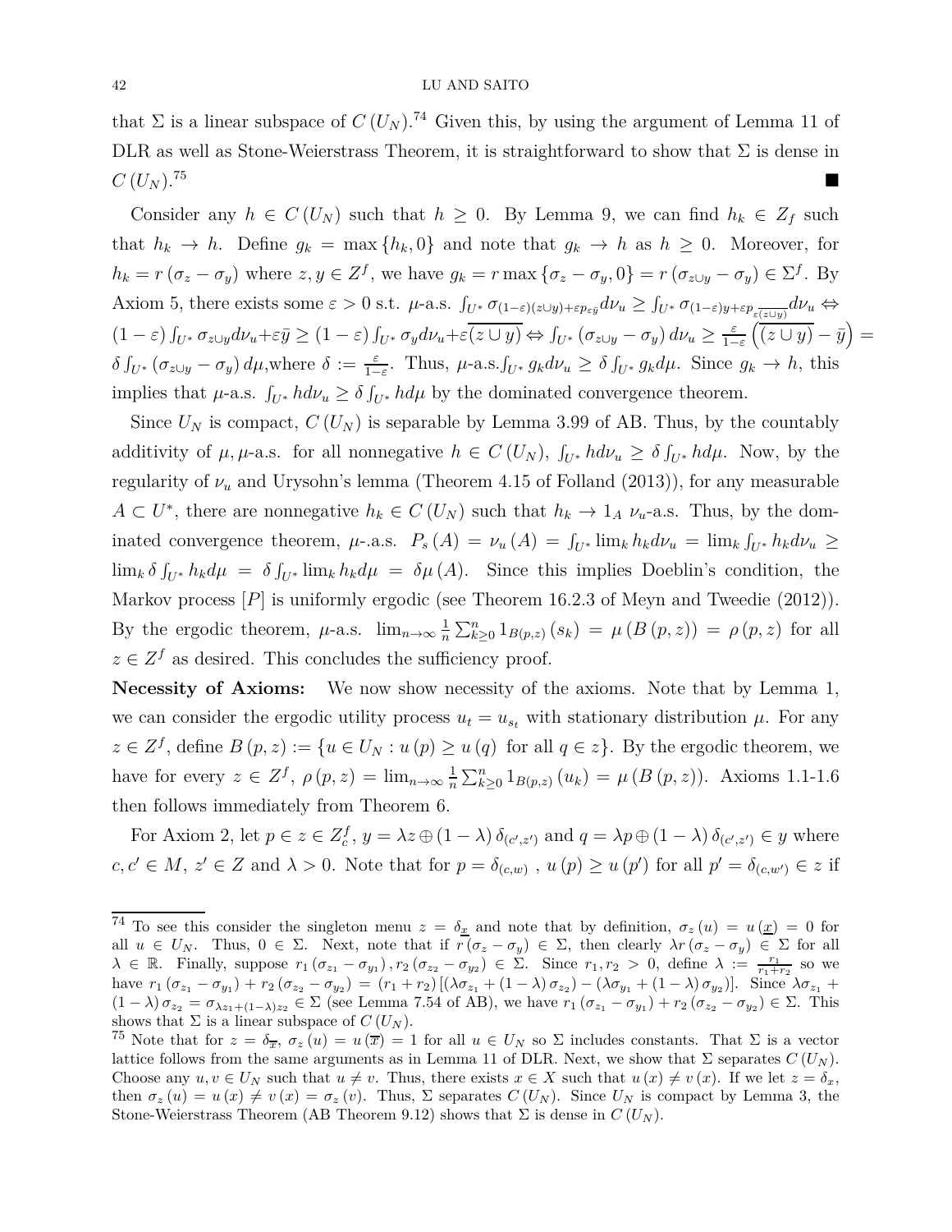that $\Sigma$ is a linear subspace of $C(U_N)$.[74] Given this, by using the argument of Lemma 11 of DLR as well as Stone-Weierstrass Theorem, it is straightforward to show that $\Sigma$ is dense in $C(U_N)$.[75] ■

Consider any $h \in C(U_N)$ such that $h \geq 0$. By Lemma 9, we can find $h_k \in Z_f$ such that $h_k \to h$. Define $g_k = \max\{h_k, 0\}$ and note that $g_k \to h$ as $h \geq 0$. Moreover, for $h_k = r(\sigma_z - \sigma_y)$ where $z, y \in Z^f$, we have $g_k = r \max\{\sigma_z - \sigma_y, 0\} = r(\sigma_{z\cup y} - \sigma_y) \in \Sigma^f$. By Axiom 5, there exists some $\varepsilon > 0$ s.t. $\mu$-a.s. $\int_{U^*} \sigma_{(1-\varepsilon)(z\cup y)+\varepsilon p_{\varepsilon \bar{y}}} d\nu_u \geq \int_{U^*} \sigma_{(1-\varepsilon)y+\varepsilon p_{\varepsilon\overline{(z\cup y)}}} d\nu_u \Leftrightarrow (1-\varepsilon)\int_{U^*} \sigma_{z\cup y} d\nu_u + \varepsilon \bar{y} \geq (1-\varepsilon)\int_{U^*} \sigma_y d\nu_u + \varepsilon \overline{(z \cup y)} \Leftrightarrow \int_{U^*}(\sigma_{z\cup y} - \sigma_y) d\nu_u \geq \frac{\varepsilon}{1-\varepsilon}\left(\overline{(z\cup y)} - \bar{y}\right) = \delta \int_{U^*}(\sigma_{z\cup y} - \sigma_y) d\mu$, where $\delta := \frac{\varepsilon}{1-\varepsilon}$. Thus, $\mu$-a.s. $\int_{U^*} g_k d\nu_u \geq \delta \int_{U^*} g_k d\mu$. Since $g_k \to h$, this implies that $\mu$-a.s. $\int_{U^*} h d\nu_u \geq \delta \int_{U^*} h d\mu$ by the dominated convergence theorem.

Since $U_N$ is compact, $C(U_N)$ is separable by Lemma 3.99 of AB. Thus, by the countably additivity of $\mu$, $\mu$-a.s. for all nonnegative $h \in C(U_N)$, $\int_{U^*} h d\nu_u \geq \delta \int_{U^*} h d\mu$. Now, by the regularity of $\nu_u$ and Urysohn's lemma (Theorem 4.15 of Folland (2013)), for any measurable $A \subset U^*$, there are nonnegative $h_k \in C(U_N)$ such that $h_k \to 1_A$ $\nu_u$-a.s. Thus, by the dominated convergence theorem, $\mu$-.a.s. $P_s(A) = \nu_u(A) = \int_{U^*} \lim_k h_k d\nu_u = \lim_k \int_{U^*} h_k d\nu_u \geq \lim_k \delta \int_{U^*} h_k d\mu = \delta \int_{U^*} \lim_k h_k d\mu = \delta\mu(A)$. Since this implies Doeblin's condition, the Markov process $[P]$ is uniformly ergodic (see Theorem 16.2.3 of Meyn and Tweedie (2012)). By the ergodic theorem, $\mu$-a.s. $\lim_{n\to\infty} \frac{1}{n}\sum_{k\geq 0}^{n} 1_{B(p,z)}(s_k) = \mu(B(p,z)) = \rho(p,z)$ for all $z \in Z^f$ as desired. This concludes the sufficiency proof.

**Necessity of Axioms:** We now show necessity of the axioms. Note that by Lemma 1, we can consider the ergodic utility process $u_t = u_{s_t}$ with stationary distribution $\mu$. For any $z \in Z^f$, define $B(p,z) := \{u \in U_N : u(p) \geq u(q) \text{ for all } q \in z\}$. By the ergodic theorem, we have for every $z \in Z^f$, $\rho(p,z) = \lim_{n\to\infty} \frac{1}{n}\sum_{k\geq 0}^{n} 1_{B(p,z)}(u_k) = \mu(B(p,z))$. Axioms 1.1-1.6 then follows immediately from Theorem 6.

For Axiom 2, let $p \in z \in Z_c^f$, $y = \lambda z \oplus (1-\lambda)\delta_{(c',z')}$ and $q = \lambda p \oplus (1-\lambda)\delta_{(c',z')} \in y$ where $c, c' \in M$, $z' \in Z$ and $\lambda > 0$. Note that for $p = \delta_{(c,w)}$, $u(p) \geq u(p')$ for all $p' = \delta_{(c,w')} \in z$ if

---

[74] To see this consider the singleton menu $z = \delta_{\underline{x}}$ and note that by definition, $\sigma_z(u) = u(\underline{x}) = 0$ for all $u \in U_N$. Thus, $0 \in \Sigma$. Next, note that if $r(\sigma_z - \sigma_y) \in \Sigma$, then clearly $\lambda r(\sigma_z - \sigma_y) \in \Sigma$ for all $\lambda \in \mathbb{R}$. Finally, suppose $r_1(\sigma_{z_1} - \sigma_{y_1}), r_2(\sigma_{z_2} - \sigma_{y_2}) \in \Sigma$. Since $r_1, r_2 > 0$, define $\lambda := \frac{r_1}{r_1+r_2}$ so we have $r_1(\sigma_{z_1} - \sigma_{y_1}) + r_2(\sigma_{z_2} - \sigma_{y_2}) = (r_1 + r_2)[(\lambda\sigma_{z_1} + (1-\lambda)\sigma_{z_2}) - (\lambda\sigma_{y_1} + (1-\lambda)\sigma_{y_2})]$. Since $\lambda\sigma_{z_1} + (1-\lambda)\sigma_{z_2} = \sigma_{\lambda z_1 + (1-\lambda)z_2} \in \Sigma$ (see Lemma 7.54 of AB), we have $r_1(\sigma_{z_1} - \sigma_{y_1}) + r_2(\sigma_{z_2} - \sigma_{y_2}) \in \Sigma$. This shows that $\Sigma$ is a linear subspace of $C(U_N)$.

[75] Note that for $z = \delta_{\overline{x}}$, $\sigma_z(u) = u(\overline{x}) = 1$ for all $u \in U_N$ so $\Sigma$ includes constants. That $\Sigma$ is a vector lattice follows from the same arguments as in Lemma 11 of DLR. Next, we show that $\Sigma$ separates $C(U_N)$. Choose any $u, v \in U_N$ such that $u \neq v$. Thus, there exists $x \in X$ such that $u(x) \neq v(x)$. If we let $z = \delta_x$, then $\sigma_z(u) = u(x) \neq v(x) = \sigma_z(v)$. Thus, $\Sigma$ separates $C(U_N)$. Since $U_N$ is compact by Lemma 3, the Stone-Weierstrass Theorem (AB Theorem 9.12) shows that $\Sigma$ is dense in $C(U_N)$.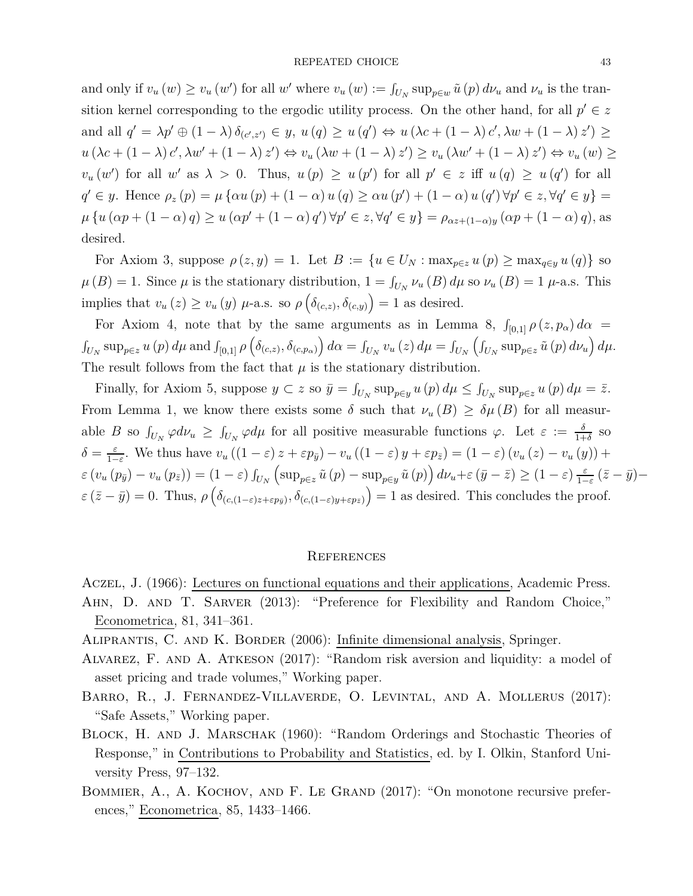and only if $v_u(w) \geq v_u(w')$ for all $w'$ where $v_u(w) := \int_{U_N} \sup_{p \in w} \tilde{u}(p) \, d\nu_u$ and $\nu_u$ is the transition kernel corresponding to the ergodic utility process. On the other hand, for all $p' \in z$ and all $q' = \lambda p' \oplus (1-\lambda)\delta_{(c',z')} \in y$, $u(q) \geq u(q') \Leftrightarrow u(\lambda c + (1-\lambda)c', \lambda w + (1-\lambda)z') \geq u(\lambda c + (1-\lambda)c', \lambda w' + (1-\lambda)z') \Leftrightarrow v_u(\lambda w + (1-\lambda)z') \geq v_u(\lambda w' + (1-\lambda)z') \Leftrightarrow v_u(w) \geq v_u(w')$ for all $w'$ as $\lambda > 0$. Thus, $u(p) \geq u(p')$ for all $p' \in z$ iff $u(q) \geq u(q')$ for all $q' \in y$. Hence $\rho_z(p) = \mu\{\alpha u(p) + (1-\alpha)u(q) \geq \alpha u(p') + (1-\alpha)u(q') \, \forall p' \in z, \forall q' \in y\} = \mu\{u(\alpha p + (1-\alpha)q) \geq u(\alpha p' + (1-\alpha)q') \, \forall p' \in z, \forall q' \in y\} = \rho_{\alpha z + (1-\alpha)y}(\alpha p + (1-\alpha)q)$, as desired.

For Axiom 3, suppose $\rho(z,y) = 1$. Let $B := \{u \in U_N : \max_{p \in z} u(p) \geq \max_{q \in y} u(q)\}$ so $\mu(B) = 1$. Since $\mu$ is the stationary distribution, $1 = \int_{U_N} \nu_u(B) \, d\mu$ so $\nu_u(B) = 1$ $\mu$-a.s. This implies that $v_u(z) \geq v_u(y)$ $\mu$-a.s. so $\rho\left(\delta_{(c,z)}, \delta_{(c,y)}\right) = 1$ as desired.

For Axiom 4, note that by the same arguments as in Lemma 8, $\int_{[0,1]} \rho(z, p_\alpha) \, d\alpha = \int_{U_N} \sup_{p \in z} u(p) \, d\mu$ and $\int_{[0,1]} \rho\left(\delta_{(c,z)}, \delta_{(c,p_\alpha)}\right) d\alpha = \int_{U_N} v_u(z) \, d\mu = \int_{U_N} \left(\int_{U_N} \sup_{p \in z} \tilde{u}(p) \, d\nu_u\right) d\mu$. The result follows from the fact that $\mu$ is the stationary distribution.

Finally, for Axiom 5, suppose $y \subset z$ so $\bar{y} = \int_{U_N} \sup_{p \in y} u(p) \, d\mu \leq \int_{U_N} \sup_{p \in z} u(p) \, d\mu = \bar{z}$. From Lemma 1, we know there exists some $\delta$ such that $\nu_u(B) \geq \delta\mu(B)$ for all measurable $B$ so $\int_{U_N} \varphi \, d\nu_u \geq \int_{U_N} \varphi \, d\mu$ for all positive measurable functions $\varphi$. Let $\varepsilon := \frac{\delta}{1+\delta}$ so $\delta = \frac{\varepsilon}{1-\varepsilon}$. We thus have $v_u((1-\varepsilon)z + \varepsilon p_{\bar{y}}) - v_u((1-\varepsilon)y + \varepsilon p_{\bar{z}}) = (1-\varepsilon)(v_u(z) - v_u(y)) + \varepsilon(v_u(p_{\bar{y}}) - v_u(p_{\bar{z}})) = (1-\varepsilon)\int_{U_N} \left(\sup_{p \in z} \tilde{u}(p) - \sup_{p \in y} \tilde{u}(p)\right) d\nu_u + \varepsilon(\bar{y} - \bar{z}) \geq (1-\varepsilon)\frac{\varepsilon}{1-\varepsilon}(\bar{z} - \bar{y}) - \varepsilon(\bar{z} - \bar{y}) = 0$. Thus, $\rho\left(\delta_{(c,(1-\varepsilon)z + \varepsilon p_{\bar{y}})}, \delta_{(c,(1-\varepsilon)y + \varepsilon p_{\bar{z}})}\right) = 1$ as desired. This concludes the proof.

## References

Aczel, J. (1966): Lectures on functional equations and their applications, Academic Press.

Ahn, D. and T. Sarver (2013): "Preference for Flexibility and Random Choice," Econometrica, 81, 341–361.

Aliprantis, C. and K. Border (2006): Infinite dimensional analysis, Springer.

Alvarez, F. and A. Atkeson (2017): "Random risk aversion and liquidity: a model of asset pricing and trade volumes," Working paper.

Barro, R., J. Fernandez-Villaverde, O. Levintal, and A. Mollerus (2017): "Safe Assets," Working paper.

Block, H. and J. Marschak (1960): "Random Orderings and Stochastic Theories of Response," in Contributions to Probability and Statistics, ed. by I. Olkin, Stanford University Press, 97–132.

Bommier, A., A. Kochov, and F. Le Grand (2017): "On monotone recursive preferences," Econometrica, 85, 1433–1466.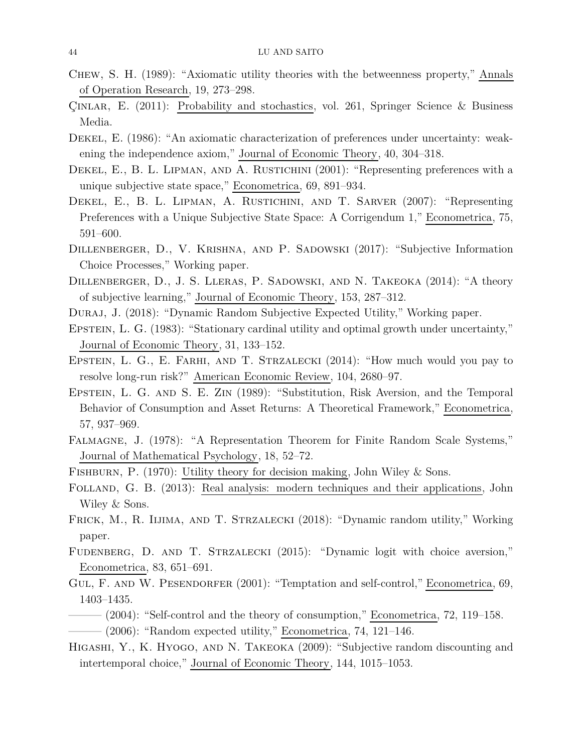Chew, S. H. (1989): "Axiomatic utility theories with the betweenness property," Annals of Operation Research, 19, 273–298.

Çinlar, E. (2011): Probability and stochastics, vol. 261, Springer Science & Business Media.

Dekel, E. (1986): "An axiomatic characterization of preferences under uncertainty: weakening the independence axiom," Journal of Economic Theory, 40, 304–318.

Dekel, E., B. L. Lipman, and A. Rustichini (2001): "Representing preferences with a unique subjective state space," Econometrica, 69, 891–934.

Dekel, E., B. L. Lipman, A. Rustichini, and T. Sarver (2007): "Representing Preferences with a Unique Subjective State Space: A Corrigendum 1," Econometrica, 75, 591–600.

Dillenberger, D., V. Krishna, and P. Sadowski (2017): "Subjective Information Choice Processes," Working paper.

Dillenberger, D., J. S. Lleras, P. Sadowski, and N. Takeoka (2014): "A theory of subjective learning," Journal of Economic Theory, 153, 287–312.

Duraj, J. (2018): "Dynamic Random Subjective Expected Utility," Working paper.

Epstein, L. G. (1983): "Stationary cardinal utility and optimal growth under uncertainty," Journal of Economic Theory, 31, 133–152.

Epstein, L. G., E. Farhi, and T. Strzalecki (2014): "How much would you pay to resolve long-run risk?" American Economic Review, 104, 2680–97.

Epstein, L. G. and S. E. Zin (1989): "Substitution, Risk Aversion, and the Temporal Behavior of Consumption and Asset Returns: A Theoretical Framework," Econometrica, 57, 937–969.

Falmagne, J. (1978): "A Representation Theorem for Finite Random Scale Systems," Journal of Mathematical Psychology, 18, 52–72.

Fishburn, P. (1970): Utility theory for decision making, John Wiley & Sons.

Folland, G. B. (2013): Real analysis: modern techniques and their applications, John Wiley & Sons.

Frick, M., R. Iijima, and T. Strzalecki (2018): "Dynamic random utility," Working paper.

Fudenberg, D. and T. Strzalecki (2015): "Dynamic logit with choice aversion," Econometrica, 83, 651–691.

Gul, F. and W. Pesendorfer (2001): "Temptation and self-control," Econometrica, 69, 1403–1435.

——— (2004): "Self-control and the theory of consumption," Econometrica, 72, 119–158.

——— (2006): "Random expected utility," Econometrica, 74, 121–146.

Higashi, Y., K. Hyogo, and N. Takeoka (2009): "Subjective random discounting and intertemporal choice," Journal of Economic Theory, 144, 1015–1053.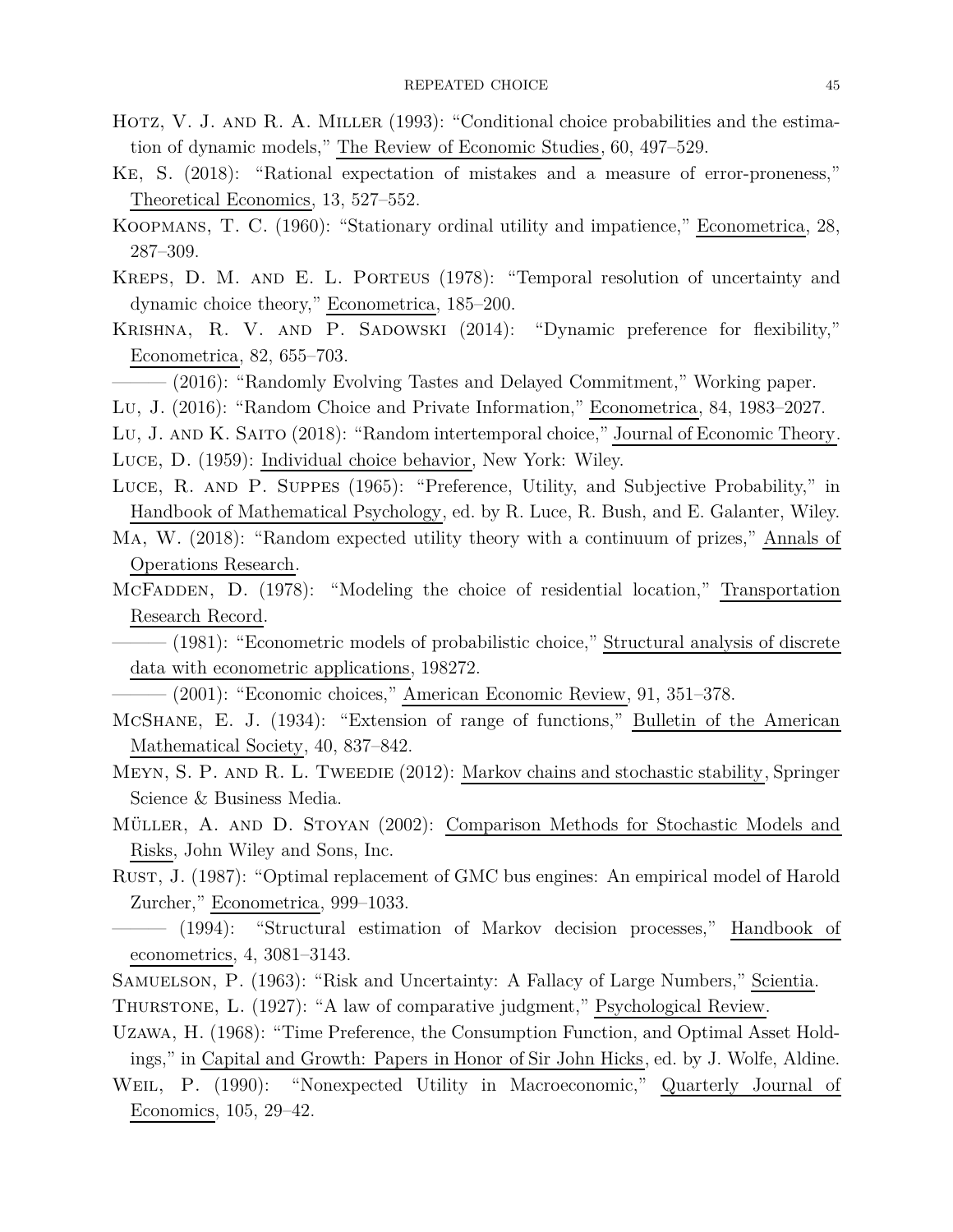Hotz, V. J. and R. A. Miller (1993): "Conditional choice probabilities and the estimation of dynamic models," The Review of Economic Studies, 60, 497–529.

Ke, S. (2018): "Rational expectation of mistakes and a measure of error-proneness," Theoretical Economics, 13, 527–552.

Koopmans, T. C. (1960): "Stationary ordinal utility and impatience," Econometrica, 28, 287–309.

Kreps, D. M. and E. L. Porteus (1978): "Temporal resolution of uncertainty and dynamic choice theory," Econometrica, 185–200.

Krishna, R. V. and P. Sadowski (2014): "Dynamic preference for flexibility," Econometrica, 82, 655–703.

——— (2016): "Randomly Evolving Tastes and Delayed Commitment," Working paper.

Lu, J. (2016): "Random Choice and Private Information," Econometrica, 84, 1983–2027.

Lu, J. and K. Saito (2018): "Random intertemporal choice," Journal of Economic Theory.

Luce, D. (1959): Individual choice behavior, New York: Wiley.

Luce, R. and P. Suppes (1965): "Preference, Utility, and Subjective Probability," in Handbook of Mathematical Psychology, ed. by R. Luce, R. Bush, and E. Galanter, Wiley.

Ma, W. (2018): "Random expected utility theory with a continuum of prizes," Annals of Operations Research.

McFadden, D. (1978): "Modeling the choice of residential location," Transportation Research Record.

——— (1981): "Econometric models of probabilistic choice," Structural analysis of discrete data with econometric applications, 198272.

——— (2001): "Economic choices," American Economic Review, 91, 351–378.

McShane, E. J. (1934): "Extension of range of functions," Bulletin of the American Mathematical Society, 40, 837–842.

Meyn, S. P. and R. L. Tweedie (2012): Markov chains and stochastic stability, Springer Science & Business Media.

Müller, A. and D. Stoyan (2002): Comparison Methods for Stochastic Models and Risks, John Wiley and Sons, Inc.

Rust, J. (1987): "Optimal replacement of GMC bus engines: An empirical model of Harold Zurcher," Econometrica, 999–1033.

——— (1994): "Structural estimation of Markov decision processes," Handbook of econometrics, 4, 3081–3143.

Samuelson, P. (1963): "Risk and Uncertainty: A Fallacy of Large Numbers," Scientia.

Thurstone, L. (1927): "A law of comparative judgment," Psychological Review.

Uzawa, H. (1968): "Time Preference, the Consumption Function, and Optimal Asset Holdings," in Capital and Growth: Papers in Honor of Sir John Hicks, ed. by J. Wolfe, Aldine.

Weil, P. (1990): "Nonexpected Utility in Macroeconomic," Quarterly Journal of Economics, 105, 29–42.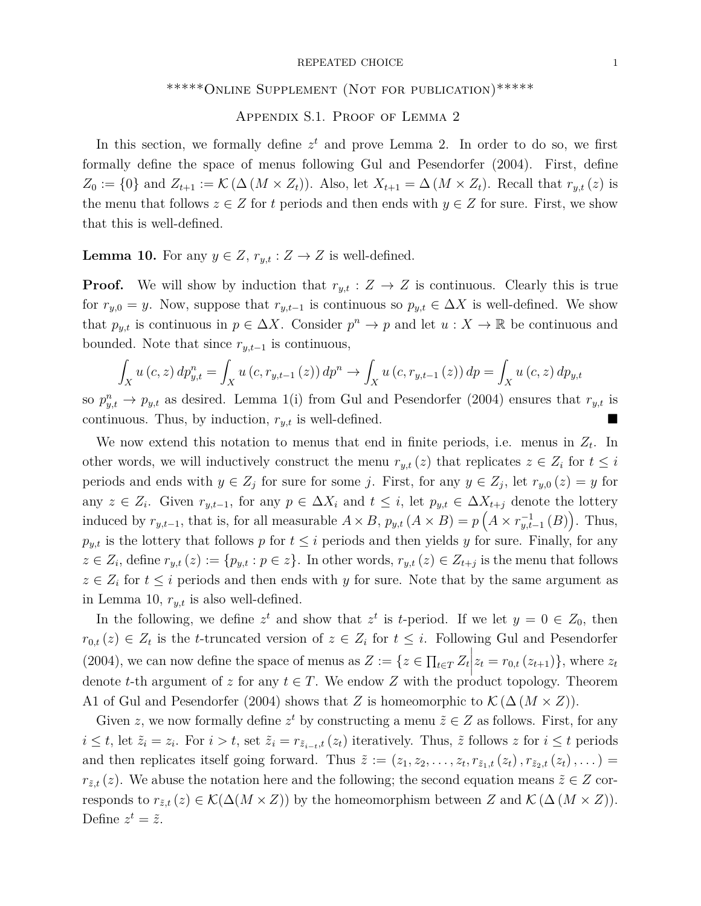\*\*\*\*\*Online Supplement (Not for publication)\*\*\*\*\*

## Appendix S.1. Proof of Lemma 2

In this section, we formally define $z^t$ and prove Lemma 2. In order to do so, we first formally define the space of menus following Gul and Pesendorfer (2004). First, define $Z_0 := \{0\}$ and $Z_{t+1} := \mathcal{K}(\Delta(M \times Z_t))$. Also, let $X_{t+1} = \Delta(M \times Z_t)$. Recall that $r_{y,t}(z)$ is the menu that follows $z \in Z$ for $t$ periods and then ends with $y \in Z$ for sure. First, we show that this is well-defined.

**Lemma 10.** For any $y \in Z$, $r_{y,t} : Z \to Z$ is well-defined.

**Proof.** We will show by induction that $r_{y,t} : Z \to Z$ is continuous. Clearly this is true for $r_{y,0} = y$. Now, suppose that $r_{y,t-1}$ is continuous so $p_{y,t} \in \Delta X$ is well-defined. We show that $p_{y,t}$ is continuous in $p \in \Delta X$. Consider $p^n \to p$ and let $u : X \to \mathbb{R}$ be continuous and bounded. Note that since $r_{y,t-1}$ is continuous,

$$\int_X u(c,z)\, dp^n_{y,t} = \int_X u(c, r_{y,t-1}(z))\, dp^n \to \int_X u(c, r_{y,t-1}(z))\, dp = \int_X u(c,z)\, dp_{y,t}$$

so $p^n_{y,t} \to p_{y,t}$ as desired. Lemma 1(i) from Gul and Pesendorfer (2004) ensures that $r_{y,t}$ is continuous. Thus, by induction, $r_{y,t}$ is well-defined. ■

We now extend this notation to menus that end in finite periods, i.e. menus in $Z_t$. In other words, we will inductively construct the menu $r_{y,t}(z)$ that replicates $z \in Z_i$ for $t \leq i$ periods and ends with $y \in Z_j$ for sure for some $j$. First, for any $y \in Z_j$, let $r_{y,0}(z) = y$ for any $z \in Z_i$. Given $r_{y,t-1}$, for any $p \in \Delta X_i$ and $t \leq i$, let $p_{y,t} \in \Delta X_{t+j}$ denote the lottery induced by $r_{y,t-1}$, that is, for all measurable $A \times B$, $p_{y,t}(A \times B) = p\left(A \times r^{-1}_{y,t-1}(B)\right)$. Thus, $p_{y,t}$ is the lottery that follows $p$ for $t \leq i$ periods and then yields $y$ for sure. Finally, for any $z \in Z_i$, define $r_{y,t}(z) := \{p_{y,t} : p \in z\}$. In other words, $r_{y,t}(z) \in Z_{t+j}$ is the menu that follows $z \in Z_i$ for $t \leq i$ periods and then ends with $y$ for sure. Note that by the same argument as in Lemma 10, $r_{y,t}$ is also well-defined.

In the following, we define $z^t$ and show that $z^t$ is $t$-period. If we let $y = 0 \in Z_0$, then $r_{0,t}(z) \in Z_t$ is the $t$-truncated version of $z \in Z_i$ for $t \leq i$. Following Gul and Pesendorfer (2004), we can now define the space of menus as $Z := \left\{z \in \prod_{t \in T} Z_t \middle| z_t = r_{0,t}(z_{t+1})\right\}$, where $z_t$ denote $t$-th argument of $z$ for any $t \in T$. We endow $Z$ with the product topology. Theorem A1 of Gul and Pesendorfer (2004) shows that $Z$ is homeomorphic to $\mathcal{K}(\Delta(M \times Z))$.

Given $z$, we now formally define $z^t$ by constructing a menu $\tilde{z} \in Z$ as follows. First, for any $i \leq t$, let $\tilde{z}_i = z_i$. For $i > t$, set $\tilde{z}_i = r_{\tilde{z}_{i-t},t}(z_t)$ iteratively. Thus, $\tilde{z}$ follows $z$ for $i \leq t$ periods and then replicates itself going forward. Thus $\tilde{z} := (z_1, z_2, \ldots, z_t, r_{\tilde{z}_1,t}(z_t), r_{\tilde{z}_2,t}(z_t), \ldots) = r_{\tilde{z},t}(z)$. We abuse the notation here and the following; the second equation means $\tilde{z} \in Z$ corresponds to $r_{\tilde{z},t}(z) \in \mathcal{K}(\Delta(M \times Z))$ by the homeomorphism between $Z$ and $\mathcal{K}(\Delta(M \times Z))$. Define $z^t = \tilde{z}$.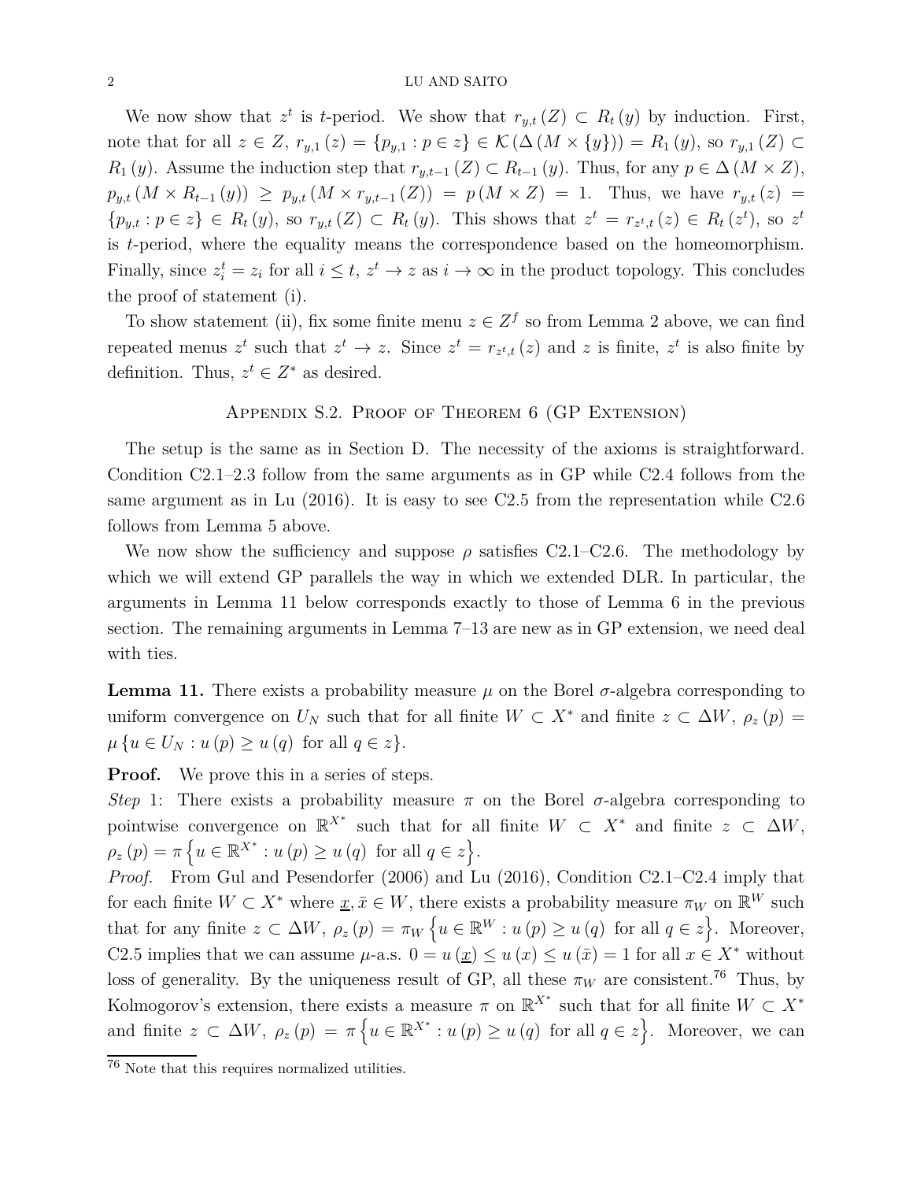We now show that $z^t$ is $t$-period. We show that $r_{y,t}(Z) \subset R_t(y)$ by induction. First, note that for all $z \in Z$, $r_{y,1}(z) = \{p_{y,1} : p \in z\} \in \mathcal{K}(\Delta(M \times \{y\})) = R_1(y)$, so $r_{y,1}(Z) \subset R_1(y)$. Assume the induction step that $r_{y,t-1}(Z) \subset R_{t-1}(y)$. Thus, for any $p \in \Delta(M \times Z)$, $p_{y,t}(M \times R_{t-1}(y)) \geq p_{y,t}(M \times r_{y,t-1}(Z)) = p(M \times Z) = 1$. Thus, we have $r_{y,t}(z) = \{p_{y,t} : p \in z\} \in R_t(y)$, so $r_{y,t}(Z) \subset R_t(y)$. This shows that $z^t = r_{z^t,t}(z) \in R_t(z^t)$, so $z^t$ is $t$-period, where the equality means the correspondence based on the homeomorphism. Finally, since $z_i^t = z_i$ for all $i \leq t$, $z^t \to z$ as $i \to \infty$ in the product topology. This concludes the proof of statement (i).

To show statement (ii), fix some finite menu $z \in Z^f$ so from Lemma 2 above, we can find repeated menus $z^t$ such that $z^t \to z$. Since $z^t = r_{z^t,t}(z)$ and $z$ is finite, $z^t$ is also finite by definition. Thus, $z^t \in Z^*$ as desired.

## Appendix S.2. Proof of Theorem 6 (GP Extension)

The setup is the same as in Section D. The necessity of the axioms is straightforward. Condition C2.1–2.3 follow from the same arguments as in GP while C2.4 follows from the same argument as in Lu (2016). It is easy to see C2.5 from the representation while C2.6 follows from Lemma 5 above.

We now show the sufficiency and suppose $\rho$ satisfies C2.1–C2.6. The methodology by which we will extend GP parallels the way in which we extended DLR. In particular, the arguments in Lemma 11 below corresponds exactly to those of Lemma 6 in the previous section. The remaining arguments in Lemma 7–13 are new as in GP extension, we need deal with ties.

**Lemma 11.** There exists a probability measure $\mu$ on the Borel $\sigma$-algebra corresponding to uniform convergence on $U_N$ such that for all finite $W \subset X^*$ and finite $z \subset \Delta W$, $\rho_z(p) = \mu\{u \in U_N : u(p) \geq u(q) \text{ for all } q \in z\}$.

**Proof.** We prove this in a series of steps.

*Step* 1: There exists a probability measure $\pi$ on the Borel $\sigma$-algebra corresponding to pointwise convergence on $\mathbb{R}^{X^*}$ such that for all finite $W \subset X^*$ and finite $z \subset \Delta W$, $\rho_z(p) = \pi\left\{u \in \mathbb{R}^{X^*} : u(p) \geq u(q) \text{ for all } q \in z\right\}$.

*Proof.* From Gul and Pesendorfer (2006) and Lu (2016), Condition C2.1–C2.4 imply that for each finite $W \subset X^*$ where $\underline{x}, \bar{x} \in W$, there exists a probability measure $\pi_W$ on $\mathbb{R}^W$ such that for any finite $z \subset \Delta W$, $\rho_z(p) = \pi_W\left\{u \in \mathbb{R}^W : u(p) \geq u(q) \text{ for all } q \in z\right\}$. Moreover, C2.5 implies that we can assume $\mu$-a.s. $0 = u(\underline{x}) \leq u(x) \leq u(\bar{x}) = 1$ for all $x \in X^*$ without loss of generality. By the uniqueness result of GP, all these $\pi_W$ are consistent.[76] Thus, by Kolmogorov's extension, there exists a measure $\pi$ on $\mathbb{R}^{X^*}$ such that for all finite $W \subset X^*$ and finite $z \subset \Delta W$, $\rho_z(p) = \pi\left\{u \in \mathbb{R}^{X^*} : u(p) \geq u(q) \text{ for all } q \in z\right\}$. Moreover, we can

[76] Note that this requires normalized utilities.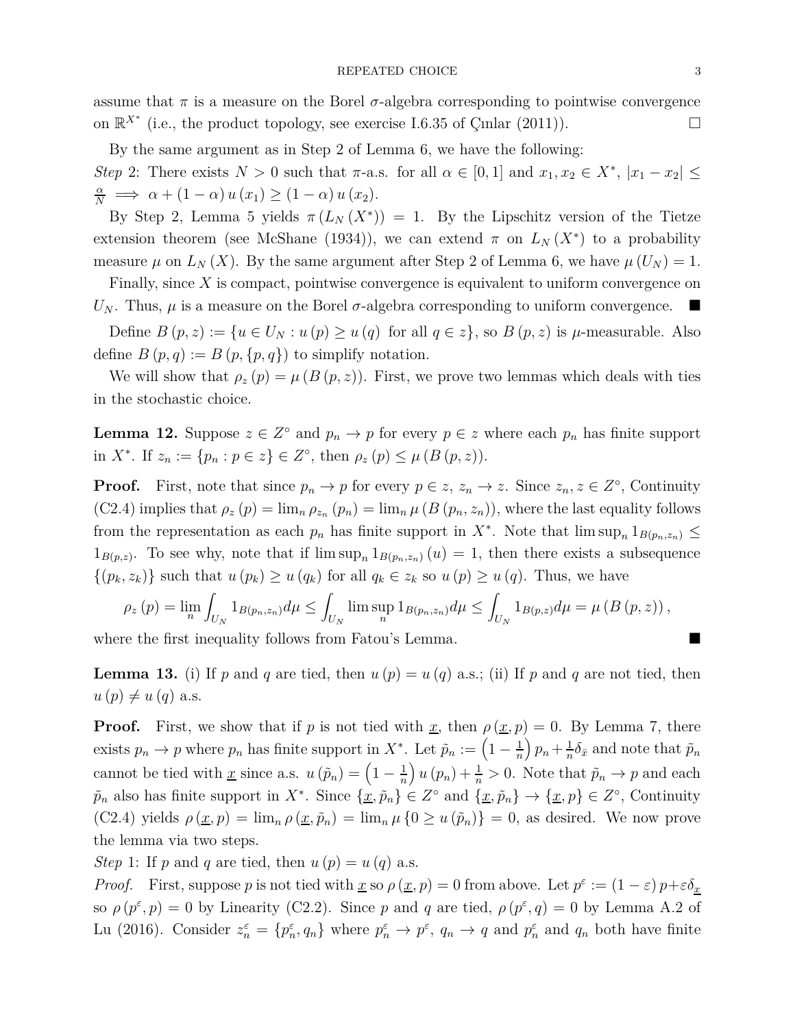assume that $\pi$ is a measure on the Borel $\sigma$-algebra corresponding to pointwise convergence on $\mathbb{R}^{X^*}$ (i.e., the product topology, see exercise I.6.35 of Çınlar (2011)). $\square$

By the same argument as in Step 2 of Lemma 6, we have the following:

*Step* 2: There exists $N > 0$ such that $\pi$-a.s. for all $\alpha \in [0,1]$ and $x_1, x_2 \in X^*$, $|x_1 - x_2| \leq \frac{\alpha}{N} \implies \alpha + (1-\alpha) u(x_1) \geq (1-\alpha) u(x_2)$.

By Step 2, Lemma 5 yields $\pi(L_N(X^*)) = 1$. By the Lipschitz version of the Tietze extension theorem (see McShane (1934)), we can extend $\pi$ on $L_N(X^*)$ to a probability measure $\mu$ on $L_N(X)$. By the same argument after Step 2 of Lemma 6, we have $\mu(U_N) = 1$.

Finally, since $X$ is compact, pointwise convergence is equivalent to uniform convergence on $U_N$. Thus, $\mu$ is a measure on the Borel $\sigma$-algebra corresponding to uniform convergence. $\blacksquare$

Define $B(p,z) := \{u \in U_N : u(p) \geq u(q) \text{ for all } q \in z\}$, so $B(p,z)$ is $\mu$-measurable. Also define $B(p,q) := B(p, \{p,q\})$ to simplify notation.

We will show that $\rho_z(p) = \mu(B(p,z))$. First, we prove two lemmas which deals with ties in the stochastic choice.

**Lemma 12.** Suppose $z \in Z^\circ$ and $p_n \to p$ for every $p \in z$ where each $p_n$ has finite support in $X^*$. If $z_n := \{p_n : p \in z\} \in Z^\circ$, then $\rho_z(p) \leq \mu(B(p,z))$.

**Proof.** First, note that since $p_n \to p$ for every $p \in z$, $z_n \to z$. Since $z_n, z \in Z^\circ$, Continuity (C2.4) implies that $\rho_z(p) = \lim_n \rho_{z_n}(p_n) = \lim_n \mu(B(p_n, z_n))$, where the last equality follows from the representation as each $p_n$ has finite support in $X^*$. Note that $\limsup_n 1_{B(p_n,z_n)} \leq 1_{B(p,z)}$. To see why, note that if $\limsup_n 1_{B(p_n,z_n)}(u) = 1$, then there exists a subsequence $\{(p_k, z_k)\}$ such that $u(p_k) \geq u(q_k)$ for all $q_k \in z_k$ so $u(p) \geq u(q)$. Thus, we have

$$\rho_z(p) = \lim_n \int_{U_N} 1_{B(p_n,z_n)} d\mu \leq \int_{U_N} \limsup_n 1_{B(p_n,z_n)} d\mu \leq \int_{U_N} 1_{B(p,z)} d\mu = \mu(B(p,z)),$$

where the first inequality follows from Fatou's Lemma. $\blacksquare$

**Lemma 13.** (i) If $p$ and $q$ are tied, then $u(p) = u(q)$ a.s.; (ii) If $p$ and $q$ are not tied, then $u(p) \neq u(q)$ a.s.

**Proof.** First, we show that if $p$ is not tied with $\underline{x}$, then $\rho(\underline{x}, p) = 0$. By Lemma 7, there exists $p_n \to p$ where $p_n$ has finite support in $X^*$. Let $\tilde{p}_n := \left(1 - \frac{1}{n}\right) p_n + \frac{1}{n} \delta_{\bar{x}}$ and note that $\tilde{p}_n$ cannot be tied with $\underline{x}$ since a.s. $u(\tilde{p}_n) = \left(1 - \frac{1}{n}\right) u(p_n) + \frac{1}{n} > 0$. Note that $\tilde{p}_n \to p$ and each $\tilde{p}_n$ also has finite support in $X^*$. Since $\{\underline{x}, \tilde{p}_n\} \in Z^\circ$ and $\{\underline{x}, \tilde{p}_n\} \to \{\underline{x}, p\} \in Z^\circ$, Continuity (C2.4) yields $\rho(\underline{x}, p) = \lim_n \rho(\underline{x}, \tilde{p}_n) = \lim_n \mu\{0 \geq u(\tilde{p}_n)\} = 0$, as desired. We now prove the lemma via two steps.

*Step* 1: If $p$ and $q$ are tied, then $u(p) = u(q)$ a.s.

*Proof.* First, suppose $p$ is not tied with $\underline{x}$ so $\rho(\underline{x}, p) = 0$ from above. Let $p^\varepsilon := (1-\varepsilon) p + \varepsilon \delta_{\underline{x}}$ so $\rho(p^\varepsilon, p) = 0$ by Linearity (C2.2). Since $p$ and $q$ are tied, $\rho(p^\varepsilon, q) = 0$ by Lemma A.2 of Lu (2016). Consider $z_n^\varepsilon = \{p_n^\varepsilon, q_n\}$ where $p_n^\varepsilon \to p^\varepsilon$, $q_n \to q$ and $p_n^\varepsilon$ and $q_n$ both have finite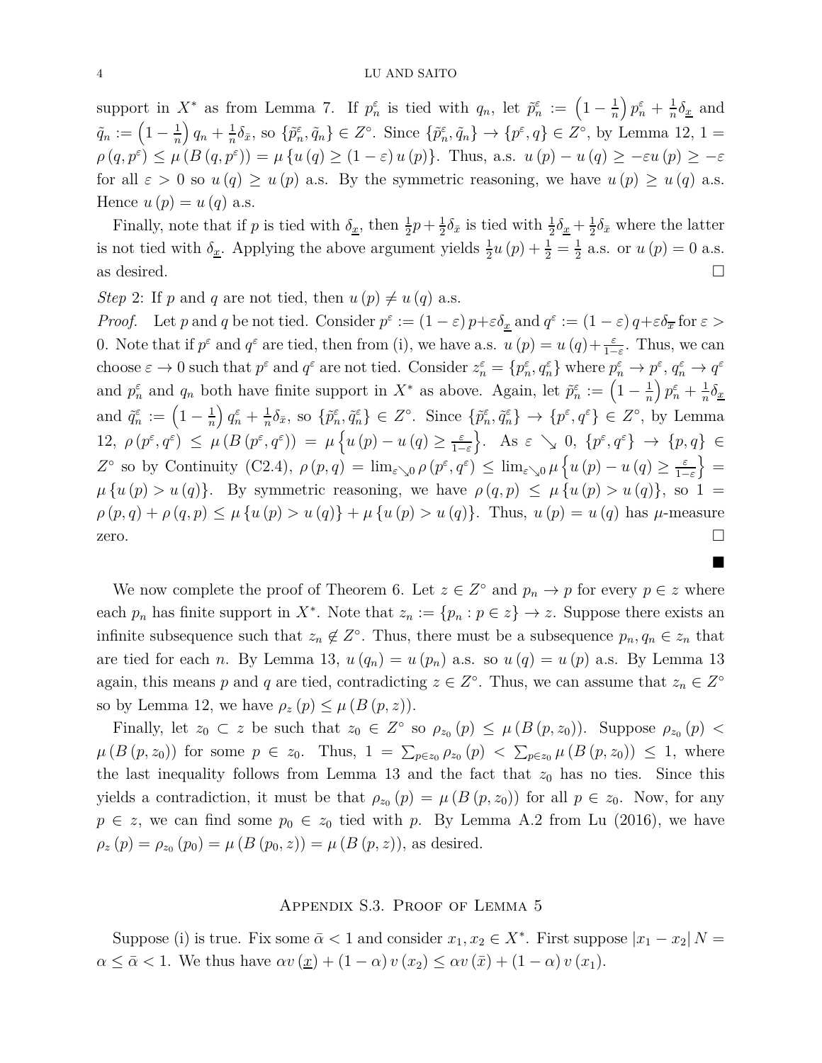support in $X^*$ as from Lemma 7. If $p_n^\varepsilon$ is tied with $q_n$, let $\tilde{p}_n^\varepsilon := \left(1 - \frac{1}{n}\right) p_n^\varepsilon + \frac{1}{n}\delta_{\underline{x}}$ and $\tilde{q}_n := \left(1 - \frac{1}{n}\right) q_n + \frac{1}{n}\delta_{\bar{x}}$, so $\{\tilde{p}_n^\varepsilon, \tilde{q}_n\} \in Z^\circ$. Since $\{\tilde{p}_n^\varepsilon, \tilde{q}_n\} \to \{p^\varepsilon, q\} \in Z^\circ$, by Lemma 12, $1 = \rho(q, p^\varepsilon) \leq \mu(B(q, p^\varepsilon)) = \mu\{u(q) \geq (1-\varepsilon) u(p)\}$. Thus, a.s. $u(p) - u(q) \geq -\varepsilon u(p) \geq -\varepsilon$ for all $\varepsilon > 0$ so $u(q) \geq u(p)$ a.s. By the symmetric reasoning, we have $u(p) \geq u(q)$ a.s. Hence $u(p) = u(q)$ a.s.

Finally, note that if $p$ is tied with $\delta_{\underline{x}}$, then $\frac{1}{2}p + \frac{1}{2}\delta_{\bar{x}}$ is tied with $\frac{1}{2}\delta_{\underline{x}} + \frac{1}{2}\delta_{\bar{x}}$ where the latter is not tied with $\delta_{\underline{x}}$. Applying the above argument yields $\frac{1}{2}u(p) + \frac{1}{2} = \frac{1}{2}$ a.s. or $u(p) = 0$ a.s. as desired. □

*Step* 2: If $p$ and $q$ are not tied, then $u(p) \neq u(q)$ a.s.

*Proof.* Let $p$ and $q$ be not tied. Consider $p^\varepsilon := (1-\varepsilon) p + \varepsilon \delta_{\underline{x}}$ and $q^\varepsilon := (1-\varepsilon) q + \varepsilon \delta_{\overline{x}}$ for $\varepsilon > 0$. Note that if $p^\varepsilon$ and $q^\varepsilon$ are tied, then from (i), we have a.s. $u(p) = u(q) + \frac{\varepsilon}{1-\varepsilon}$. Thus, we can choose $\varepsilon \to 0$ such that $p^\varepsilon$ and $q^\varepsilon$ are not tied. Consider $z_n^\varepsilon = \{p_n^\varepsilon, q_n^\varepsilon\}$ where $p_n^\varepsilon \to p^\varepsilon$, $q_n^\varepsilon \to q^\varepsilon$ and $p_n^\varepsilon$ and $q_n$ both have finite support in $X^*$ as above. Again, let $\tilde{p}_n^\varepsilon := \left(1 - \frac{1}{n}\right) p_n^\varepsilon + \frac{1}{n}\delta_{\underline{x}}$ and $\tilde{q}_n^\varepsilon := \left(1 - \frac{1}{n}\right) q_n^\varepsilon + \frac{1}{n}\delta_{\bar{x}}$, so $\{\tilde{p}_n^\varepsilon, \tilde{q}_n^\varepsilon\} \in Z^\circ$. Since $\{\tilde{p}_n^\varepsilon, \tilde{q}_n^\varepsilon\} \to \{p^\varepsilon, q^\varepsilon\} \in Z^\circ$, by Lemma 12, $\rho(p^\varepsilon, q^\varepsilon) \leq \mu(B(p^\varepsilon, q^\varepsilon)) = \mu\left\{u(p) - u(q) \geq \frac{\varepsilon}{1-\varepsilon}\right\}$. As $\varepsilon \searrow 0$, $\{p^\varepsilon, q^\varepsilon\} \to \{p, q\} \in Z^\circ$ so by Continuity (C2.4), $\rho(p, q) = \lim_{\varepsilon \searrow 0} \rho(p^\varepsilon, q^\varepsilon) \leq \lim_{\varepsilon \searrow 0} \mu\left\{u(p) - u(q) \geq \frac{\varepsilon}{1-\varepsilon}\right\} = \mu\{u(p) > u(q)\}$. By symmetric reasoning, we have $\rho(q, p) \leq \mu\{u(p) > u(q)\}$, so $1 = \rho(p, q) + \rho(q, p) \leq \mu\{u(p) > u(q)\} + \mu\{u(p) > u(q)\}$. Thus, $u(p) = u(q)$ has $\mu$-measure zero. □

■

We now complete the proof of Theorem 6. Let $z \in Z^\circ$ and $p_n \to p$ for every $p \in z$ where each $p_n$ has finite support in $X^*$. Note that $z_n := \{p_n : p \in z\} \to z$. Suppose there exists an infinite subsequence such that $z_n \notin Z^\circ$. Thus, there must be a subsequence $p_n, q_n \in z_n$ that are tied for each $n$. By Lemma 13, $u(q_n) = u(p_n)$ a.s. so $u(q) = u(p)$ a.s. By Lemma 13 again, this means $p$ and $q$ are tied, contradicting $z \in Z^\circ$. Thus, we can assume that $z_n \in Z^\circ$ so by Lemma 12, we have $\rho_z(p) \leq \mu(B(p, z))$.

Finally, let $z_0 \subset z$ be such that $z_0 \in Z^\circ$ so $\rho_{z_0}(p) \leq \mu(B(p, z_0))$. Suppose $\rho_{z_0}(p) < \mu(B(p, z_0))$ for some $p \in z_0$. Thus, $1 = \sum_{p \in z_0} \rho_{z_0}(p) < \sum_{p \in z_0} \mu(B(p, z_0)) \leq 1$, where the last inequality follows from Lemma 13 and the fact that $z_0$ has no ties. Since this yields a contradiction, it must be that $\rho_{z_0}(p) = \mu(B(p, z_0))$ for all $p \in z_0$. Now, for any $p \in z$, we can find some $p_0 \in z_0$ tied with $p$. By Lemma A.2 from Lu (2016), we have $\rho_z(p) = \rho_{z_0}(p_0) = \mu(B(p_0, z)) = \mu(B(p, z))$, as desired.

## Appendix S.3. Proof of Lemma 5

Suppose (i) is true. Fix some $\bar{\alpha} < 1$ and consider $x_1, x_2 \in X^*$. First suppose $|x_1 - x_2| N = \alpha \leq \bar{\alpha} < 1$. We thus have $\alpha v(\underline{x}) + (1-\alpha) v(x_2) \leq \alpha v(\bar{x}) + (1-\alpha) v(x_1)$.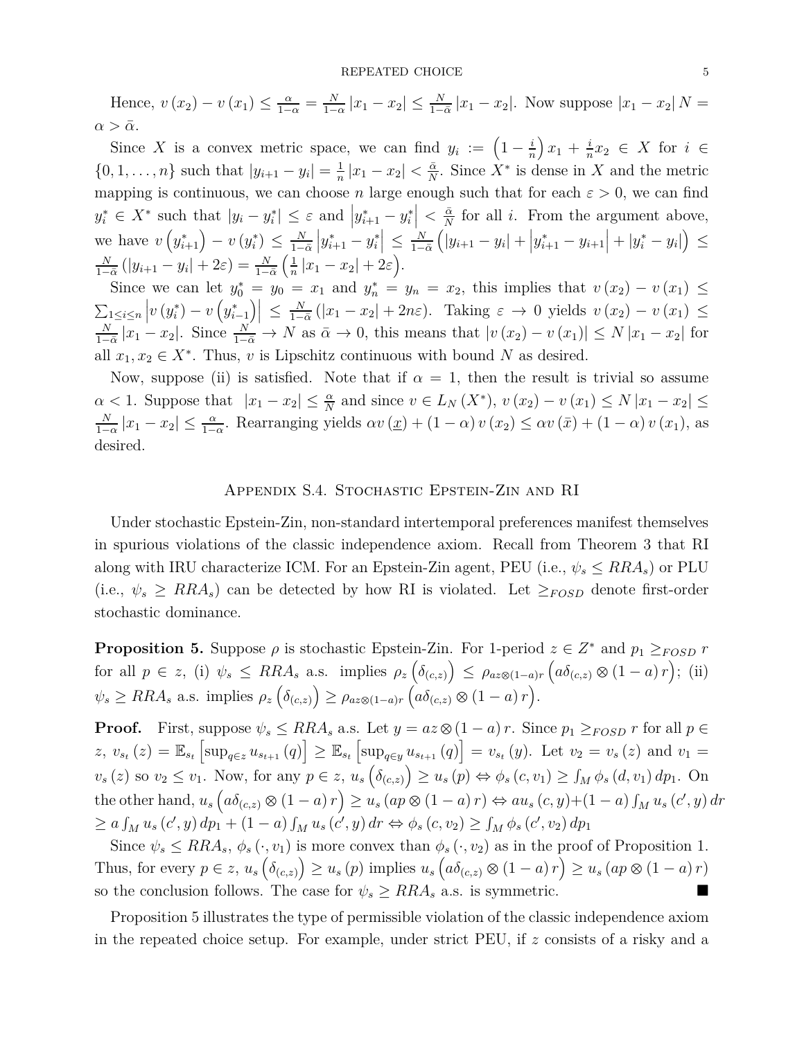Hence, $v(x_2) - v(x_1) \leq \frac{\alpha}{1-\alpha} = \frac{N}{1-\alpha}|x_1 - x_2| \leq \frac{N}{1-\bar{\alpha}}|x_1 - x_2|$. Now suppose $|x_1 - x_2| N = \alpha > \bar{\alpha}$.

Since $X$ is a convex metric space, we can find $y_i := \left(1 - \frac{i}{n}\right) x_1 + \frac{i}{n} x_2 \in X$ for $i \in \{0, 1, \ldots, n\}$ such that $|y_{i+1} - y_i| = \frac{1}{n}|x_1 - x_2| < \frac{\bar{\alpha}}{N}$. Since $X^*$ is dense in $X$ and the metric mapping is continuous, we can choose $n$ large enough such that for each $\varepsilon > 0$, we can find $y_i^* \in X^*$ such that $|y_i - y_i^*| \leq \varepsilon$ and $\left|y_{i+1}^* - y_i^*\right| < \frac{\bar{\alpha}}{N}$ for all $i$. From the argument above, we have $v\left(y_{i+1}^*\right) - v\left(y_i^*\right) \leq \frac{N}{1-\bar{\alpha}}\left|y_{i+1}^* - y_i^*\right| \leq \frac{N}{1-\bar{\alpha}}\left(|y_{i+1} - y_i| + \left|y_{i+1}^* - y_{i+1}\right| + |y_i^* - y_i|\right) \leq \frac{N}{1-\bar{\alpha}}\left(|y_{i+1} - y_i| + 2\varepsilon\right) = \frac{N}{1-\bar{\alpha}}\left(\frac{1}{n}|x_1 - x_2| + 2\varepsilon\right)$.

Since we can let $y_0^* = y_0 = x_1$ and $y_n^* = y_n = x_2$, this implies that $v(x_2) - v(x_1) \leq \sum_{1 \leq i \leq n}\left|v\left(y_i^*\right) - v\left(y_{i-1}^*\right)\right| \leq \frac{N}{1-\bar{\alpha}}\left(|x_1 - x_2| + 2n\varepsilon\right)$. Taking $\varepsilon \to 0$ yields $v(x_2) - v(x_1) \leq \frac{N}{1-\bar{\alpha}}|x_1 - x_2|$. Since $\frac{N}{1-\bar{\alpha}} \to N$ as $\bar{\alpha} \to 0$, this means that $|v(x_2) - v(x_1)| \leq N|x_1 - x_2|$ for all $x_1, x_2 \in X^*$. Thus, $v$ is Lipschitz continuous with bound $N$ as desired.

Now, suppose (ii) is satisfied. Note that if $\alpha = 1$, then the result is trivial so assume $\alpha < 1$. Suppose that $|x_1 - x_2| \leq \frac{\alpha}{N}$ and since $v \in L_N(X^*)$, $v(x_2) - v(x_1) \leq N|x_1 - x_2| \leq \frac{N}{1-\alpha}|x_1 - x_2| \leq \frac{\alpha}{1-\alpha}$. Rearranging yields $\alpha v(\underline{x}) + (1-\alpha) v(x_2) \leq \alpha v(\bar{x}) + (1-\alpha) v(x_1)$, as desired.

## Appendix S.4. Stochastic Epstein-Zin and RI

Under stochastic Epstein-Zin, non-standard intertemporal preferences manifest themselves in spurious violations of the classic independence axiom. Recall from Theorem 3 that RI along with IRU characterize ICM. For an Epstein-Zin agent, PEU (i.e., $\psi_s \leq RRA_s$) or PLU (i.e., $\psi_s \geq RRA_s$) can be detected by how RI is violated. Let $\geq_{FOSD}$ denote first-order stochastic dominance.

**Proposition 5.** Suppose $\rho$ is stochastic Epstein-Zin. For 1-period $z \in Z^*$ and $p_1 \geq_{FOSD} r$ for all $p \in z$, (i) $\psi_s \leq RRA_s$ a.s. implies $\rho_z\left(\delta_{(c,z)}\right) \leq \rho_{az \otimes (1-a) r}\left(a\delta_{(c,z)} \otimes (1-a) r\right)$; (ii) $\psi_s \geq RRA_s$ a.s. implies $\rho_z\left(\delta_{(c,z)}\right) \geq \rho_{az \otimes (1-a) r}\left(a\delta_{(c,z)} \otimes (1-a) r\right)$.

**Proof.** First, suppose $\psi_s \leq RRA_s$ a.s. Let $y = az \otimes (1-a) r$. Since $p_1 \geq_{FOSD} r$ for all $p \in z$, $v_{s_t}(z) = \mathbb{E}_{s_t}\left[\sup_{q \in z} u_{s_{t+1}}(q)\right] \geq \mathbb{E}_{s_t}\left[\sup_{q \in y} u_{s_{t+1}}(q)\right] = v_{s_t}(y)$. Let $v_2 = v_s(z)$ and $v_1 = v_s(z)$ so $v_2 \leq v_1$. Now, for any $p \in z$, $u_s\left(\delta_{(c,z)}\right) \geq u_s(p) \Leftrightarrow \phi_s(c, v_1) \geq \int_M \phi_s(d, v_1)\, dp_1$. On the other hand, $u_s\left(a\delta_{(c,z)} \otimes (1-a) r\right) \geq u_s(ap \otimes (1-a) r) \Leftrightarrow a u_s(c, y) + (1-a)\int_M u_s(c', y)\, dr \geq a\int_M u_s(c', y)\, dp_1 + (1-a)\int_M u_s(c', y)\, dr \Leftrightarrow \phi_s(c, v_2) \geq \int_M \phi_s(c', v_2)\, dp_1$

Since $\psi_s \leq RRA_s$, $\phi_s(\cdot, v_1)$ is more convex than $\phi_s(\cdot, v_2)$ as in the proof of Proposition 1. Thus, for every $p \in z$, $u_s\left(\delta_{(c,z)}\right) \geq u_s(p)$ implies $u_s\left(a\delta_{(c,z)} \otimes (1-a) r\right) \geq u_s(ap \otimes (1-a) r)$ so the conclusion follows. The case for $\psi_s \geq RRA_s$ a.s. is symmetric. ■

Proposition 5 illustrates the type of permissible violation of the classic independence axiom in the repeated choice setup. For example, under strict PEU, if $z$ consists of a risky and a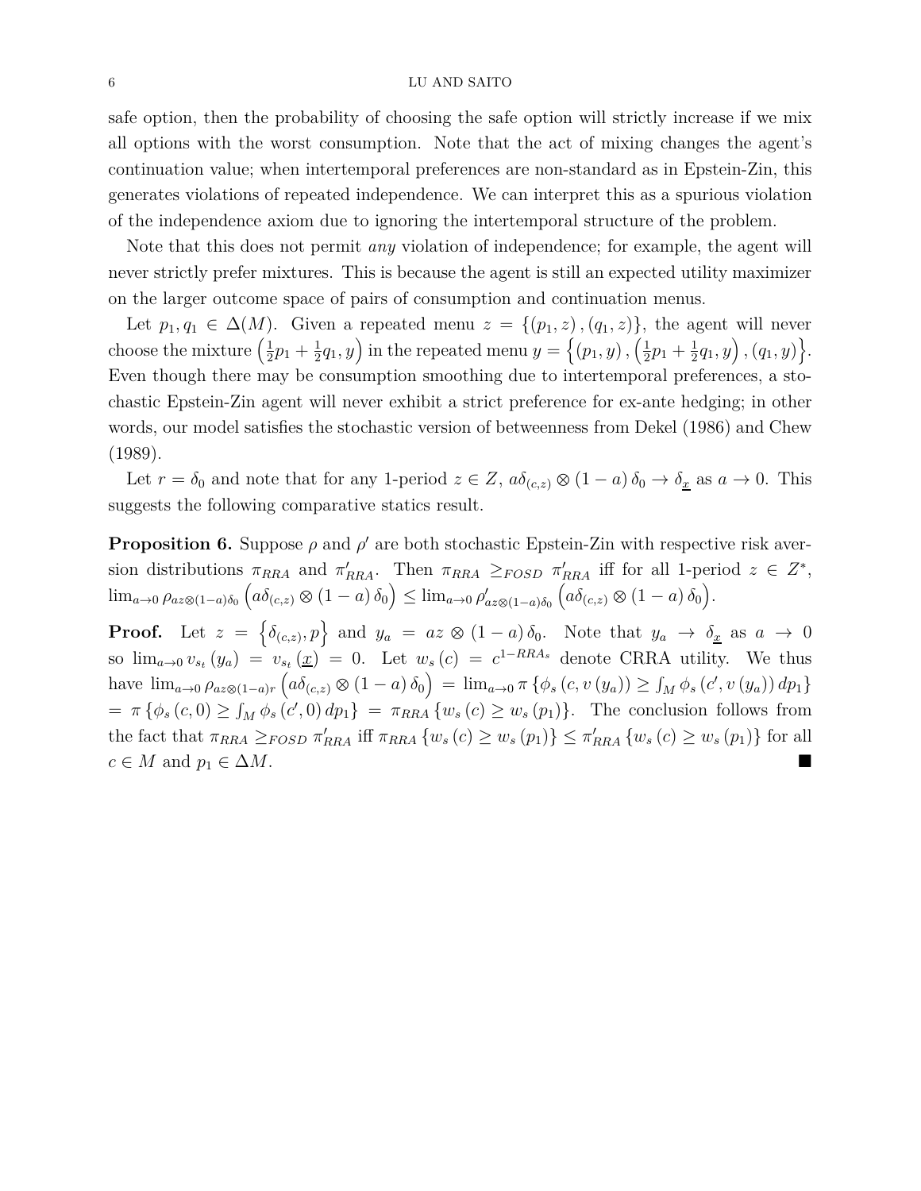safe option, then the probability of choosing the safe option will strictly increase if we mix all options with the worst consumption. Note that the act of mixing changes the agent's continuation value; when intertemporal preferences are non-standard as in Epstein-Zin, this generates violations of repeated independence. We can interpret this as a spurious violation of the independence axiom due to ignoring the intertemporal structure of the problem.

Note that this does not permit *any* violation of independence; for example, the agent will never strictly prefer mixtures. This is because the agent is still an expected utility maximizer on the larger outcome space of pairs of consumption and continuation menus.

Let $p_1, q_1 \in \Delta(M)$. Given a repeated menu $z = \{(p_1, z), (q_1, z)\}$, the agent will never choose the mixture $\left(\frac{1}{2}p_1 + \frac{1}{2}q_1, y\right)$ in the repeated menu $y = \left\{(p_1, y), \left(\frac{1}{2}p_1 + \frac{1}{2}q_1, y\right), (q_1, y)\right\}$. Even though there may be consumption smoothing due to intertemporal preferences, a stochastic Epstein-Zin agent will never exhibit a strict preference for ex-ante hedging; in other words, our model satisfies the stochastic version of betweenness from Dekel (1986) and Chew (1989).

Let $r = \delta_0$ and note that for any 1-period $z \in Z$, $a\delta_{(c,z)} \otimes (1-a)\,\delta_0 \to \delta_{\underline{x}}$ as $a \to 0$. This suggests the following comparative statics result.

**Proposition 6.** Suppose $\rho$ and $\rho'$ are both stochastic Epstein-Zin with respective risk aversion distributions $\pi_{RRA}$ and $\pi'_{RRA}$. Then $\pi_{RRA} \geq_{FOSD} \pi'_{RRA}$ iff for all 1-period $z \in Z^*$, $\lim_{a\to 0} \rho_{az\otimes(1-a)\delta_0}\left(a\delta_{(c,z)} \otimes (1-a)\,\delta_0\right) \leq \lim_{a\to 0} \rho'_{az\otimes(1-a)\delta_0}\left(a\delta_{(c,z)} \otimes (1-a)\,\delta_0\right)$.

**Proof.** Let $z = \left\{\delta_{(c,z)}, p\right\}$ and $y_a = az \otimes (1-a)\,\delta_0$. Note that $y_a \to \delta_{\underline{x}}$ as $a \to 0$ so $\lim_{a\to 0} v_{s_t}(y_a) = v_{s_t}(\underline{x}) = 0$. Let $w_s(c) = c^{1-RRA_s}$ denote CRRA utility. We thus have $\lim_{a\to 0} \rho_{az\otimes(1-a)r}\left(a\delta_{(c,z)} \otimes (1-a)\,\delta_0\right) = \lim_{a\to 0} \pi\left\{\phi_s(c, v(y_a)) \geq \int_M \phi_s(c', v(y_a))\, dp_1\right\}$ $= \pi\left\{\phi_s(c, 0) \geq \int_M \phi_s(c', 0)\, dp_1\right\} = \pi_{RRA}\left\{w_s(c) \geq w_s(p_1)\right\}$. The conclusion follows from the fact that $\pi_{RRA} \geq_{FOSD} \pi'_{RRA}$ iff $\pi_{RRA}\left\{w_s(c) \geq w_s(p_1)\right\} \leq \pi'_{RRA}\left\{w_s(c) \geq w_s(p_1)\right\}$ for all $c \in M$ and $p_1 \in \Delta M$. ■